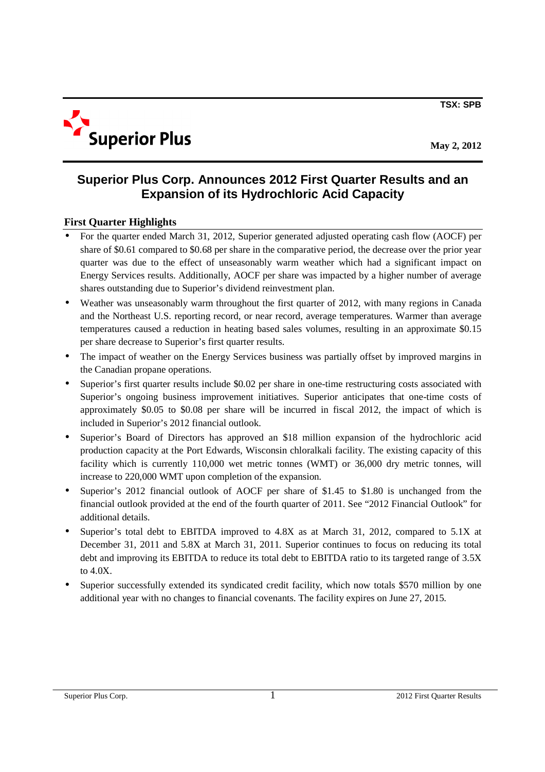TSX: SPB

Superior Plus

May 2, 2012

# Superior Plus Corp. Announces 2012 First Quarter Results and an Expansion of its Hydrochloric Acid Capacity

## First Quarter Highlights

- For the quarter ended March 31, 2012, Superior generated adjusted operating cash flow (AOCF) per share of $0.61 compared to $0.68 per share in the comparative period, the decrease over the prior year quarter was due to the effect of unseasonably warm weather which had a significant impact on Energy Services results. Additionally, AOCF per share was impacted by a higher number of average shares outstanding due to Superior's dividend reinvestment plan.
- Weather was unseasonably warm throughout the first quarter of 2012, with many regions in Canada and the Northeast U.S. reporting record, or near record, average temperatures. Warmer than average temperatures caused a reduction in heating based sales volumes, resulting in an approximate $0.15 per share decrease to Superior's first quarter results.
- The impact of weather on the Energy Services business was partially offset by improved margins in the Canadian propane operations.
- Superior's first quarter results include $0.02 per share in one-time restructuring costs associated with Superior's ongoing business improvement initiatives. Superior anticipates that one-time costs of approximately $0.05 to $0.08 per share will be incurred in fiscal 2012, the impact of which is included in Superior's 2012 financial outlook.
- Superior's Board of Directors has approved an $18 million expansion of the hydrochloric acid production capacity at the Port Edwards, Wisconsin chloralkali facility. The existing capacity of this facility which is currently 110,000 wet metric tonnes (WMT) or 36,000 dry metric tonnes, will increase to 220,000 WMT upon completion of the expansion.
- Superior's 2012 financial outlook of AOCF per share of $1.45 to $1.80 is unchanged from the financial outlook provided at the end of the fourth quarter of 2011. See "2012 Financial Outlook" for additional details.
- Superior's total debt to EBITDA improved to 4.8X as at March 31, 2012, compared to 5.1X at December 31, 2011 and 5.8X at March 31, 2011. Superior continues to focus on reducing its total debt and improving its EBITDA to reduce its total debt to EBITDA ratio to its targeted range of 3.5X to 4.0X.
- Superior successfully extended its syndicated credit facility, which now totals $570 million by one additional year with no changes to financial covenants. The facility expires on June 27, 2015.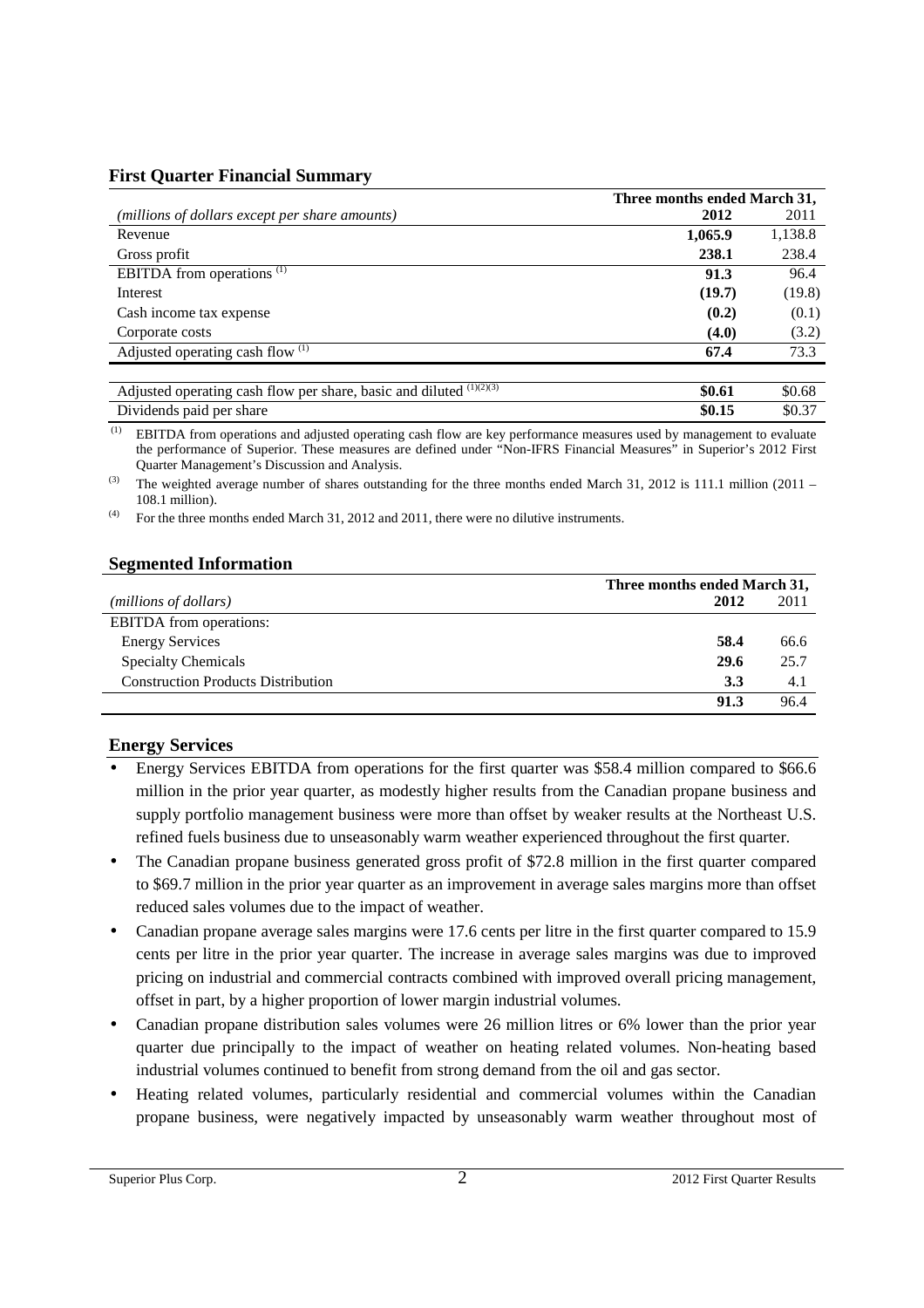## First Quarter Financial Summary

| *(millions of dollars except per share amounts)* | Three months ended March 31, **2012** | 2011 |
|---|---|---|
| Revenue | **1,065.9** | 1,138.8 |
| Gross profit | **238.1** | 238.4 |
| EBITDA from operations [(1)] | **91.3** | 96.4 |
| Interest | **(19.7)** | (19.8) |
| Cash income tax expense | **(0.2)** | (0.1) |
| Corporate costs | **(4.0)** | (3.2) |
| Adjusted operating cash flow [(1)] | **67.4** | 73.3 |
| | | |
| Adjusted operating cash flow per share, basic and diluted [(1)(2)(3)] | **$0.61** | $0.68 |
| Dividends paid per share | **$0.15** | $0.37 |

(1) EBITDA from operations and adjusted operating cash flow are key performance measures used by management to evaluate the performance of Superior. These measures are defined under "Non-IFRS Financial Measures" in Superior's 2012 First Quarter Management's Discussion and Analysis.

(3) The weighted average number of shares outstanding for the three months ended March 31, 2012 is 111.1 million (2011 – 108.1 million).

(4) For the three months ended March 31, 2012 and 2011, there were no dilutive instruments.

## Segmented Information

| *(millions of dollars)* | Three months ended March 31, **2012** | 2011 |
|---|---|---|
| EBITDA from operations: | | |
| Energy Services | **58.4** | 66.6 |
| Specialty Chemicals | **29.6** | 25.7 |
| Construction Products Distribution | **3.3** | 4.1 |
| | **91.3** | 96.4 |

## Energy Services

- Energy Services EBITDA from operations for the first quarter was $58.4 million compared to $66.6 million in the prior year quarter, as modestly higher results from the Canadian propane business and supply portfolio management business were more than offset by weaker results at the Northeast U.S. refined fuels business due to unseasonably warm weather experienced throughout the first quarter.
- The Canadian propane business generated gross profit of $72.8 million in the first quarter compared to $69.7 million in the prior year quarter as an improvement in average sales margins more than offset reduced sales volumes due to the impact of weather.
- Canadian propane average sales margins were 17.6 cents per litre in the first quarter compared to 15.9 cents per litre in the prior year quarter. The increase in average sales margins was due to improved pricing on industrial and commercial contracts combined with improved overall pricing management, offset in part, by a higher proportion of lower margin industrial volumes.
- Canadian propane distribution sales volumes were 26 million litres or 6% lower than the prior year quarter due principally to the impact of weather on heating related volumes. Non-heating based industrial volumes continued to benefit from strong demand from the oil and gas sector.
- Heating related volumes, particularly residential and commercial volumes within the Canadian propane business, were negatively impacted by unseasonably warm weather throughout most of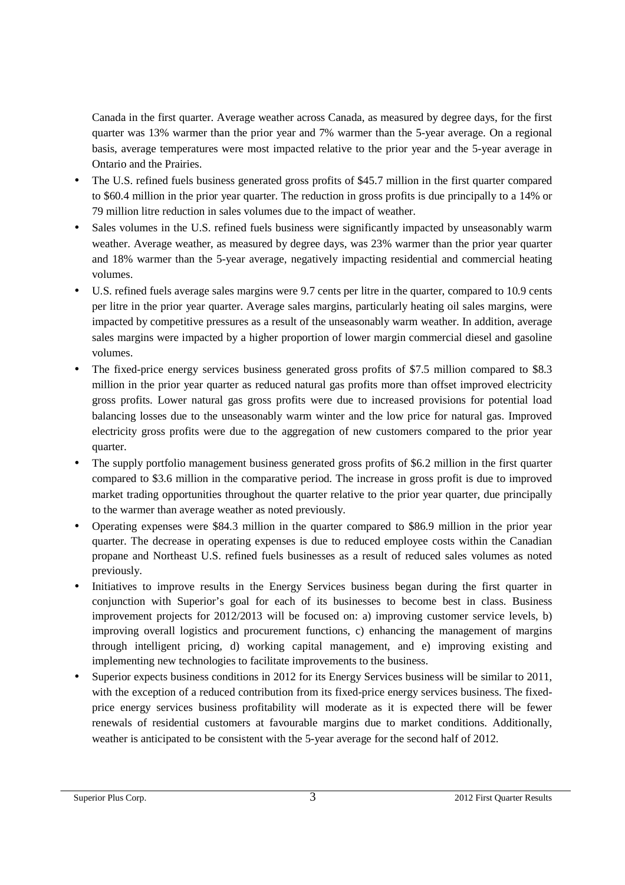Canada in the first quarter. Average weather across Canada, as measured by degree days, for the first quarter was 13% warmer than the prior year and 7% warmer than the 5-year average. On a regional basis, average temperatures were most impacted relative to the prior year and the 5-year average in Ontario and the Prairies.

- The U.S. refined fuels business generated gross profits of $45.7 million in the first quarter compared to $60.4 million in the prior year quarter. The reduction in gross profits is due principally to a 14% or 79 million litre reduction in sales volumes due to the impact of weather.
- Sales volumes in the U.S. refined fuels business were significantly impacted by unseasonably warm weather. Average weather, as measured by degree days, was 23% warmer than the prior year quarter and 18% warmer than the 5-year average, negatively impacting residential and commercial heating volumes.
- U.S. refined fuels average sales margins were 9.7 cents per litre in the quarter, compared to 10.9 cents per litre in the prior year quarter. Average sales margins, particularly heating oil sales margins, were impacted by competitive pressures as a result of the unseasonably warm weather. In addition, average sales margins were impacted by a higher proportion of lower margin commercial diesel and gasoline volumes.
- The fixed-price energy services business generated gross profits of $7.5 million compared to $8.3 million in the prior year quarter as reduced natural gas profits more than offset improved electricity gross profits. Lower natural gas gross profits were due to increased provisions for potential load balancing losses due to the unseasonably warm winter and the low price for natural gas. Improved electricity gross profits were due to the aggregation of new customers compared to the prior year quarter.
- The supply portfolio management business generated gross profits of $6.2 million in the first quarter compared to $3.6 million in the comparative period. The increase in gross profit is due to improved market trading opportunities throughout the quarter relative to the prior year quarter, due principally to the warmer than average weather as noted previously.
- Operating expenses were $84.3 million in the quarter compared to $86.9 million in the prior year quarter. The decrease in operating expenses is due to reduced employee costs within the Canadian propane and Northeast U.S. refined fuels businesses as a result of reduced sales volumes as noted previously.
- Initiatives to improve results in the Energy Services business began during the first quarter in conjunction with Superior's goal for each of its businesses to become best in class. Business improvement projects for 2012/2013 will be focused on: a) improving customer service levels, b) improving overall logistics and procurement functions, c) enhancing the management of margins through intelligent pricing, d) working capital management, and e) improving existing and implementing new technologies to facilitate improvements to the business.
- Superior expects business conditions in 2012 for its Energy Services business will be similar to 2011, with the exception of a reduced contribution from its fixed-price energy services business. The fixed-price energy services business profitability will moderate as it is expected there will be fewer renewals of residential customers at favourable margins due to market conditions. Additionally, weather is anticipated to be consistent with the 5-year average for the second half of 2012.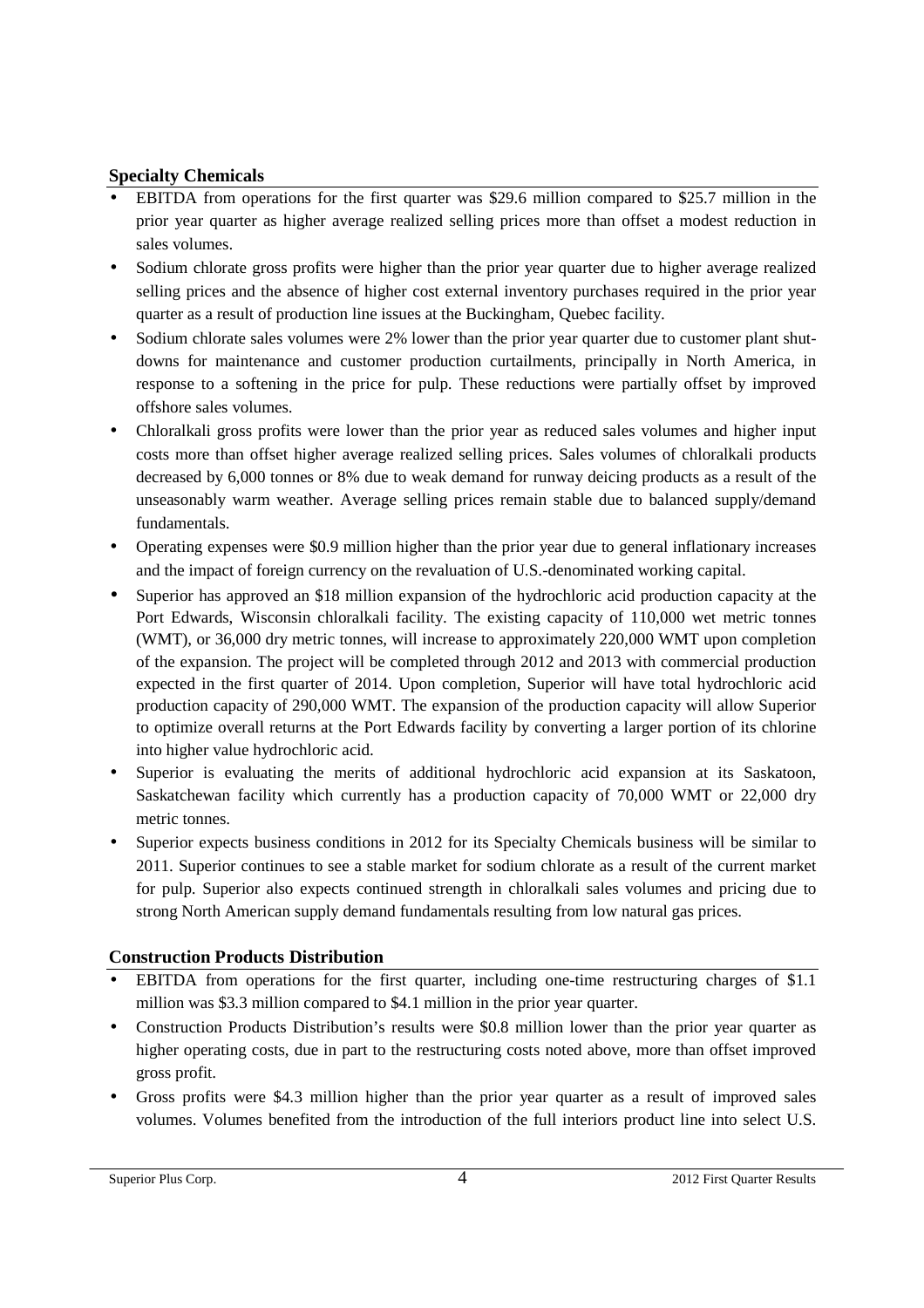## Specialty Chemicals

- EBITDA from operations for the first quarter was $29.6 million compared to $25.7 million in the prior year quarter as higher average realized selling prices more than offset a modest reduction in sales volumes.
- Sodium chlorate gross profits were higher than the prior year quarter due to higher average realized selling prices and the absence of higher cost external inventory purchases required in the prior year quarter as a result of production line issues at the Buckingham, Quebec facility.
- Sodium chlorate sales volumes were 2% lower than the prior year quarter due to customer plant shut-downs for maintenance and customer production curtailments, principally in North America, in response to a softening in the price for pulp. These reductions were partially offset by improved offshore sales volumes.
- Chloralkali gross profits were lower than the prior year as reduced sales volumes and higher input costs more than offset higher average realized selling prices. Sales volumes of chloralkali products decreased by 6,000 tonnes or 8% due to weak demand for runway deicing products as a result of the unseasonably warm weather. Average selling prices remain stable due to balanced supply/demand fundamentals.
- Operating expenses were $0.9 million higher than the prior year due to general inflationary increases and the impact of foreign currency on the revaluation of U.S.-denominated working capital.
- Superior has approved an $18 million expansion of the hydrochloric acid production capacity at the Port Edwards, Wisconsin chloralkali facility. The existing capacity of 110,000 wet metric tonnes (WMT), or 36,000 dry metric tonnes, will increase to approximately 220,000 WMT upon completion of the expansion. The project will be completed through 2012 and 2013 with commercial production expected in the first quarter of 2014. Upon completion, Superior will have total hydrochloric acid production capacity of 290,000 WMT. The expansion of the production capacity will allow Superior to optimize overall returns at the Port Edwards facility by converting a larger portion of its chlorine into higher value hydrochloric acid.
- Superior is evaluating the merits of additional hydrochloric acid expansion at its Saskatoon, Saskatchewan facility which currently has a production capacity of 70,000 WMT or 22,000 dry metric tonnes.
- Superior expects business conditions in 2012 for its Specialty Chemicals business will be similar to 2011. Superior continues to see a stable market for sodium chlorate as a result of the current market for pulp. Superior also expects continued strength in chloralkali sales volumes and pricing due to strong North American supply demand fundamentals resulting from low natural gas prices.

## Construction Products Distribution

- EBITDA from operations for the first quarter, including one-time restructuring charges of $1.1 million was $3.3 million compared to $4.1 million in the prior year quarter.
- Construction Products Distribution's results were $0.8 million lower than the prior year quarter as higher operating costs, due in part to the restructuring costs noted above, more than offset improved gross profit.
- Gross profits were $4.3 million higher than the prior year quarter as a result of improved sales volumes. Volumes benefited from the introduction of the full interiors product line into select U.S.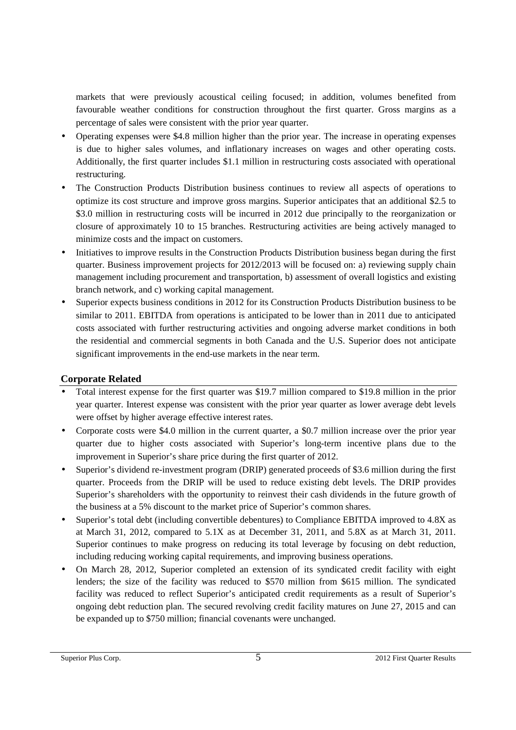markets that were previously acoustical ceiling focused; in addition, volumes benefited from favourable weather conditions for construction throughout the first quarter. Gross margins as a percentage of sales were consistent with the prior year quarter.

- Operating expenses were $4.8 million higher than the prior year. The increase in operating expenses is due to higher sales volumes, and inflationary increases on wages and other operating costs. Additionally, the first quarter includes $1.1 million in restructuring costs associated with operational restructuring.
- The Construction Products Distribution business continues to review all aspects of operations to optimize its cost structure and improve gross margins. Superior anticipates that an additional $2.5 to $3.0 million in restructuring costs will be incurred in 2012 due principally to the reorganization or closure of approximately 10 to 15 branches. Restructuring activities are being actively managed to minimize costs and the impact on customers.
- Initiatives to improve results in the Construction Products Distribution business began during the first quarter. Business improvement projects for 2012/2013 will be focused on: a) reviewing supply chain management including procurement and transportation, b) assessment of overall logistics and existing branch network, and c) working capital management.
- Superior expects business conditions in 2012 for its Construction Products Distribution business to be similar to 2011. EBITDA from operations is anticipated to be lower than in 2011 due to anticipated costs associated with further restructuring activities and ongoing adverse market conditions in both the residential and commercial segments in both Canada and the U.S. Superior does not anticipate significant improvements in the end-use markets in the near term.

## Corporate Related

- Total interest expense for the first quarter was $19.7 million compared to $19.8 million in the prior year quarter. Interest expense was consistent with the prior year quarter as lower average debt levels were offset by higher average effective interest rates.
- Corporate costs were $4.0 million in the current quarter, a $0.7 million increase over the prior year quarter due to higher costs associated with Superior's long-term incentive plans due to the improvement in Superior's share price during the first quarter of 2012.
- Superior's dividend re-investment program (DRIP) generated proceeds of $3.6 million during the first quarter. Proceeds from the DRIP will be used to reduce existing debt levels. The DRIP provides Superior's shareholders with the opportunity to reinvest their cash dividends in the future growth of the business at a 5% discount to the market price of Superior's common shares.
- Superior's total debt (including convertible debentures) to Compliance EBITDA improved to 4.8X as at March 31, 2012, compared to 5.1X as at December 31, 2011, and 5.8X as at March 31, 2011. Superior continues to make progress on reducing its total leverage by focusing on debt reduction, including reducing working capital requirements, and improving business operations.
- On March 28, 2012, Superior completed an extension of its syndicated credit facility with eight lenders; the size of the facility was reduced to $570 million from $615 million. The syndicated facility was reduced to reflect Superior's anticipated credit requirements as a result of Superior's ongoing debt reduction plan. The secured revolving credit facility matures on June 27, 2015 and can be expanded up to $750 million; financial covenants were unchanged.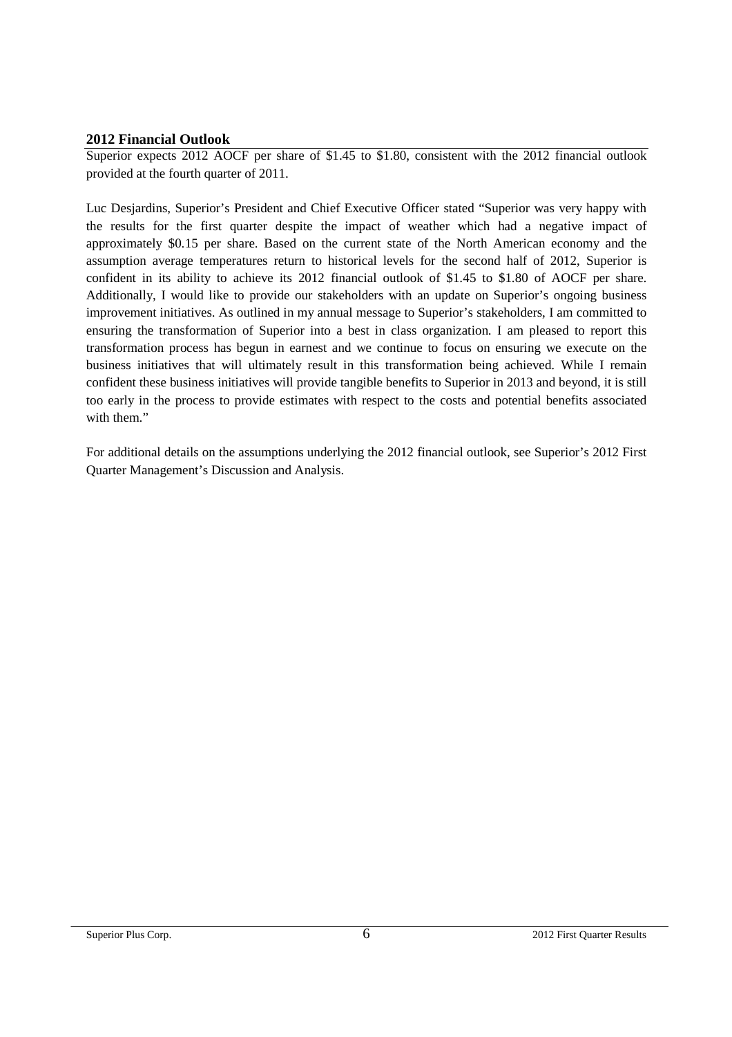## 2012 Financial Outlook

Superior expects 2012 AOCF per share of $1.45 to $1.80, consistent with the 2012 financial outlook provided at the fourth quarter of 2011.

Luc Desjardins, Superior's President and Chief Executive Officer stated "Superior was very happy with the results for the first quarter despite the impact of weather which had a negative impact of approximately $0.15 per share. Based on the current state of the North American economy and the assumption average temperatures return to historical levels for the second half of 2012, Superior is confident in its ability to achieve its 2012 financial outlook of $1.45 to $1.80 of AOCF per share. Additionally, I would like to provide our stakeholders with an update on Superior's ongoing business improvement initiatives. As outlined in my annual message to Superior's stakeholders, I am committed to ensuring the transformation of Superior into a best in class organization. I am pleased to report this transformation process has begun in earnest and we continue to focus on ensuring we execute on the business initiatives that will ultimately result in this transformation being achieved. While I remain confident these business initiatives will provide tangible benefits to Superior in 2013 and beyond, it is still too early in the process to provide estimates with respect to the costs and potential benefits associated with them."

For additional details on the assumptions underlying the 2012 financial outlook, see Superior's 2012 First Quarter Management's Discussion and Analysis.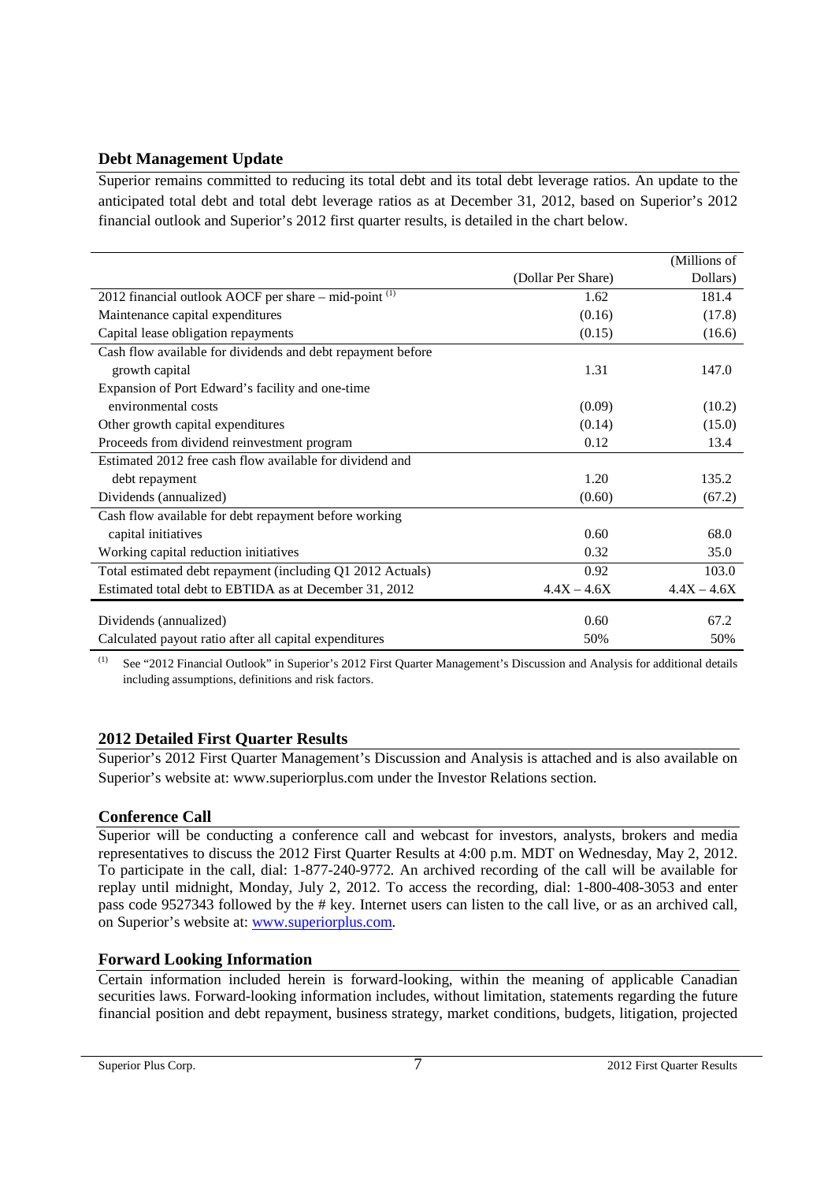## Debt Management Update

Superior remains committed to reducing its total debt and its total debt leverage ratios. An update to the anticipated total debt and total debt leverage ratios as at December 31, 2012, based on Superior's 2012 financial outlook and Superior's 2012 first quarter results, is detailed in the chart below.

| | (Dollar Per Share) | (Millions of Dollars) |
|---|---|---|
| 2012 financial outlook AOCF per share – mid-point [(1)] | 1.62 | 181.4 |
| Maintenance capital expenditures | (0.16) | (17.8) |
| Capital lease obligation repayments | (0.15) | (16.6) |
| Cash flow available for dividends and debt repayment before growth capital | 1.31 | 147.0 |
| Expansion of Port Edward's facility and one-time environmental costs | (0.09) | (10.2) |
| Other growth capital expenditures | (0.14) | (15.0) |
| Proceeds from dividend reinvestment program | 0.12 | 13.4 |
| Estimated 2012 free cash flow available for dividend and debt repayment | 1.20 | 135.2 |
| Dividends (annualized) | (0.60) | (67.2) |
| Cash flow available for debt repayment before working capital initiatives | 0.60 | 68.0 |
| Working capital reduction initiatives | 0.32 | 35.0 |
| Total estimated debt repayment (including Q1 2012 Actuals) | 0.92 | 103.0 |
| Estimated total debt to EBTIDA as at December 31, 2012 | 4.4X – 4.6X | 4.4X – 4.6X |
| Dividends (annualized) | 0.60 | 67.2 |
| Calculated payout ratio after all capital expenditures | 50% | 50% |

(1) See "2012 Financial Outlook" in Superior's 2012 First Quarter Management's Discussion and Analysis for additional details including assumptions, definitions and risk factors.

## 2012 Detailed First Quarter Results

Superior's 2012 First Quarter Management's Discussion and Analysis is attached and is also available on Superior's website at: www.superiorplus.com under the Investor Relations section.

## Conference Call

Superior will be conducting a conference call and webcast for investors, analysts, brokers and media representatives to discuss the 2012 First Quarter Results at 4:00 p.m. MDT on Wednesday, May 2, 2012. To participate in the call, dial: 1-877-240-9772. An archived recording of the call will be available for replay until midnight, Monday, July 2, 2012. To access the recording, dial: 1-800-408-3053 and enter pass code 9527343 followed by the # key. Internet users can listen to the call live, or as an archived call, on Superior's website at: www.superiorplus.com.

## Forward Looking Information

Certain information included herein is forward-looking, within the meaning of applicable Canadian securities laws. Forward-looking information includes, without limitation, statements regarding the future financial position and debt repayment, business strategy, market conditions, budgets, litigation, projected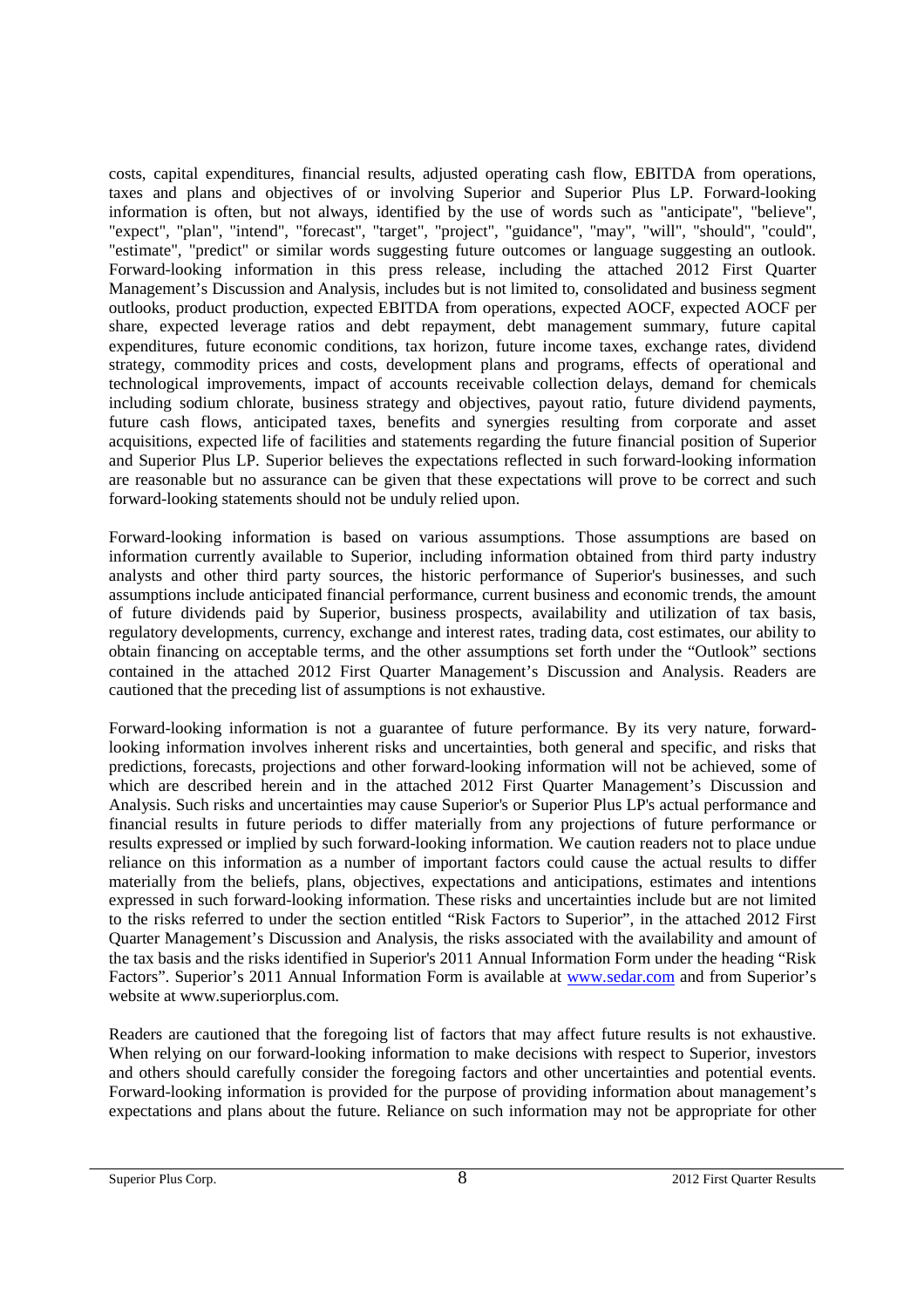costs, capital expenditures, financial results, adjusted operating cash flow, EBITDA from operations, taxes and plans and objectives of or involving Superior and Superior Plus LP. Forward-looking information is often, but not always, identified by the use of words such as "anticipate", "believe", "expect", "plan", "intend", "forecast", "target", "project", "guidance", "may", "will", "should", "could", "estimate", "predict" or similar words suggesting future outcomes or language suggesting an outlook. Forward-looking information in this press release, including the attached 2012 First Quarter Management's Discussion and Analysis, includes but is not limited to, consolidated and business segment outlooks, product production, expected EBITDA from operations, expected AOCF, expected AOCF per share, expected leverage ratios and debt repayment, debt management summary, future capital expenditures, future economic conditions, tax horizon, future income taxes, exchange rates, dividend strategy, commodity prices and costs, development plans and programs, effects of operational and technological improvements, impact of accounts receivable collection delays, demand for chemicals including sodium chlorate, business strategy and objectives, payout ratio, future dividend payments, future cash flows, anticipated taxes, benefits and synergies resulting from corporate and asset acquisitions, expected life of facilities and statements regarding the future financial position of Superior and Superior Plus LP. Superior believes the expectations reflected in such forward-looking information are reasonable but no assurance can be given that these expectations will prove to be correct and such forward-looking statements should not be unduly relied upon.

Forward-looking information is based on various assumptions. Those assumptions are based on information currently available to Superior, including information obtained from third party industry analysts and other third party sources, the historic performance of Superior's businesses, and such assumptions include anticipated financial performance, current business and economic trends, the amount of future dividends paid by Superior, business prospects, availability and utilization of tax basis, regulatory developments, currency, exchange and interest rates, trading data, cost estimates, our ability to obtain financing on acceptable terms, and the other assumptions set forth under the "Outlook" sections contained in the attached 2012 First Quarter Management's Discussion and Analysis. Readers are cautioned that the preceding list of assumptions is not exhaustive.

Forward-looking information is not a guarantee of future performance. By its very nature, forward-looking information involves inherent risks and uncertainties, both general and specific, and risks that predictions, forecasts, projections and other forward-looking information will not be achieved, some of which are described herein and in the attached 2012 First Quarter Management's Discussion and Analysis. Such risks and uncertainties may cause Superior's or Superior Plus LP's actual performance and financial results in future periods to differ materially from any projections of future performance or results expressed or implied by such forward-looking information. We caution readers not to place undue reliance on this information as a number of important factors could cause the actual results to differ materially from the beliefs, plans, objectives, expectations and anticipations, estimates and intentions expressed in such forward-looking information. These risks and uncertainties include but are not limited to the risks referred to under the section entitled "Risk Factors to Superior", in the attached 2012 First Quarter Management's Discussion and Analysis, the risks associated with the availability and amount of the tax basis and the risks identified in Superior's 2011 Annual Information Form under the heading "Risk Factors". Superior's 2011 Annual Information Form is available at www.sedar.com and from Superior's website at www.superiorplus.com.

Readers are cautioned that the foregoing list of factors that may affect future results is not exhaustive. When relying on our forward-looking information to make decisions with respect to Superior, investors and others should carefully consider the foregoing factors and other uncertainties and potential events. Forward-looking information is provided for the purpose of providing information about management's expectations and plans about the future. Reliance on such information may not be appropriate for other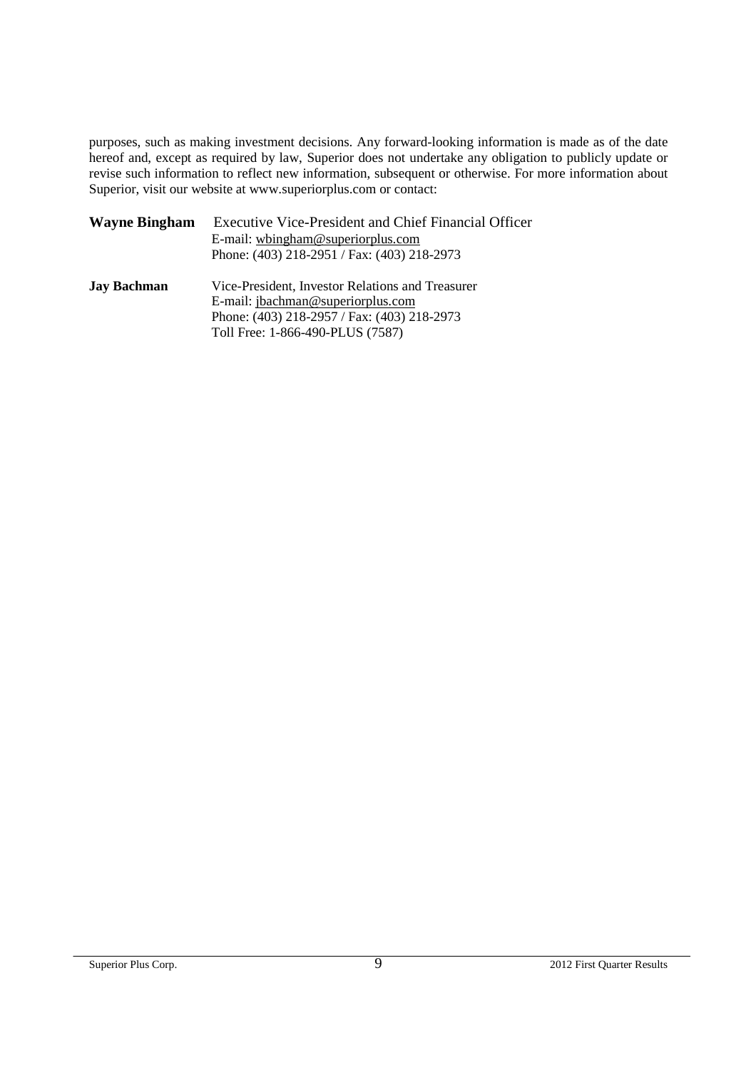purposes, such as making investment decisions. Any forward-looking information is made as of the date hereof and, except as required by law, Superior does not undertake any obligation to publicly update or revise such information to reflect new information, subsequent or otherwise. For more information about Superior, visit our website at www.superiorplus.com or contact:

**Wayne Bingham** Executive Vice-President and Chief Financial Officer
E-mail: wbingham@superiorplus.com
Phone: (403) 218-2951 / Fax: (403) 218-2973

**Jay Bachman** Vice-President, Investor Relations and Treasurer
E-mail: jbachman@superiorplus.com
Phone: (403) 218-2957 / Fax: (403) 218-2973
Toll Free: 1-866-490-PLUS (7587)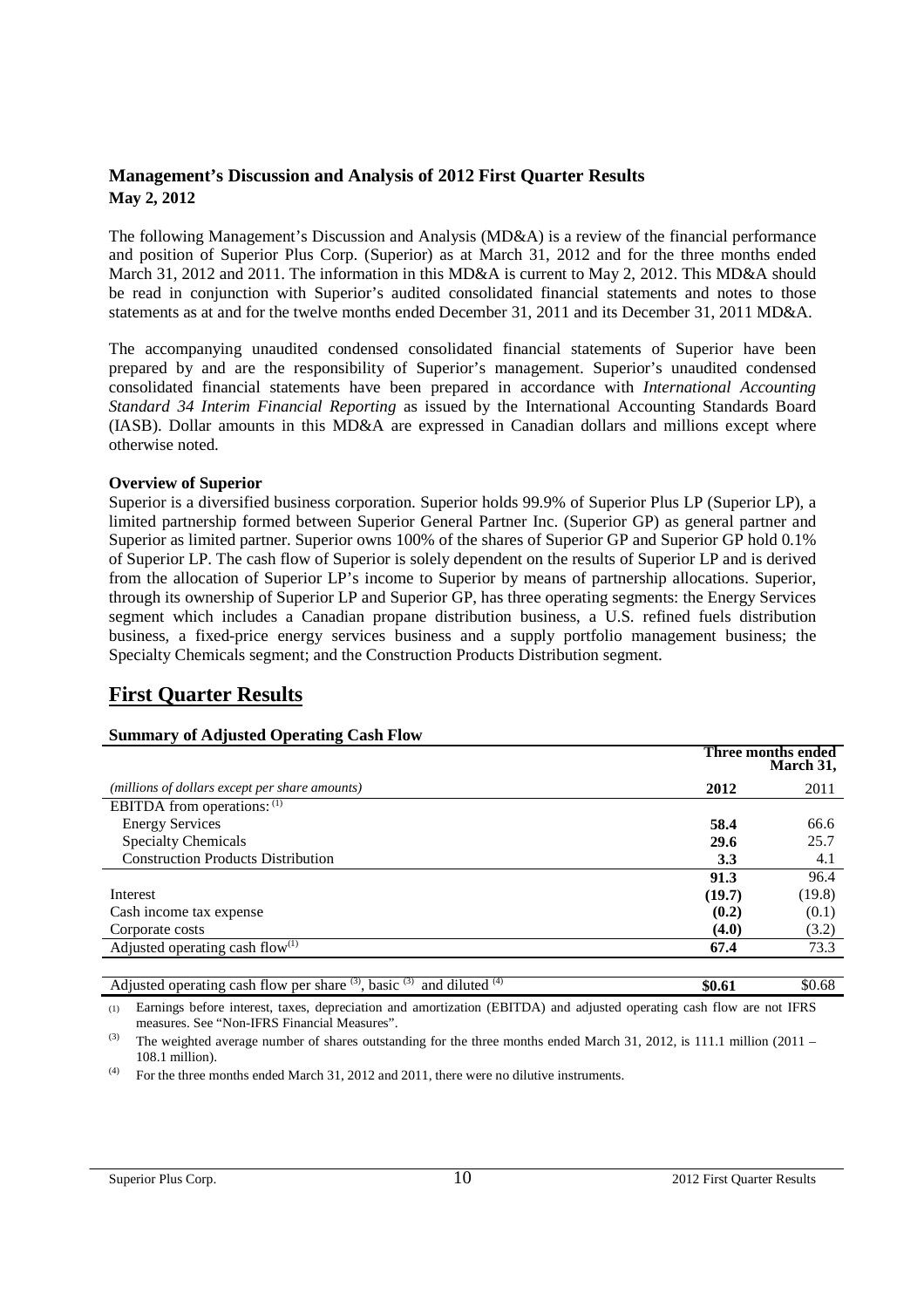## Management's Discussion and Analysis of 2012 First Quarter Results

**May 2, 2012**

The following Management's Discussion and Analysis (MD&A) is a review of the financial performance and position of Superior Plus Corp. (Superior) as at March 31, 2012 and for the three months ended March 31, 2012 and 2011. The information in this MD&A is current to May 2, 2012. This MD&A should be read in conjunction with Superior's audited consolidated financial statements and notes to those statements as at and for the twelve months ended December 31, 2011 and its December 31, 2011 MD&A.

The accompanying unaudited condensed consolidated financial statements of Superior have been prepared by and are the responsibility of Superior's management. Superior's unaudited condensed consolidated financial statements have been prepared in accordance with *International Accounting Standard 34 Interim Financial Reporting* as issued by the International Accounting Standards Board (IASB). Dollar amounts in this MD&A are expressed in Canadian dollars and millions except where otherwise noted.

**Overview of Superior**

Superior is a diversified business corporation. Superior holds 99.9% of Superior Plus LP (Superior LP), a limited partnership formed between Superior General Partner Inc. (Superior GP) as general partner and Superior as limited partner. Superior owns 100% of the shares of Superior GP and Superior GP hold 0.1% of Superior LP. The cash flow of Superior is solely dependent on the results of Superior LP and is derived from the allocation of Superior LP's income to Superior by means of partnership allocations. Superior, through its ownership of Superior LP and Superior GP, has three operating segments: the Energy Services segment which includes a Canadian propane distribution business, a U.S. refined fuels distribution business, a fixed-price energy services business and a supply portfolio management business; the Specialty Chemicals segment; and the Construction Products Distribution segment.

# First Quarter Results

**Summary of Adjusted Operating Cash Flow**

| | Three months ended March 31, | |
|---|---|---|
| *(millions of dollars except per share amounts)* | **2012** | 2011 |
| EBITDA from operations: (1) | | |
| Energy Services | **58.4** | 66.6 |
| Specialty Chemicals | **29.6** | 25.7 |
| Construction Products Distribution | **3.3** | 4.1 |
| | **91.3** | 96.4 |
| Interest | **(19.7)** | (19.8) |
| Cash income tax expense | **(0.2)** | (0.1) |
| Corporate costs | **(4.0)** | (3.2) |
| Adjusted operating cash flow(1) | **67.4** | 73.3 |
| | | |
| Adjusted operating cash flow per share (3), basic (3) and diluted (4) | **$0.61** | $0.68 |

(1) Earnings before interest, taxes, depreciation and amortization (EBITDA) and adjusted operating cash flow are not IFRS measures. See "Non-IFRS Financial Measures".

(3) The weighted average number of shares outstanding for the three months ended March 31, 2012, is 111.1 million (2011 – 108.1 million).

(4) For the three months ended March 31, 2012 and 2011, there were no dilutive instruments.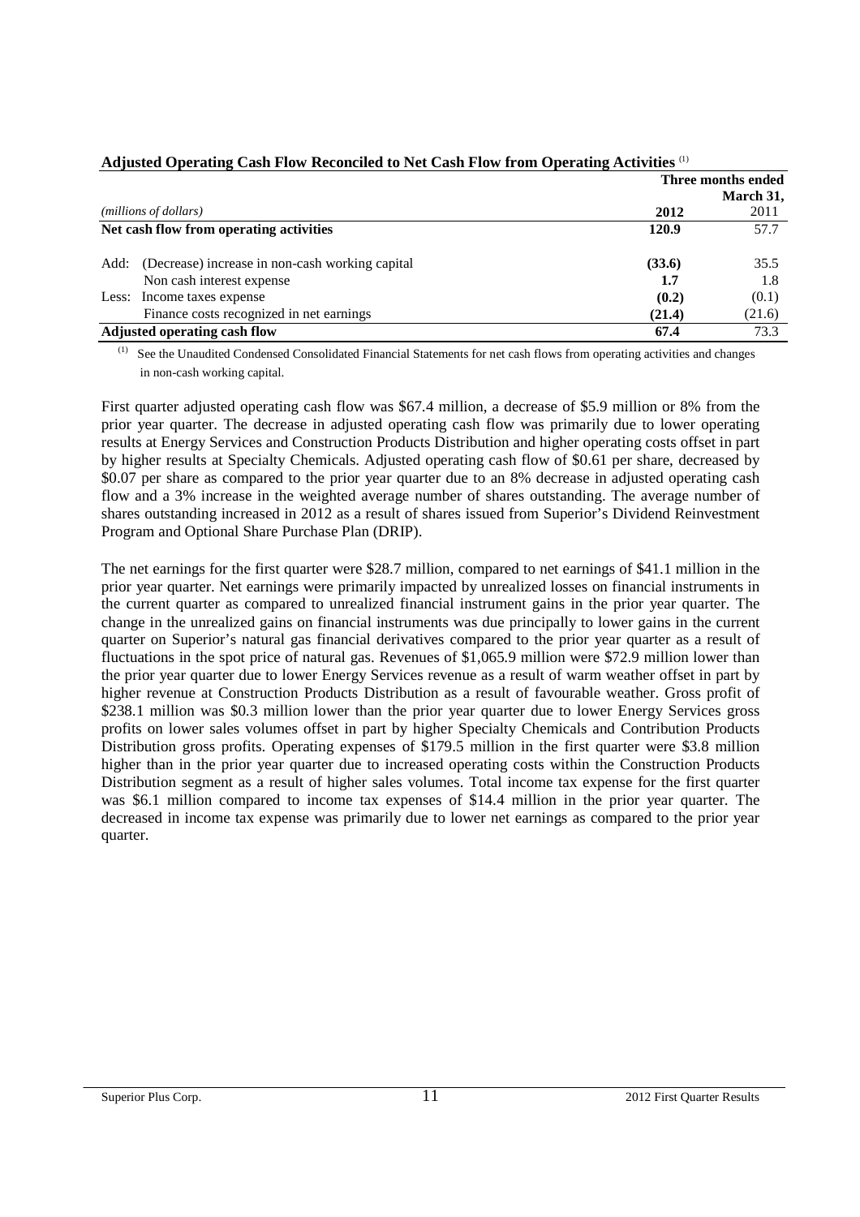**Adjusted Operating Cash Flow Reconciled to Net Cash Flow from Operating Activities** [(1)]

| *(millions of dollars)* | Three months ended March 31, 2012 | 2011 |
|---|---|---|
| **Net cash flow from operating activities** | **120.9** | 57.7 |
| Add: (Decrease) increase in non-cash working capital | **(33.6)** | 35.5 |
| Non cash interest expense | **1.7** | 1.8 |
| Less: Income taxes expense | **(0.2)** | (0.1) |
| Finance costs recognized in net earnings | **(21.4)** | (21.6) |
| **Adjusted operating cash flow** | **67.4** | 73.3 |

(1) See the Unaudited Condensed Consolidated Financial Statements for net cash flows from operating activities and changes in non-cash working capital.

First quarter adjusted operating cash flow was $67.4 million, a decrease of $5.9 million or 8% from the prior year quarter. The decrease in adjusted operating cash flow was primarily due to lower operating results at Energy Services and Construction Products Distribution and higher operating costs offset in part by higher results at Specialty Chemicals. Adjusted operating cash flow of $0.61 per share, decreased by $0.07 per share as compared to the prior year quarter due to an 8% decrease in adjusted operating cash flow and a 3% increase in the weighted average number of shares outstanding. The average number of shares outstanding increased in 2012 as a result of shares issued from Superior's Dividend Reinvestment Program and Optional Share Purchase Plan (DRIP).

The net earnings for the first quarter were $28.7 million, compared to net earnings of $41.1 million in the prior year quarter. Net earnings were primarily impacted by unrealized losses on financial instruments in the current quarter as compared to unrealized financial instrument gains in the prior year quarter. The change in the unrealized gains on financial instruments was due principally to lower gains in the current quarter on Superior's natural gas financial derivatives compared to the prior year quarter as a result of fluctuations in the spot price of natural gas. Revenues of $1,065.9 million were $72.9 million lower than the prior year quarter due to lower Energy Services revenue as a result of warm weather offset in part by higher revenue at Construction Products Distribution as a result of favourable weather. Gross profit of $238.1 million was $0.3 million lower than the prior year quarter due to lower Energy Services gross profits on lower sales volumes offset in part by higher Specialty Chemicals and Contribution Products Distribution gross profits. Operating expenses of $179.5 million in the first quarter were $3.8 million higher than in the prior year quarter due to increased operating costs within the Construction Products Distribution segment as a result of higher sales volumes. Total income tax expense for the first quarter was $6.1 million compared to income tax expenses of $14.4 million in the prior year quarter. The decreased in income tax expense was primarily due to lower net earnings as compared to the prior year quarter.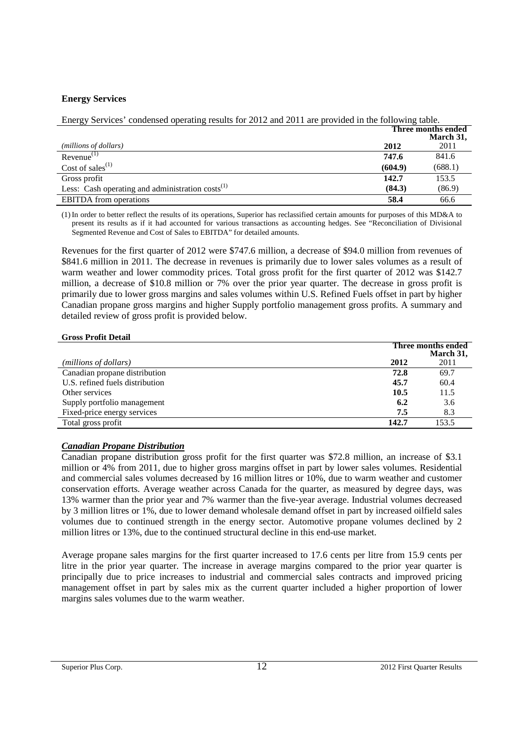**Energy Services**

Energy Services' condensed operating results for 2012 and 2011 are provided in the following table.

| *(millions of dollars)* | **Three months ended March 31,** | |
|---|---|---|
| | **2012** | 2011 |
| Revenue(1) | **747.6** | 841.6 |
| Cost of sales(1) | **(604.9)** | (688.1) |
| Gross profit | **142.7** | 153.5 |
| Less: Cash operating and administration costs(1) | **(84.3)** | (86.9) |
| EBITDA from operations | **58.4** | 66.6 |

(1) In order to better reflect the results of its operations, Superior has reclassified certain amounts for purposes of this MD&A to present its results as if it had accounted for various transactions as accounting hedges. See "Reconciliation of Divisional Segmented Revenue and Cost of Sales to EBITDA" for detailed amounts.

Revenues for the first quarter of 2012 were $747.6 million, a decrease of $94.0 million from revenues of $841.6 million in 2011. The decrease in revenues is primarily due to lower sales volumes as a result of warm weather and lower commodity prices. Total gross profit for the first quarter of 2012 was $142.7 million, a decrease of $10.8 million or 7% over the prior year quarter. The decrease in gross profit is primarily due to lower gross margins and sales volumes within U.S. Refined Fuels offset in part by higher Canadian propane gross margins and higher Supply portfolio management gross profits. A summary and detailed review of gross profit is provided below.

**Gross Profit Detail**

| *(millions of dollars)* | **Three months ended March 31,** | |
|---|---|---|
| | **2012** | 2011 |
| Canadian propane distribution | **72.8** | 69.7 |
| U.S. refined fuels distribution | **45.7** | 60.4 |
| Other services | **10.5** | 11.5 |
| Supply portfolio management | **6.2** | 3.6 |
| Fixed-price energy services | **7.5** | 8.3 |
| Total gross profit | **142.7** | 153.5 |

***Canadian Propane Distribution***

Canadian propane distribution gross profit for the first quarter was $72.8 million, an increase of $3.1 million or 4% from 2011, due to higher gross margins offset in part by lower sales volumes. Residential and commercial sales volumes decreased by 16 million litres or 10%, due to warm weather and customer conservation efforts. Average weather across Canada for the quarter, as measured by degree days, was 13% warmer than the prior year and 7% warmer than the five-year average. Industrial volumes decreased by 3 million litres or 1%, due to lower demand wholesale demand offset in part by increased oilfield sales volumes due to continued strength in the energy sector. Automotive propane volumes declined by 2 million litres or 13%, due to the continued structural decline in this end-use market.

Average propane sales margins for the first quarter increased to 17.6 cents per litre from 15.9 cents per litre in the prior year quarter. The increase in average margins compared to the prior year quarter is principally due to price increases to industrial and commercial sales contracts and improved pricing management offset in part by sales mix as the current quarter included a higher proportion of lower margins sales volumes due to the warm weather.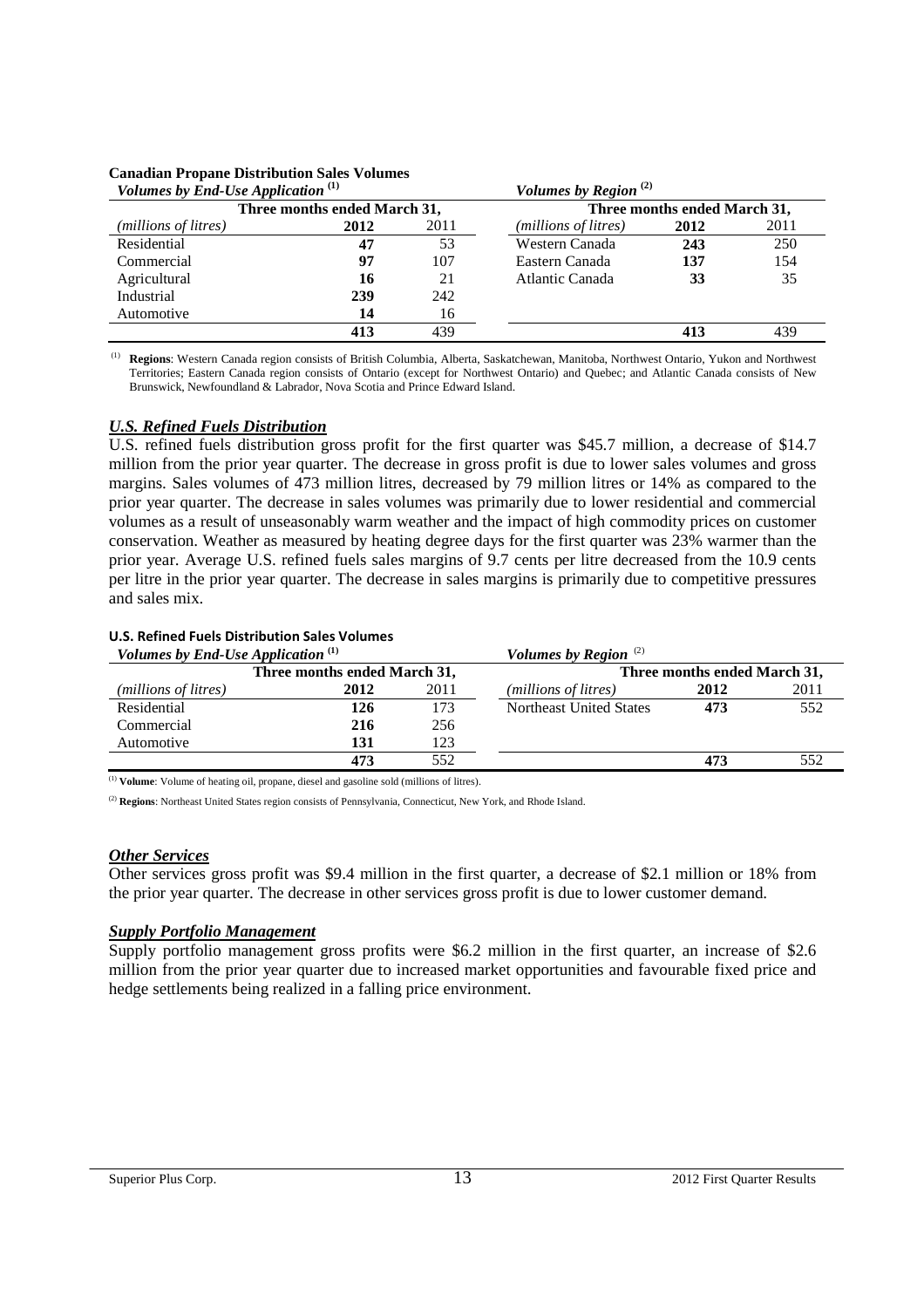**Canadian Propane Distribution Sales Volumes**

| *Volumes by End-Use Application* [(1)] | | | | *Volumes by Region* [(2)] | | |
|---|---|---|---|---|---|---|
| | **Three months ended March 31,** | | | | **Three months ended March 31,** | |
| *(millions of litres)* | **2012** | 2011 | | *(millions of litres)* | **2012** | 2011 |
| Residential | **47** | 53 | | Western Canada | **243** | 250 |
| Commercial | **97** | 107 | | Eastern Canada | **137** | 154 |
| Agricultural | **16** | 21 | | Atlantic Canada | **33** | 35 |
| Industrial | **239** | 242 | | | | |
| Automotive | **14** | 16 | | | | |
| | **413** | 439 | | | **413** | 439 |

(1) **Regions**: Western Canada region consists of British Columbia, Alberta, Saskatchewan, Manitoba, Northwest Ontario, Yukon and Northwest Territories; Eastern Canada region consists of Ontario (except for Northwest Ontario) and Quebec; and Atlantic Canada consists of New Brunswick, Newfoundland & Labrador, Nova Scotia and Prince Edward Island.

### *U.S. Refined Fuels Distribution*

U.S. refined fuels distribution gross profit for the first quarter was $45.7 million, a decrease of $14.7 million from the prior year quarter. The decrease in gross profit is due to lower sales volumes and gross margins. Sales volumes of 473 million litres, decreased by 79 million litres or 14% as compared to the prior year quarter. The decrease in sales volumes was primarily due to lower residential and commercial volumes as a result of unseasonably warm weather and the impact of high commodity prices on customer conservation. Weather as measured by heating degree days for the first quarter was 23% warmer than the prior year. Average U.S. refined fuels sales margins of 9.7 cents per litre decreased from the 10.9 cents per litre in the prior year quarter. The decrease in sales margins is primarily due to competitive pressures and sales mix.

**U.S. Refined Fuels Distribution Sales Volumes**

| *Volumes by End-Use Application* [(1)] | | | | *Volumes by Region* [(2)] | | |
|---|---|---|---|---|---|---|
| | **Three months ended March 31,** | | | | **Three months ended March 31,** | |
| *(millions of litres)* | **2012** | 2011 | | *(millions of litres)* | **2012** | 2011 |
| Residential | **126** | 173 | | Northeast United States | **473** | 552 |
| Commercial | **216** | 256 | | | | |
| Automotive | **131** | 123 | | | | |
| | **473** | 552 | | | **473** | 552 |

(1) **Volume**: Volume of heating oil, propane, diesel and gasoline sold (millions of litres).

(2) **Regions**: Northeast United States region consists of Pennsylvania, Connecticut, New York, and Rhode Island.

### *Other Services*

Other services gross profit was $9.4 million in the first quarter, a decrease of $2.1 million or 18% from the prior year quarter. The decrease in other services gross profit is due to lower customer demand.

### *Supply Portfolio Management*

Supply portfolio management gross profits were $6.2 million in the first quarter, an increase of $2.6 million from the prior year quarter due to increased market opportunities and favourable fixed price and hedge settlements being realized in a falling price environment.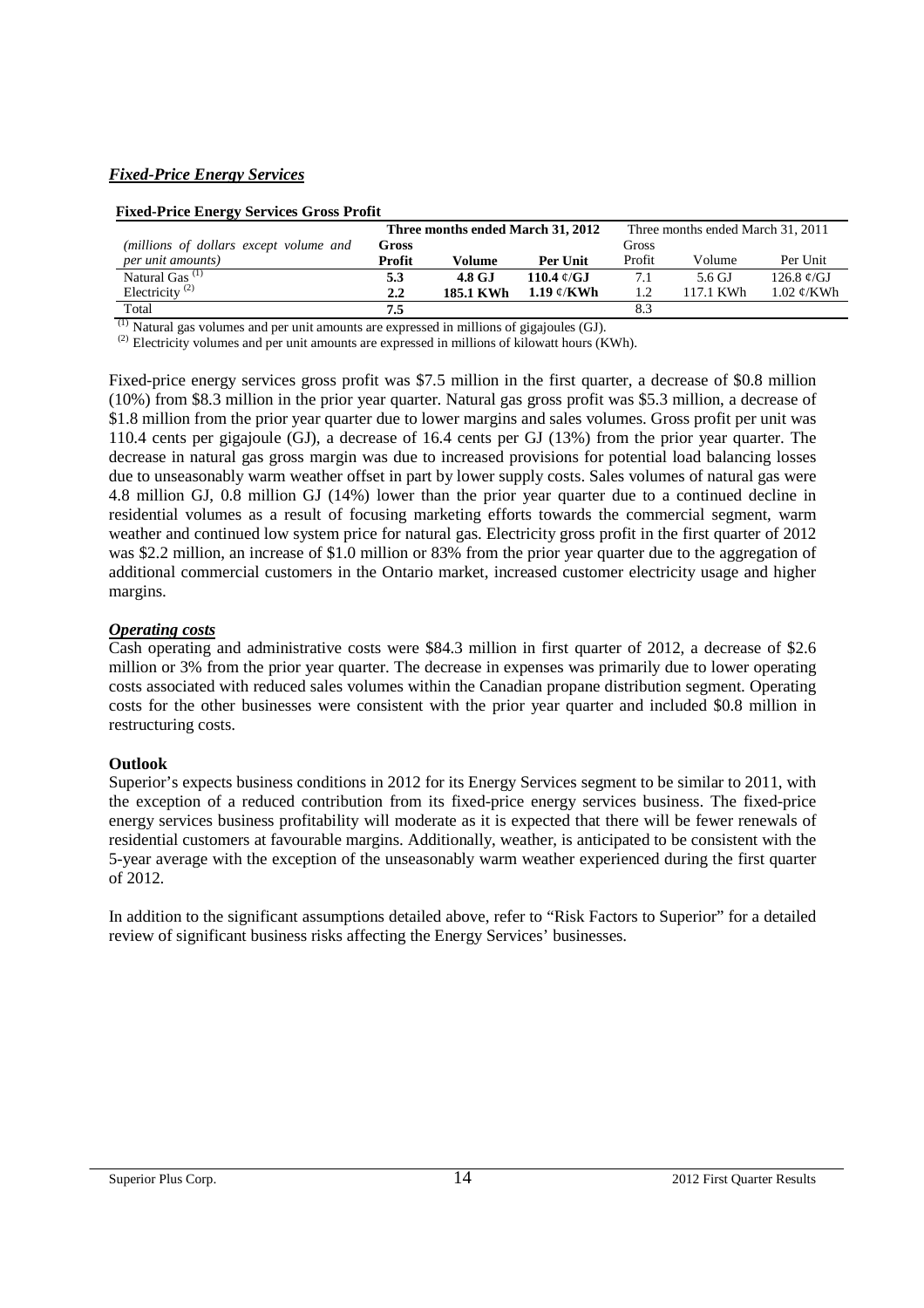## *Fixed-Price Energy Services*

**Fixed-Price Energy Services Gross Profit**

| *(millions of dollars except volume and per unit amounts)* | **Three months ended March 31, 2012** | | | Three months ended March 31, 2011 | | |
|---|---|---|---|---|---|---|
| | **Gross Profit** | **Volume** | **Per Unit** | Gross Profit | Volume | Per Unit |
| Natural Gas [(1)] | **5.3** | **4.8 GJ** | **110.4 ¢/GJ** | 7.1 | 5.6 GJ | 126.8 ¢/GJ |
| Electricity [(2)] | **2.2** | **185.1 KWh** | **1.19 ¢/KWh** | 1.2 | 117.1 KWh | 1.02 ¢/KWh |
| Total | **7.5** | | | 8.3 | | |

[(1)] Natural gas volumes and per unit amounts are expressed in millions of gigajoules (GJ).

[(2)] Electricity volumes and per unit amounts are expressed in millions of kilowatt hours (KWh).

Fixed-price energy services gross profit was $7.5 million in the first quarter, a decrease of $0.8 million (10%) from $8.3 million in the prior year quarter. Natural gas gross profit was $5.3 million, a decrease of $1.8 million from the prior year quarter due to lower margins and sales volumes. Gross profit per unit was 110.4 cents per gigajoule (GJ), a decrease of 16.4 cents per GJ (13%) from the prior year quarter. The decrease in natural gas gross margin was due to increased provisions for potential load balancing losses due to unseasonably warm weather offset in part by lower supply costs. Sales volumes of natural gas were 4.8 million GJ, 0.8 million GJ (14%) lower than the prior year quarter due to a continued decline in residential volumes as a result of focusing marketing efforts towards the commercial segment, warm weather and continued low system price for natural gas. Electricity gross profit in the first quarter of 2012 was $2.2 million, an increase of $1.0 million or 83% from the prior year quarter due to the aggregation of additional commercial customers in the Ontario market, increased customer electricity usage and higher margins.

### *Operating costs*

Cash operating and administrative costs were $84.3 million in first quarter of 2012, a decrease of $2.6 million or 3% from the prior year quarter. The decrease in expenses was primarily due to lower operating costs associated with reduced sales volumes within the Canadian propane distribution segment. Operating costs for the other businesses were consistent with the prior year quarter and included $0.8 million in restructuring costs.

### **Outlook**

Superior's expects business conditions in 2012 for its Energy Services segment to be similar to 2011, with the exception of a reduced contribution from its fixed-price energy services business. The fixed-price energy services business profitability will moderate as it is expected that there will be fewer renewals of residential customers at favourable margins. Additionally, weather, is anticipated to be consistent with the 5-year average with the exception of the unseasonably warm weather experienced during the first quarter of 2012.

In addition to the significant assumptions detailed above, refer to "Risk Factors to Superior" for a detailed review of significant business risks affecting the Energy Services' businesses.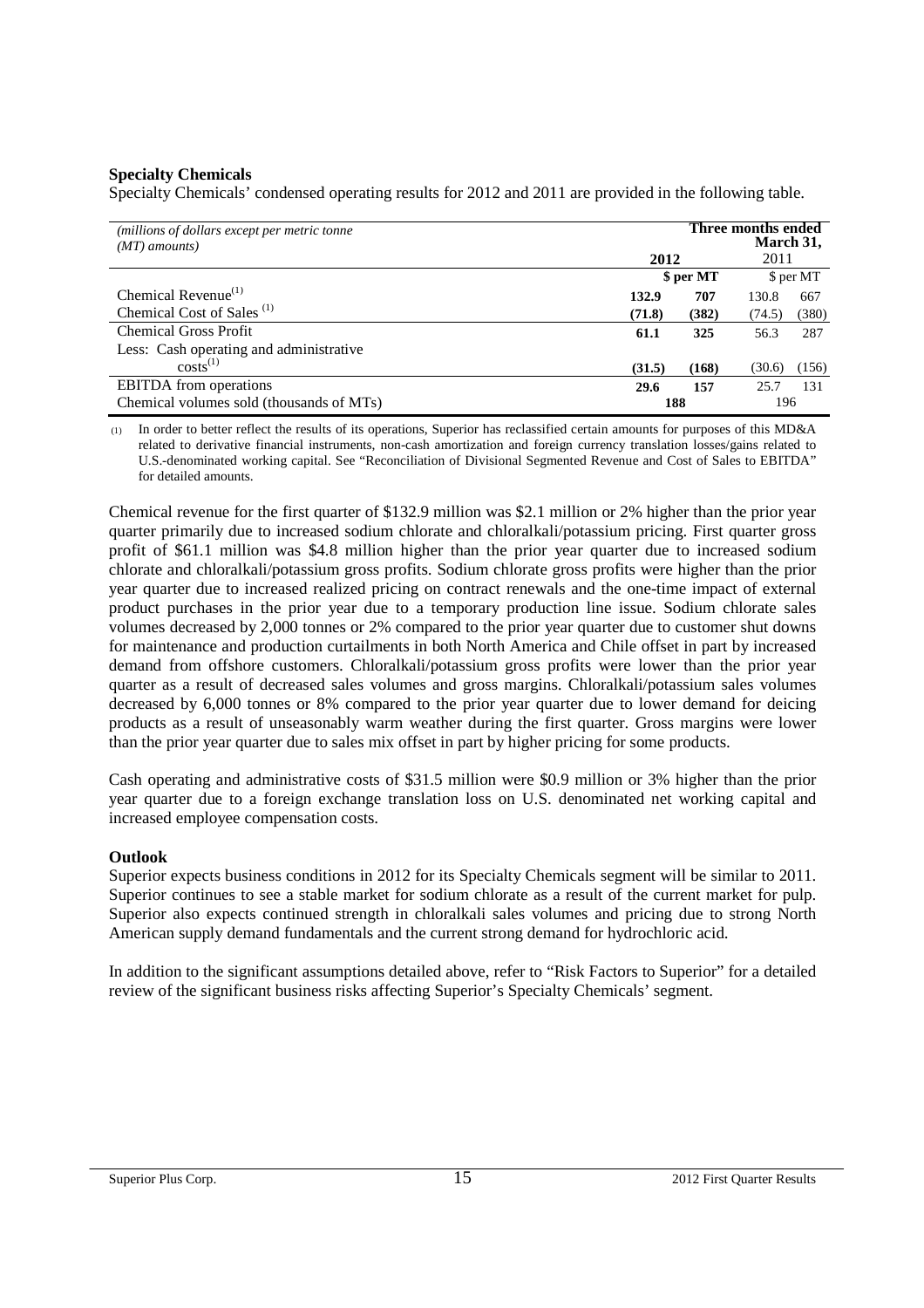**Specialty Chemicals**

Specialty Chemicals' condensed operating results for 2012 and 2011 are provided in the following table.

| *(millions of dollars except per metric tonne (MT) amounts)* | **Three months ended March 31,** | | | |
|---|---|---|---|---|
| | **2012** | | 2011 | |
| | | **$ per MT** | | $ per MT |
| Chemical Revenue[(1)] | **132.9** | **707** | 130.8 | 667 |
| Chemical Cost of Sales [(1)] | **(71.8)** | **(382)** | (74.5) | (380) |
| Chemical Gross Profit | **61.1** | **325** | 56.3 | 287 |
| Less: Cash operating and administrative costs[(1)] | **(31.5)** | **(168)** | (30.6) | (156) |
| EBITDA from operations | **29.6** | **157** | 25.7 | 131 |
| Chemical volumes sold (thousands of MTs) | **188** | | 196 | |

(1) In order to better reflect the results of its operations, Superior has reclassified certain amounts for purposes of this MD&A related to derivative financial instruments, non-cash amortization and foreign currency translation losses/gains related to U.S.-denominated working capital. See "Reconciliation of Divisional Segmented Revenue and Cost of Sales to EBITDA" for detailed amounts.

Chemical revenue for the first quarter of $132.9 million was $2.1 million or 2% higher than the prior year quarter primarily due to increased sodium chlorate and chloralkali/potassium pricing. First quarter gross profit of $61.1 million was $4.8 million higher than the prior year quarter due to increased sodium chlorate and chloralkali/potassium gross profits. Sodium chlorate gross profits were higher than the prior year quarter due to increased realized pricing on contract renewals and the one-time impact of external product purchases in the prior year due to a temporary production line issue. Sodium chlorate sales volumes decreased by 2,000 tonnes or 2% compared to the prior year quarter due to customer shut downs for maintenance and production curtailments in both North America and Chile offset in part by increased demand from offshore customers. Chloralkali/potassium gross profits were lower than the prior year quarter as a result of decreased sales volumes and gross margins. Chloralkali/potassium sales volumes decreased by 6,000 tonnes or 8% compared to the prior year quarter due to lower demand for deicing products as a result of unseasonably warm weather during the first quarter. Gross margins were lower than the prior year quarter due to sales mix offset in part by higher pricing for some products.

Cash operating and administrative costs of $31.5 million were $0.9 million or 3% higher than the prior year quarter due to a foreign exchange translation loss on U.S. denominated net working capital and increased employee compensation costs.

**Outlook**

Superior expects business conditions in 2012 for its Specialty Chemicals segment will be similar to 2011. Superior continues to see a stable market for sodium chlorate as a result of the current market for pulp. Superior also expects continued strength in chloralkali sales volumes and pricing due to strong North American supply demand fundamentals and the current strong demand for hydrochloric acid.

In addition to the significant assumptions detailed above, refer to "Risk Factors to Superior" for a detailed review of the significant business risks affecting Superior's Specialty Chemicals' segment.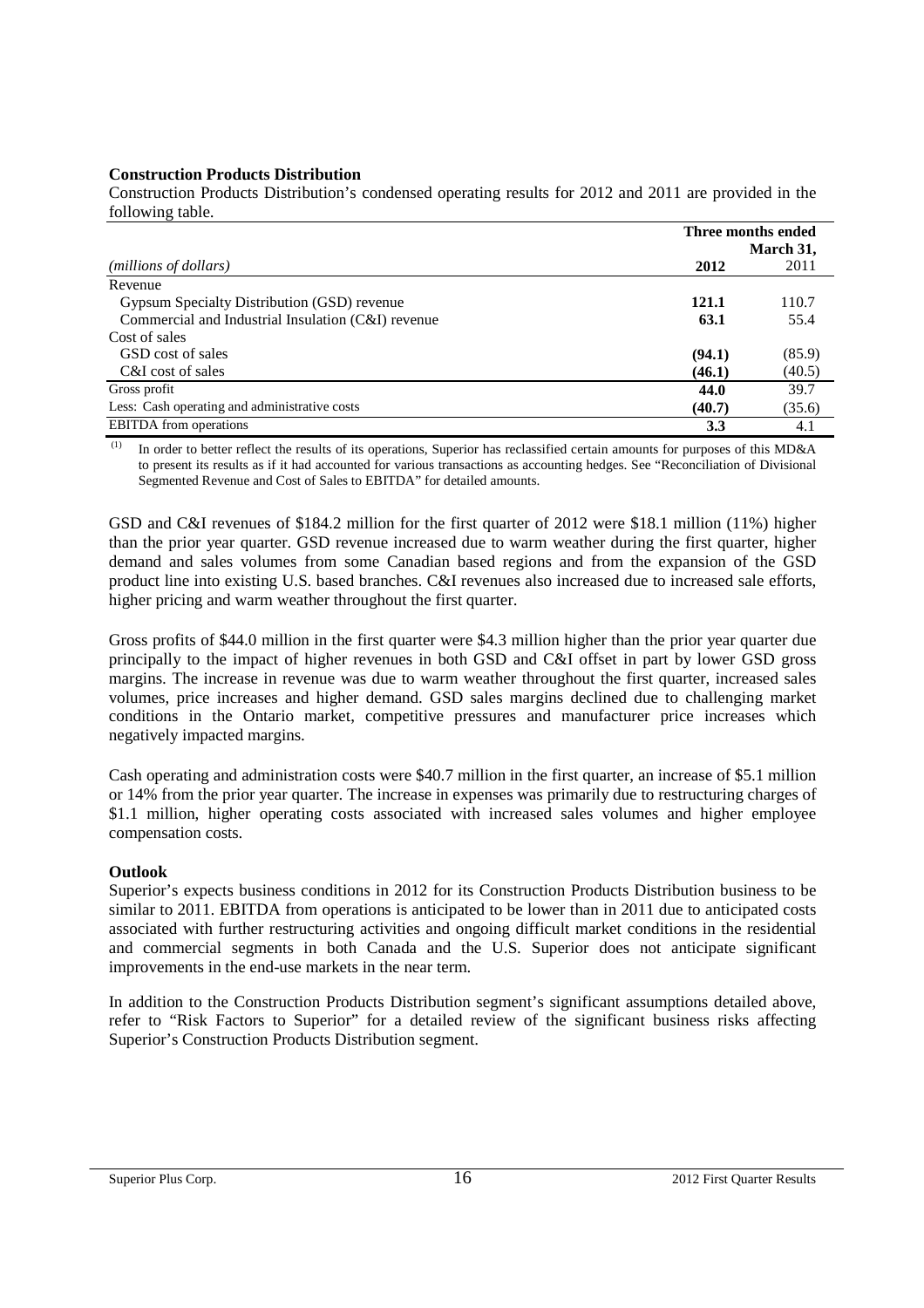**Construction Products Distribution**

Construction Products Distribution's condensed operating results for 2012 and 2011 are provided in the following table.

| *(millions of dollars)* | Three months ended March 31, 2012 | 2011 |
|---|---|---|
| Revenue | | |
| Gypsum Specialty Distribution (GSD) revenue | **121.1** | 110.7 |
| Commercial and Industrial Insulation (C&I) revenue | **63.1** | 55.4 |
| Cost of sales | | |
| GSD cost of sales | **(94.1)** | (85.9) |
| C&I cost of sales | **(46.1)** | (40.5) |
| Gross profit | **44.0** | 39.7 |
| Less: Cash operating and administrative costs | **(40.7)** | (35.6) |
| EBITDA from operations | **3.3** | 4.1 |

(1) In order to better reflect the results of its operations, Superior has reclassified certain amounts for purposes of this MD&A to present its results as if it had accounted for various transactions as accounting hedges. See "Reconciliation of Divisional Segmented Revenue and Cost of Sales to EBITDA" for detailed amounts.

GSD and C&I revenues of $184.2 million for the first quarter of 2012 were $18.1 million (11%) higher than the prior year quarter. GSD revenue increased due to warm weather during the first quarter, higher demand and sales volumes from some Canadian based regions and from the expansion of the GSD product line into existing U.S. based branches. C&I revenues also increased due to increased sale efforts, higher pricing and warm weather throughout the first quarter.

Gross profits of $44.0 million in the first quarter were $4.3 million higher than the prior year quarter due principally to the impact of higher revenues in both GSD and C&I offset in part by lower GSD gross margins. The increase in revenue was due to warm weather throughout the first quarter, increased sales volumes, price increases and higher demand. GSD sales margins declined due to challenging market conditions in the Ontario market, competitive pressures and manufacturer price increases which negatively impacted margins.

Cash operating and administration costs were $40.7 million in the first quarter, an increase of $5.1 million or 14% from the prior year quarter. The increase in expenses was primarily due to restructuring charges of $1.1 million, higher operating costs associated with increased sales volumes and higher employee compensation costs.

**Outlook**

Superior's expects business conditions in 2012 for its Construction Products Distribution business to be similar to 2011. EBITDA from operations is anticipated to be lower than in 2011 due to anticipated costs associated with further restructuring activities and ongoing difficult market conditions in the residential and commercial segments in both Canada and the U.S. Superior does not anticipate significant improvements in the end-use markets in the near term.

In addition to the Construction Products Distribution segment's significant assumptions detailed above, refer to "Risk Factors to Superior" for a detailed review of the significant business risks affecting Superior's Construction Products Distribution segment.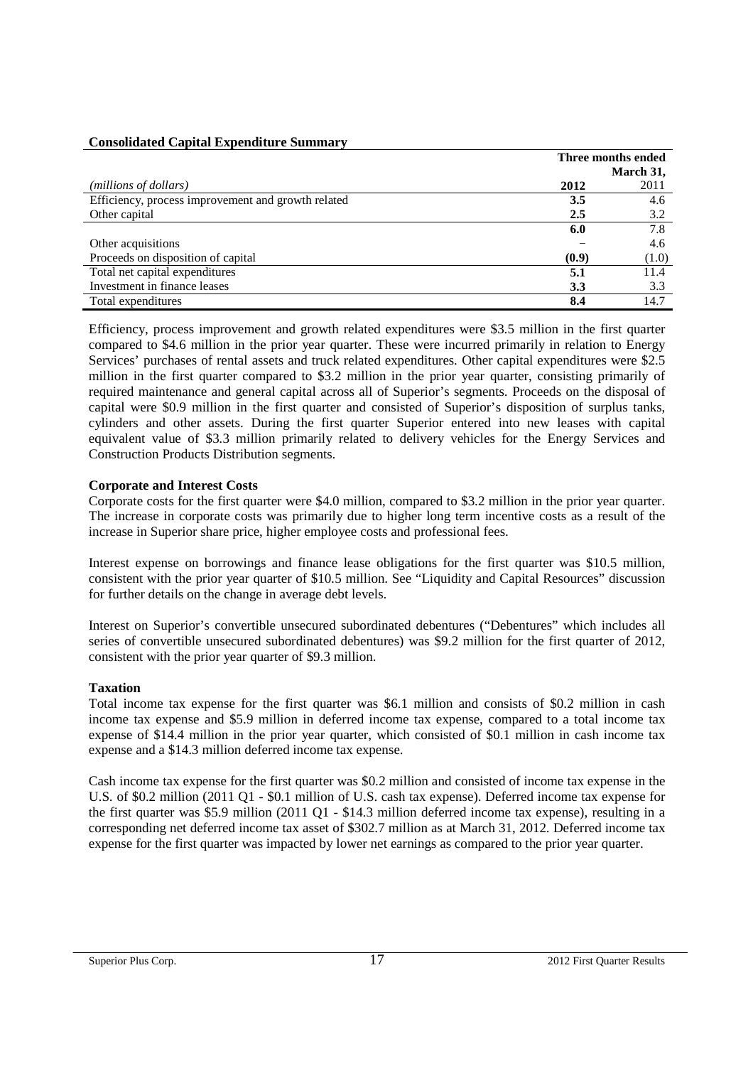**Consolidated Capital Expenditure Summary**

| | Three months ended March 31, | |
|---|---|---|
| *(millions of dollars)* | **2012** | 2011 |
| Efficiency, process improvement and growth related | **3.5** | 4.6 |
| Other capital | **2.5** | 3.2 |
| | **6.0** | 7.8 |
| Other acquisitions | – | 4.6 |
| Proceeds on disposition of capital | **(0.9)** | (1.0) |
| Total net capital expenditures | **5.1** | 11.4 |
| Investment in finance leases | **3.3** | 3.3 |
| Total expenditures | **8.4** | 14.7 |

Efficiency, process improvement and growth related expenditures were $3.5 million in the first quarter compared to $4.6 million in the prior year quarter. These were incurred primarily in relation to Energy Services' purchases of rental assets and truck related expenditures. Other capital expenditures were $2.5 million in the first quarter compared to $3.2 million in the prior year quarter, consisting primarily of required maintenance and general capital across all of Superior's segments. Proceeds on the disposal of capital were $0.9 million in the first quarter and consisted of Superior's disposition of surplus tanks, cylinders and other assets. During the first quarter Superior entered into new leases with capital equivalent value of $3.3 million primarily related to delivery vehicles for the Energy Services and Construction Products Distribution segments.

**Corporate and Interest Costs**

Corporate costs for the first quarter were $4.0 million, compared to $3.2 million in the prior year quarter. The increase in corporate costs was primarily due to higher long term incentive costs as a result of the increase in Superior share price, higher employee costs and professional fees.

Interest expense on borrowings and finance lease obligations for the first quarter was $10.5 million, consistent with the prior year quarter of $10.5 million. See "Liquidity and Capital Resources" discussion for further details on the change in average debt levels.

Interest on Superior's convertible unsecured subordinated debentures ("Debentures" which includes all series of convertible unsecured subordinated debentures) was $9.2 million for the first quarter of 2012, consistent with the prior year quarter of $9.3 million.

**Taxation**

Total income tax expense for the first quarter was $6.1 million and consists of $0.2 million in cash income tax expense and $5.9 million in deferred income tax expense, compared to a total income tax expense of $14.4 million in the prior year quarter, which consisted of $0.1 million in cash income tax expense and a $14.3 million deferred income tax expense.

Cash income tax expense for the first quarter was $0.2 million and consisted of income tax expense in the U.S. of $0.2 million (2011 Q1 - $0.1 million of U.S. cash tax expense). Deferred income tax expense for the first quarter was $5.9 million (2011 Q1 - $14.3 million deferred income tax expense), resulting in a corresponding net deferred income tax asset of $302.7 million as at March 31, 2012. Deferred income tax expense for the first quarter was impacted by lower net earnings as compared to the prior year quarter.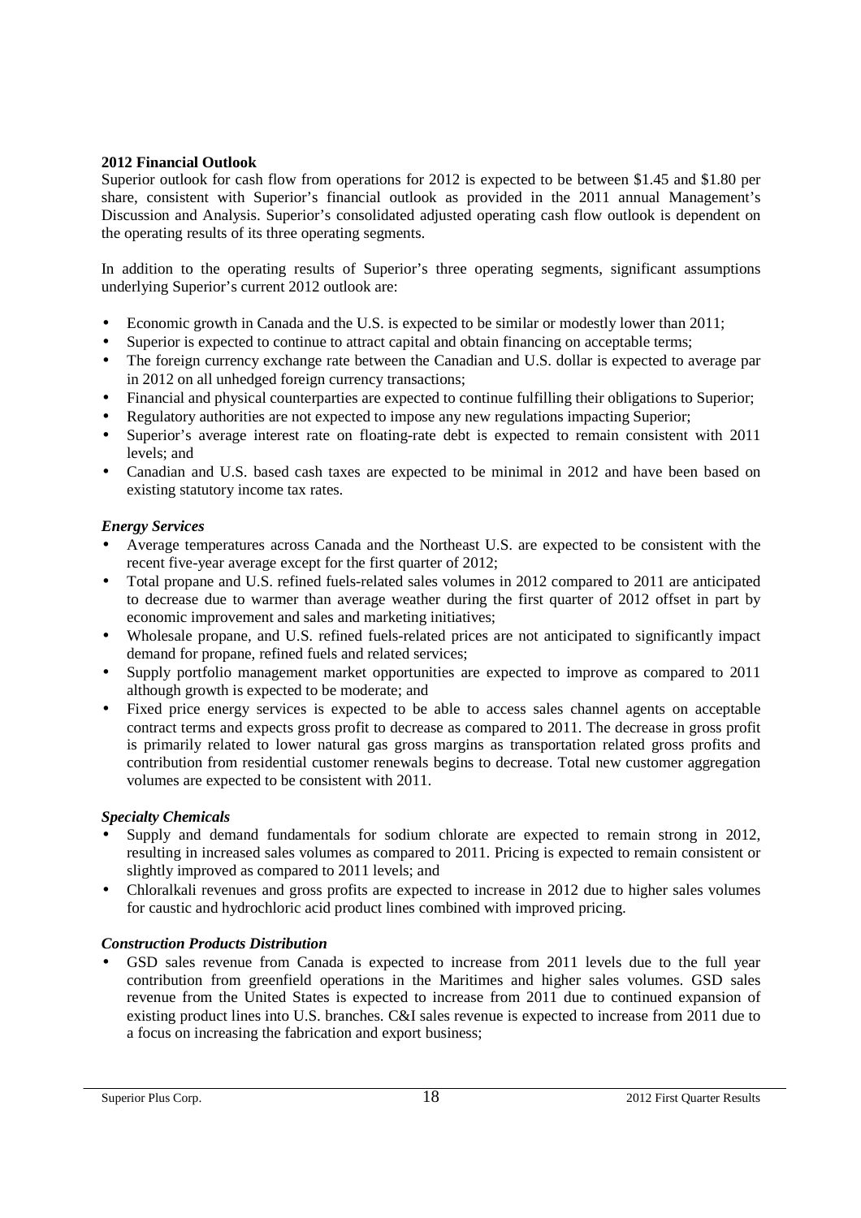**2012 Financial Outlook**

Superior outlook for cash flow from operations for 2012 is expected to be between $1.45 and $1.80 per share, consistent with Superior's financial outlook as provided in the 2011 annual Management's Discussion and Analysis. Superior's consolidated adjusted operating cash flow outlook is dependent on the operating results of its three operating segments.

In addition to the operating results of Superior's three operating segments, significant assumptions underlying Superior's current 2012 outlook are:

- Economic growth in Canada and the U.S. is expected to be similar or modestly lower than 2011;
- Superior is expected to continue to attract capital and obtain financing on acceptable terms;
- The foreign currency exchange rate between the Canadian and U.S. dollar is expected to average par in 2012 on all unhedged foreign currency transactions;
- Financial and physical counterparties are expected to continue fulfilling their obligations to Superior;
- Regulatory authorities are not expected to impose any new regulations impacting Superior;
- Superior's average interest rate on floating-rate debt is expected to remain consistent with 2011 levels; and
- Canadian and U.S. based cash taxes are expected to be minimal in 2012 and have been based on existing statutory income tax rates.

***Energy Services***

- Average temperatures across Canada and the Northeast U.S. are expected to be consistent with the recent five-year average except for the first quarter of 2012;
- Total propane and U.S. refined fuels-related sales volumes in 2012 compared to 2011 are anticipated to decrease due to warmer than average weather during the first quarter of 2012 offset in part by economic improvement and sales and marketing initiatives;
- Wholesale propane, and U.S. refined fuels-related prices are not anticipated to significantly impact demand for propane, refined fuels and related services;
- Supply portfolio management market opportunities are expected to improve as compared to 2011 although growth is expected to be moderate; and
- Fixed price energy services is expected to be able to access sales channel agents on acceptable contract terms and expects gross profit to decrease as compared to 2011. The decrease in gross profit is primarily related to lower natural gas gross margins as transportation related gross profits and contribution from residential customer renewals begins to decrease. Total new customer aggregation volumes are expected to be consistent with 2011.

***Specialty Chemicals***

- Supply and demand fundamentals for sodium chlorate are expected to remain strong in 2012, resulting in increased sales volumes as compared to 2011. Pricing is expected to remain consistent or slightly improved as compared to 2011 levels; and
- Chloralkali revenues and gross profits are expected to increase in 2012 due to higher sales volumes for caustic and hydrochloric acid product lines combined with improved pricing.

***Construction Products Distribution***

- GSD sales revenue from Canada is expected to increase from 2011 levels due to the full year contribution from greenfield operations in the Maritimes and higher sales volumes. GSD sales revenue from the United States is expected to increase from 2011 due to continued expansion of existing product lines into U.S. branches. C&I sales revenue is expected to increase from 2011 due to a focus on increasing the fabrication and export business;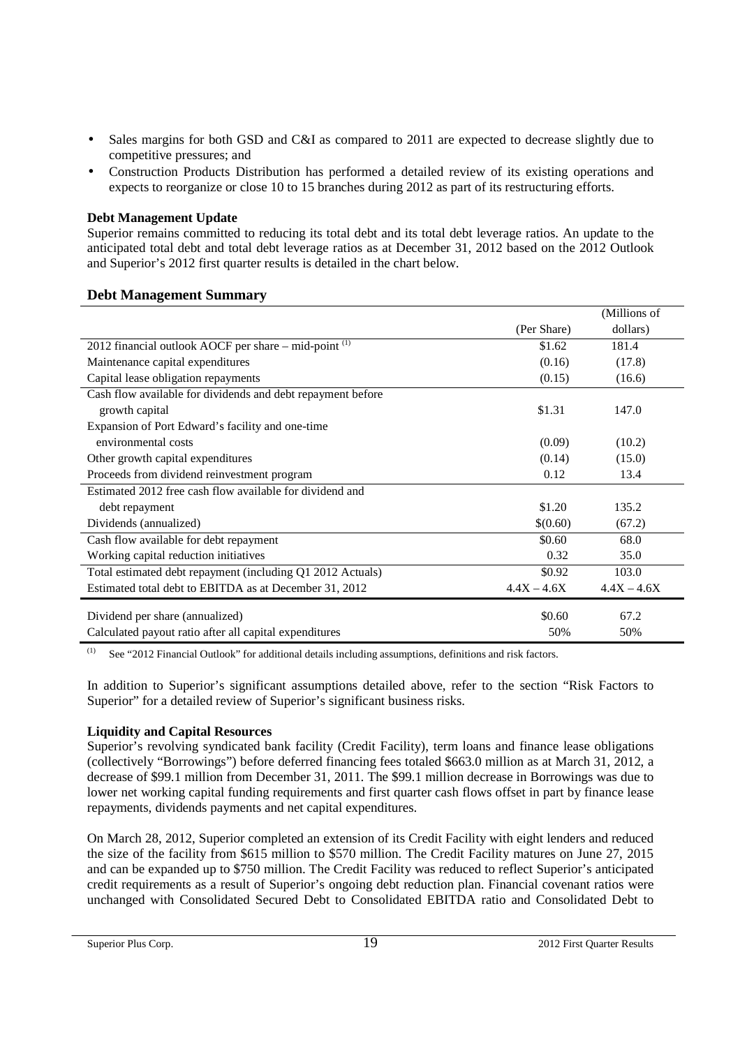- Sales margins for both GSD and C&I as compared to 2011 are expected to decrease slightly due to competitive pressures; and
- Construction Products Distribution has performed a detailed review of its existing operations and expects to reorganize or close 10 to 15 branches during 2012 as part of its restructuring efforts.

**Debt Management Update**

Superior remains committed to reducing its total debt and its total debt leverage ratios. An update to the anticipated total debt and total debt leverage ratios as at December 31, 2012 based on the 2012 Outlook and Superior's 2012 first quarter results is detailed in the chart below.

## Debt Management Summary

| | (Per Share) | (Millions of dollars) |
|---|---|---|
| 2012 financial outlook AOCF per share – mid-point [(1)] | \$1.62 | 181.4 |
| Maintenance capital expenditures | (0.16) | (17.8) |
| Capital lease obligation repayments | (0.15) | (16.6) |
| Cash flow available for dividends and debt repayment before growth capital | \$1.31 | 147.0 |
| Expansion of Port Edward's facility and one-time environmental costs | (0.09) | (10.2) |
| Other growth capital expenditures | (0.14) | (15.0) |
| Proceeds from dividend reinvestment program | 0.12 | 13.4 |
| Estimated 2012 free cash flow available for dividend and debt repayment | \$1.20 | 135.2 |
| Dividends (annualized) | \$(0.60) | (67.2) |
| Cash flow available for debt repayment | \$0.60 | 68.0 |
| Working capital reduction initiatives | 0.32 | 35.0 |
| Total estimated debt repayment (including Q1 2012 Actuals) | \$0.92 | 103.0 |
| Estimated total debt to EBITDA as at December 31, 2012 | 4.4X – 4.6X | 4.4X – 4.6X |
| Dividend per share (annualized) | \$0.60 | 67.2 |
| Calculated payout ratio after all capital expenditures | 50% | 50% |

(1) See "2012 Financial Outlook" for additional details including assumptions, definitions and risk factors.

In addition to Superior's significant assumptions detailed above, refer to the section "Risk Factors to Superior" for a detailed review of Superior's significant business risks.

**Liquidity and Capital Resources**

Superior's revolving syndicated bank facility (Credit Facility), term loans and finance lease obligations (collectively "Borrowings") before deferred financing fees totaled \$663.0 million as at March 31, 2012, a decrease of \$99.1 million from December 31, 2011. The \$99.1 million decrease in Borrowings was due to lower net working capital funding requirements and first quarter cash flows offset in part by finance lease repayments, dividends payments and net capital expenditures.

On March 28, 2012, Superior completed an extension of its Credit Facility with eight lenders and reduced the size of the facility from \$615 million to \$570 million. The Credit Facility matures on June 27, 2015 and can be expanded up to \$750 million. The Credit Facility was reduced to reflect Superior's anticipated credit requirements as a result of Superior's ongoing debt reduction plan. Financial covenant ratios were unchanged with Consolidated Secured Debt to Consolidated EBITDA ratio and Consolidated Debt to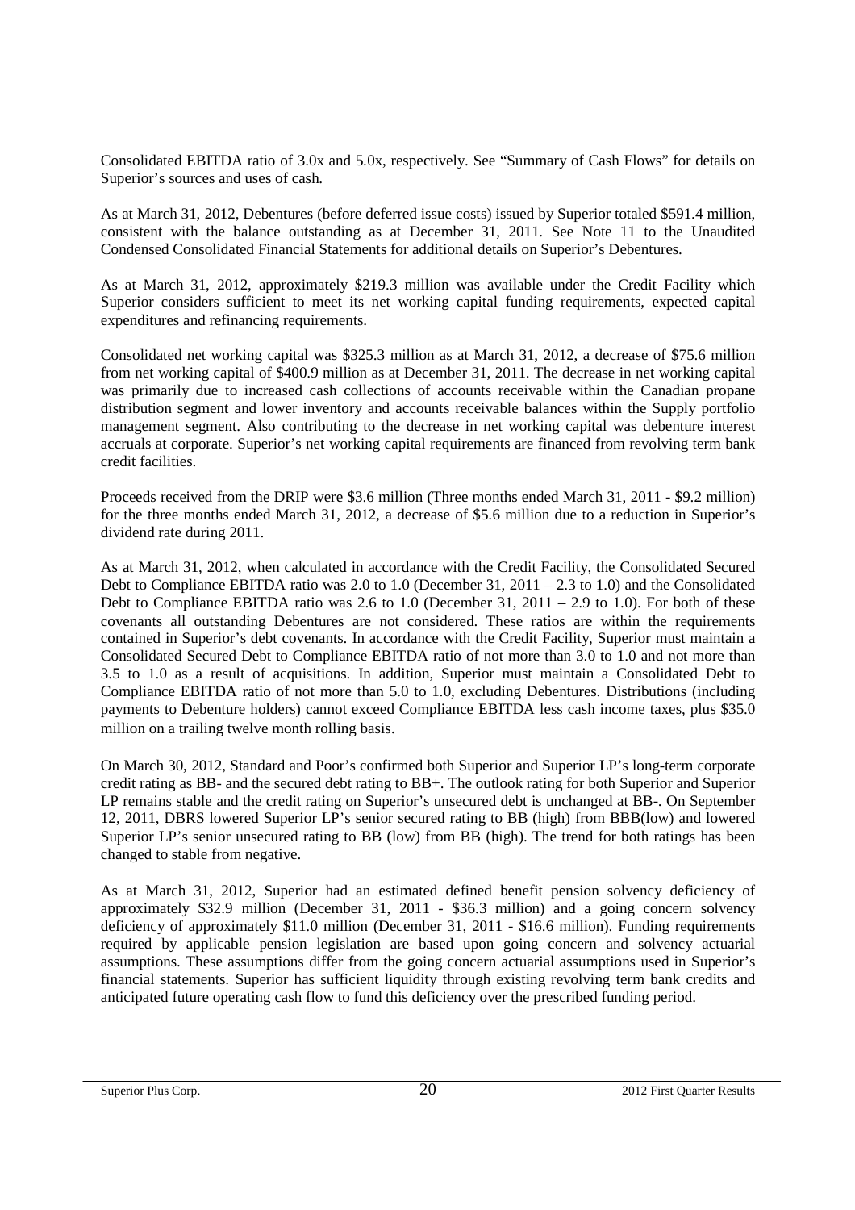Consolidated EBITDA ratio of 3.0x and 5.0x, respectively. See "Summary of Cash Flows" for details on Superior's sources and uses of cash.

As at March 31, 2012, Debentures (before deferred issue costs) issued by Superior totaled $591.4 million, consistent with the balance outstanding as at December 31, 2011. See Note 11 to the Unaudited Condensed Consolidated Financial Statements for additional details on Superior's Debentures.

As at March 31, 2012, approximately $219.3 million was available under the Credit Facility which Superior considers sufficient to meet its net working capital funding requirements, expected capital expenditures and refinancing requirements.

Consolidated net working capital was $325.3 million as at March 31, 2012, a decrease of $75.6 million from net working capital of $400.9 million as at December 31, 2011. The decrease in net working capital was primarily due to increased cash collections of accounts receivable within the Canadian propane distribution segment and lower inventory and accounts receivable balances within the Supply portfolio management segment. Also contributing to the decrease in net working capital was debenture interest accruals at corporate. Superior's net working capital requirements are financed from revolving term bank credit facilities.

Proceeds received from the DRIP were $3.6 million (Three months ended March 31, 2011 - $9.2 million) for the three months ended March 31, 2012, a decrease of $5.6 million due to a reduction in Superior's dividend rate during 2011.

As at March 31, 2012, when calculated in accordance with the Credit Facility, the Consolidated Secured Debt to Compliance EBITDA ratio was 2.0 to 1.0 (December 31, 2011 – 2.3 to 1.0) and the Consolidated Debt to Compliance EBITDA ratio was 2.6 to 1.0 (December 31, 2011 – 2.9 to 1.0). For both of these covenants all outstanding Debentures are not considered. These ratios are within the requirements contained in Superior's debt covenants. In accordance with the Credit Facility, Superior must maintain a Consolidated Secured Debt to Compliance EBITDA ratio of not more than 3.0 to 1.0 and not more than 3.5 to 1.0 as a result of acquisitions. In addition, Superior must maintain a Consolidated Debt to Compliance EBITDA ratio of not more than 5.0 to 1.0, excluding Debentures. Distributions (including payments to Debenture holders) cannot exceed Compliance EBITDA less cash income taxes, plus $35.0 million on a trailing twelve month rolling basis.

On March 30, 2012, Standard and Poor's confirmed both Superior and Superior LP's long-term corporate credit rating as BB- and the secured debt rating to BB+. The outlook rating for both Superior and Superior LP remains stable and the credit rating on Superior's unsecured debt is unchanged at BB-. On September 12, 2011, DBRS lowered Superior LP's senior secured rating to BB (high) from BBB(low) and lowered Superior LP's senior unsecured rating to BB (low) from BB (high). The trend for both ratings has been changed to stable from negative.

As at March 31, 2012, Superior had an estimated defined benefit pension solvency deficiency of approximately $32.9 million (December 31, 2011 - $36.3 million) and a going concern solvency deficiency of approximately $11.0 million (December 31, 2011 - $16.6 million). Funding requirements required by applicable pension legislation are based upon going concern and solvency actuarial assumptions. These assumptions differ from the going concern actuarial assumptions used in Superior's financial statements. Superior has sufficient liquidity through existing revolving term bank credits and anticipated future operating cash flow to fund this deficiency over the prescribed funding period.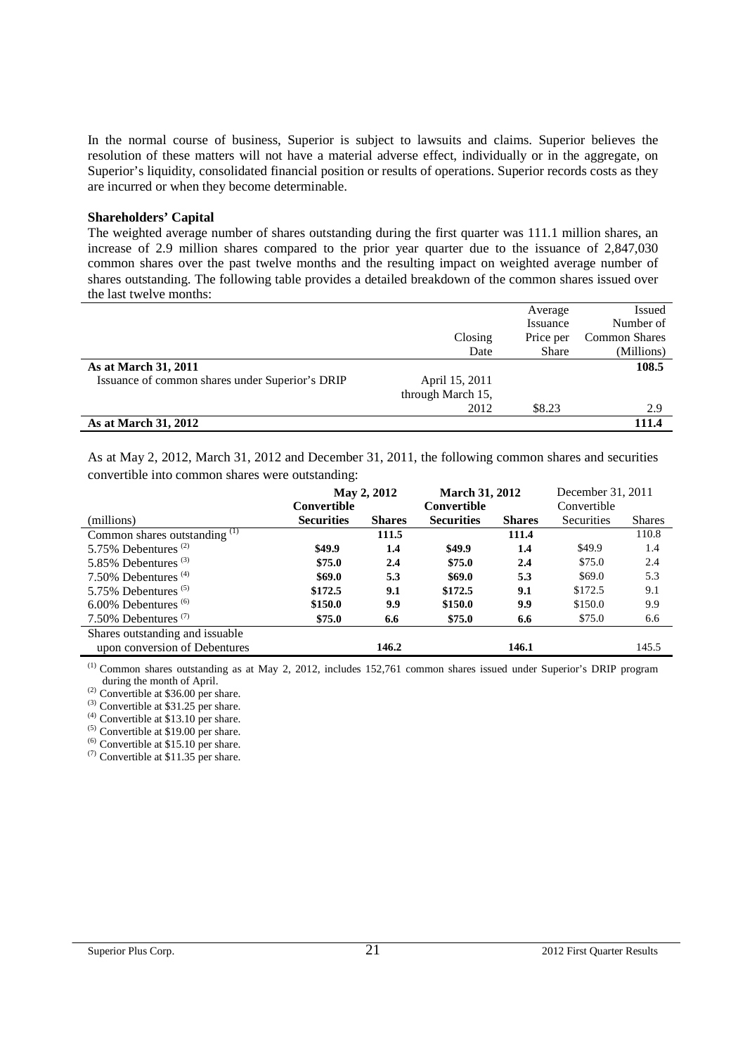In the normal course of business, Superior is subject to lawsuits and claims. Superior believes the resolution of these matters will not have a material adverse effect, individually or in the aggregate, on Superior's liquidity, consolidated financial position or results of operations. Superior records costs as they are incurred or when they become determinable.

**Shareholders' Capital**

The weighted average number of shares outstanding during the first quarter was 111.1 million shares, an increase of 2.9 million shares compared to the prior year quarter due to the issuance of 2,847,030 common shares over the past twelve months and the resulting impact on weighted average number of shares outstanding. The following table provides a detailed breakdown of the common shares issued over the last twelve months:

| | Closing Date | Average Issuance Price per Share | Issued Number of Common Shares (Millions) |
|---|---|---|---|
| **As at March 31, 2011** | | | **108.5** |
| Issuance of common shares under Superior's DRIP | April 15, 2011 through March 15, 2012 | $8.23 | 2.9 |
| **As at March 31, 2012** | | | **111.4** |

As at May 2, 2012, March 31, 2012 and December 31, 2011, the following common shares and securities convertible into common shares were outstanding:

| | **May 2, 2012** | | **March 31, 2012** | | December 31, 2011 | |
|---|---|---|---|---|---|---|
| (millions) | **Convertible Securities** | **Shares** | **Convertible Securities** | **Shares** | Convertible Securities | Shares |
| Common shares outstanding [(1)] | | **111.5** | | **111.4** | | 110.8 |
| 5.75% Debentures [(2)] | **$49.9** | **1.4** | **$49.9** | **1.4** | $49.9 | 1.4 |
| 5.85% Debentures [(3)] | **$75.0** | **2.4** | **$75.0** | **2.4** | $75.0 | 2.4 |
| 7.50% Debentures [(4)] | **$69.0** | **5.3** | **$69.0** | **5.3** | $69.0 | 5.3 |
| 5.75% Debentures [(5)] | **$172.5** | **9.1** | **$172.5** | **9.1** | $172.5 | 9.1 |
| 6.00% Debentures [(6)] | **$150.0** | **9.9** | **$150.0** | **9.9** | $150.0 | 9.9 |
| 7.50% Debentures [(7)] | **$75.0** | **6.6** | **$75.0** | **6.6** | $75.0 | 6.6 |
| Shares outstanding and issuable upon conversion of Debentures | | **146.2** | | **146.1** | | 145.5 |

[(1)] Common shares outstanding as at May 2, 2012, includes 152,761 common shares issued under Superior's DRIP program during the month of April.
[(2)] Convertible at $36.00 per share.
[(3)] Convertible at $31.25 per share.
[(4)] Convertible at $13.10 per share.
[(5)] Convertible at $19.00 per share.
[(6)] Convertible at $15.10 per share.
[(7)] Convertible at $11.35 per share.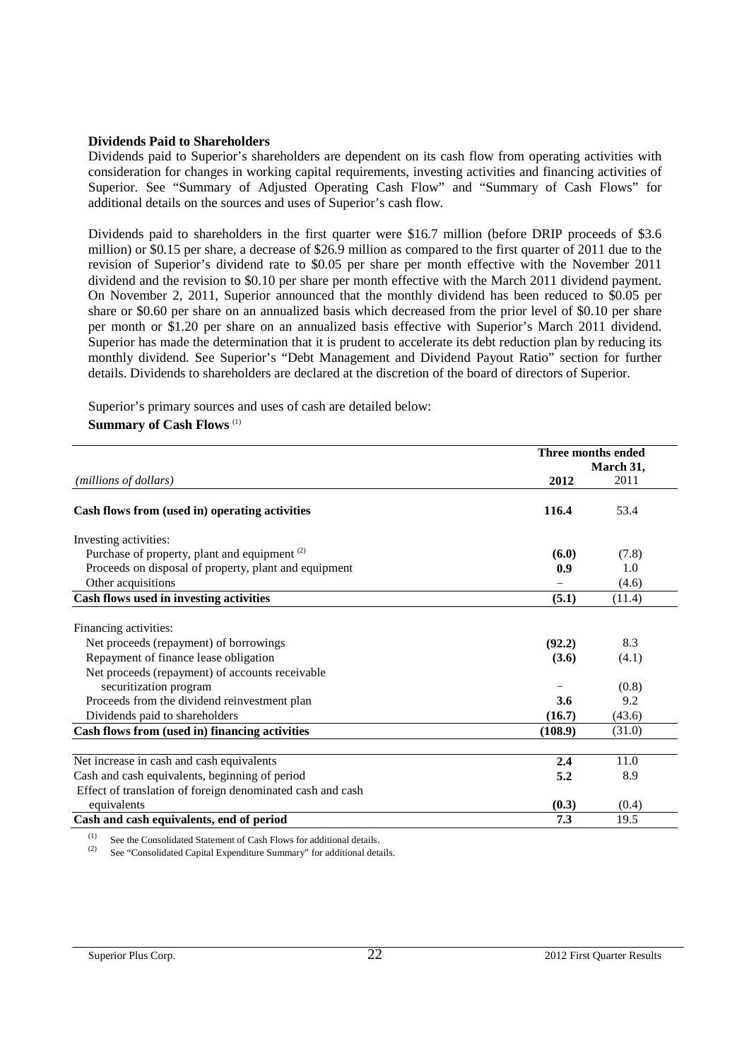**Dividends Paid to Shareholders**

Dividends paid to Superior's shareholders are dependent on its cash flow from operating activities with consideration for changes in working capital requirements, investing activities and financing activities of Superior. See "Summary of Adjusted Operating Cash Flow" and "Summary of Cash Flows" for additional details on the sources and uses of Superior's cash flow.

Dividends paid to shareholders in the first quarter were $16.7 million (before DRIP proceeds of $3.6 million) or $0.15 per share, a decrease of $26.9 million as compared to the first quarter of 2011 due to the revision of Superior's dividend rate to $0.05 per share per month effective with the November 2011 dividend and the revision to $0.10 per share per month effective with the March 2011 dividend payment. On November 2, 2011, Superior announced that the monthly dividend has been reduced to $0.05 per share or $0.60 per share on an annualized basis which decreased from the prior level of $0.10 per share per month or $1.20 per share on an annualized basis effective with Superior's March 2011 dividend. Superior has made the determination that it is prudent to accelerate its debt reduction plan by reducing its monthly dividend. See Superior's "Debt Management and Dividend Payout Ratio" section for further details. Dividends to shareholders are declared at the discretion of the board of directors of Superior.

Superior's primary sources and uses of cash are detailed below:

**Summary of Cash Flows** [(1)]

| *(millions of dollars)* | Three months ended March 31, 2012 | 2011 |
|---|---|---|
| **Cash flows from (used in) operating activities** | **116.4** | 53.4 |
| Investing activities: | | |
| Purchase of property, plant and equipment [(2)] | **(6.0)** | (7.8) |
| Proceeds on disposal of property, plant and equipment | **0.9** | 1.0 |
| Other acquisitions | – | (4.6) |
| **Cash flows used in investing activities** | **(5.1)** | (11.4) |
| Financing activities: | | |
| Net proceeds (repayment) of borrowings | **(92.2)** | 8.3 |
| Repayment of finance lease obligation | **(3.6)** | (4.1) |
| Net proceeds (repayment) of accounts receivable securitization program | – | (0.8) |
| Proceeds from the dividend reinvestment plan | **3.6** | 9.2 |
| Dividends paid to shareholders | **(16.7)** | (43.6) |
| **Cash flows from (used in) financing activities** | **(108.9)** | (31.0) |
| Net increase in cash and cash equivalents | **2.4** | 11.0 |
| Cash and cash equivalents, beginning of period | **5.2** | 8.9 |
| Effect of translation of foreign denominated cash and cash equivalents | **(0.3)** | (0.4) |
| **Cash and cash equivalents, end of period** | **7.3** | 19.5 |

(1) See the Consolidated Statement of Cash Flows for additional details.
(2) See "Consolidated Capital Expenditure Summary" for additional details.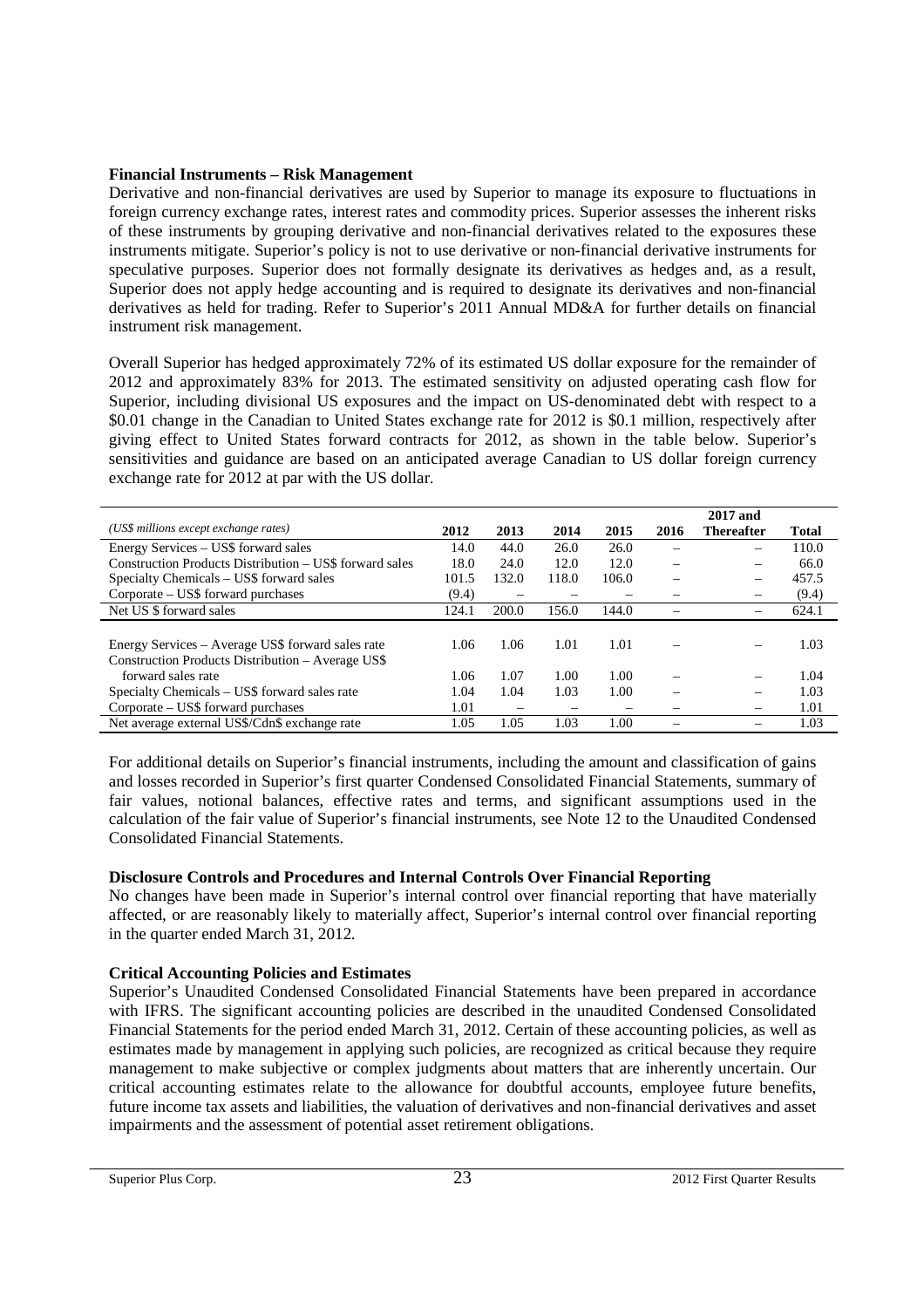### Financial Instruments – Risk Management

Derivative and non-financial derivatives are used by Superior to manage its exposure to fluctuations in foreign currency exchange rates, interest rates and commodity prices. Superior assesses the inherent risks of these instruments by grouping derivative and non-financial derivatives related to the exposures these instruments mitigate. Superior's policy is not to use derivative or non-financial derivative instruments for speculative purposes. Superior does not formally designate its derivatives as hedges and, as a result, Superior does not apply hedge accounting and is required to designate its derivatives and non-financial derivatives as held for trading. Refer to Superior's 2011 Annual MD&A for further details on financial instrument risk management.

Overall Superior has hedged approximately 72% of its estimated US dollar exposure for the remainder of 2012 and approximately 83% for 2013. The estimated sensitivity on adjusted operating cash flow for Superior, including divisional US exposures and the impact on US-denominated debt with respect to a \$0.01 change in the Canadian to United States exchange rate for 2012 is \$0.1 million, respectively after giving effect to United States forward contracts for 2012, as shown in the table below. Superior's sensitivities and guidance are based on an anticipated average Canadian to US dollar foreign currency exchange rate for 2012 at par with the US dollar.

| *(US$ millions except exchange rates)* | 2012 | 2013 | 2014 | 2015 | 2016 | 2017 and Thereafter | Total |
|---|---|---|---|---|---|---|---|
| Energy Services – US$ forward sales | 14.0 | 44.0 | 26.0 | 26.0 | – | – | 110.0 |
| Construction Products Distribution – US$ forward sales | 18.0 | 24.0 | 12.0 | 12.0 | – | – | 66.0 |
| Specialty Chemicals – US$ forward sales | 101.5 | 132.0 | 118.0 | 106.0 | – | – | 457.5 |
| Corporate – US$ forward purchases | (9.4) | – | – | – | – | – | (9.4) |
| Net US $ forward sales | 124.1 | 200.0 | 156.0 | 144.0 | – | – | 624.1 |
| | | | | | | | |
| Energy Services – Average US$ forward sales rate | 1.06 | 1.06 | 1.01 | 1.01 | – | – | 1.03 |
| Construction Products Distribution – Average US$ forward sales rate | 1.06 | 1.07 | 1.00 | 1.00 | – | – | 1.04 |
| Specialty Chemicals – US$ forward sales rate | 1.04 | 1.04 | 1.03 | 1.00 | – | – | 1.03 |
| Corporate – US$ forward purchases | 1.01 | – | – | – | – | – | 1.01 |
| Net average external US$/Cdn$ exchange rate | 1.05 | 1.05 | 1.03 | 1.00 | – | – | 1.03 |

For additional details on Superior's financial instruments, including the amount and classification of gains and losses recorded in Superior's first quarter Condensed Consolidated Financial Statements, summary of fair values, notional balances, effective rates and terms, and significant assumptions used in the calculation of the fair value of Superior's financial instruments, see Note 12 to the Unaudited Condensed Consolidated Financial Statements.

### Disclosure Controls and Procedures and Internal Controls Over Financial Reporting

No changes have been made in Superior's internal control over financial reporting that have materially affected, or are reasonably likely to materially affect, Superior's internal control over financial reporting in the quarter ended March 31, 2012.

### Critical Accounting Policies and Estimates

Superior's Unaudited Condensed Consolidated Financial Statements have been prepared in accordance with IFRS. The significant accounting policies are described in the unaudited Condensed Consolidated Financial Statements for the period ended March 31, 2012. Certain of these accounting policies, as well as estimates made by management in applying such policies, are recognized as critical because they require management to make subjective or complex judgments about matters that are inherently uncertain. Our critical accounting estimates relate to the allowance for doubtful accounts, employee future benefits, future income tax assets and liabilities, the valuation of derivatives and non-financial derivatives and asset impairments and the assessment of potential asset retirement obligations.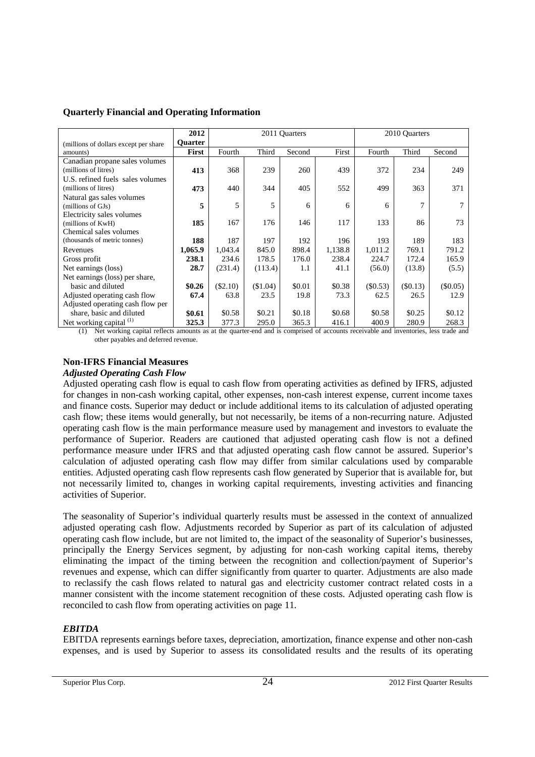## Quarterly Financial and Operating Information

| (millions of dollars except per share amounts) | 2012 Quarter | 2011 Quarters | | | | 2010 Quarters | | |
|---|---|---|---|---|---|---|---|---|
| | **First** | Fourth | Third | Second | First | Fourth | Third | Second |
| Canadian propane sales volumes (millions of litres) | **413** | 368 | 239 | 260 | 439 | 372 | 234 | 249 |
| U.S. refined fuels sales volumes (millions of litres) | **473** | 440 | 344 | 405 | 552 | 499 | 363 | 371 |
| Natural gas sales volumes (millions of GJs) | **5** | 5 | 5 | 6 | 6 | 6 | 7 | 7 |
| Electricity sales volumes (millions of KwH) | **185** | 167 | 176 | 146 | 117 | 133 | 86 | 73 |
| Chemical sales volumes (thousands of metric tonnes) | **188** | 187 | 197 | 192 | 196 | 193 | 189 | 183 |
| Revenues | **1,065.9** | 1,043.4 | 845.0 | 898.4 | 1,138.8 | 1,011.2 | 769.1 | 791.2 |
| Gross profit | **238.1** | 234.6 | 178.5 | 176.0 | 238.4 | 224.7 | 172.4 | 165.9 |
| Net earnings (loss) | **28.7** | (231.4) | (113.4) | 1.1 | 41.1 | (56.0) | (13.8) | (5.5) |
| Net earnings (loss) per share, basic and diluted | **$0.26** | ($2.10) | ($1.04) | $0.01 | $0.38 | ($0.53) | ($0.13) | ($0.05) |
| Adjusted operating cash flow | **67.4** | 63.8 | 23.5 | 19.8 | 73.3 | 62.5 | 26.5 | 12.9 |
| Adjusted operating cash flow per share, basic and diluted | **$0.61** | $0.58 | $0.21 | $0.18 | $0.68 | $0.58 | $0.25 | $0.12 |
| Net working capital [(1)] | **325.3** | 377.3 | 295.0 | 365.3 | 416.1 | 400.9 | 280.9 | 268.3 |

(1) Net working capital reflects amounts as at the quarter-end and is comprised of accounts receivable and inventories, less trade and other payables and deferred revenue.

## Non-IFRS Financial Measures

### *Adjusted Operating Cash Flow*

Adjusted operating cash flow is equal to cash flow from operating activities as defined by IFRS, adjusted for changes in non-cash working capital, other expenses, non-cash interest expense, current income taxes and finance costs. Superior may deduct or include additional items to its calculation of adjusted operating cash flow; these items would generally, but not necessarily, be items of a non-recurring nature. Adjusted operating cash flow is the main performance measure used by management and investors to evaluate the performance of Superior. Readers are cautioned that adjusted operating cash flow is not a defined performance measure under IFRS and that adjusted operating cash flow cannot be assured. Superior's calculation of adjusted operating cash flow may differ from similar calculations used by comparable entities. Adjusted operating cash flow represents cash flow generated by Superior that is available for, but not necessarily limited to, changes in working capital requirements, investing activities and financing activities of Superior.

The seasonality of Superior's individual quarterly results must be assessed in the context of annualized adjusted operating cash flow. Adjustments recorded by Superior as part of its calculation of adjusted operating cash flow include, but are not limited to, the impact of the seasonality of Superior's businesses, principally the Energy Services segment, by adjusting for non-cash working capital items, thereby eliminating the impact of the timing between the recognition and collection/payment of Superior's revenues and expense, which can differ significantly from quarter to quarter. Adjustments are also made to reclassify the cash flows related to natural gas and electricity customer contract related costs in a manner consistent with the income statement recognition of these costs. Adjusted operating cash flow is reconciled to cash flow from operating activities on page 11.

### *EBITDA*

EBITDA represents earnings before taxes, depreciation, amortization, finance expense and other non-cash expenses, and is used by Superior to assess its consolidated results and the results of its operating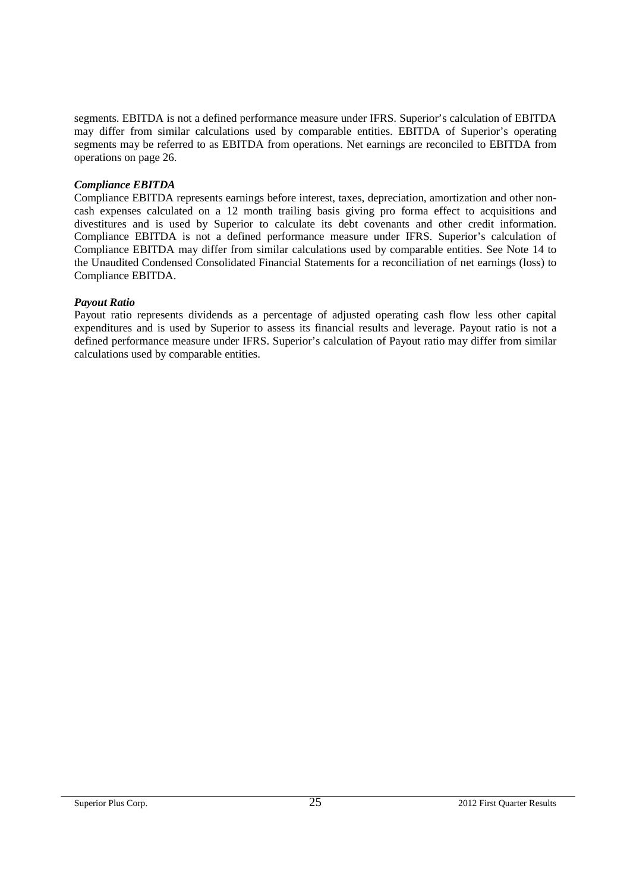segments. EBITDA is not a defined performance measure under IFRS. Superior's calculation of EBITDA may differ from similar calculations used by comparable entities. EBITDA of Superior's operating segments may be referred to as EBITDA from operations. Net earnings are reconciled to EBITDA from operations on page 26.

***Compliance EBITDA***

Compliance EBITDA represents earnings before interest, taxes, depreciation, amortization and other non-cash expenses calculated on a 12 month trailing basis giving pro forma effect to acquisitions and divestitures and is used by Superior to calculate its debt covenants and other credit information. Compliance EBITDA is not a defined performance measure under IFRS. Superior's calculation of Compliance EBITDA may differ from similar calculations used by comparable entities. See Note 14 to the Unaudited Condensed Consolidated Financial Statements for a reconciliation of net earnings (loss) to Compliance EBITDA.

***Payout Ratio***

Payout ratio represents dividends as a percentage of adjusted operating cash flow less other capital expenditures and is used by Superior to assess its financial results and leverage. Payout ratio is not a defined performance measure under IFRS. Superior's calculation of Payout ratio may differ from similar calculations used by comparable entities.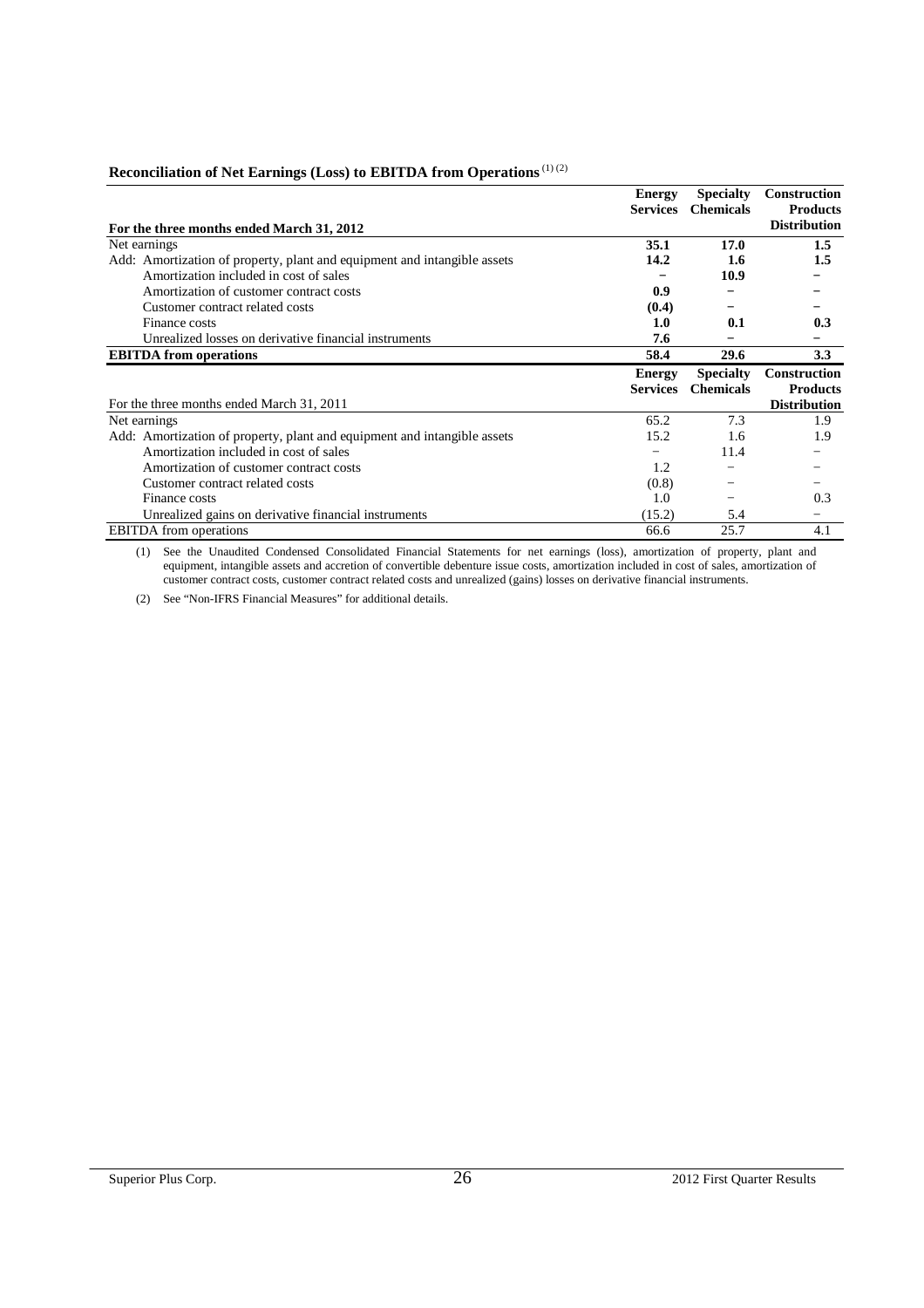### Reconciliation of Net Earnings (Loss) to EBITDA from Operations (1) (2)

| For the three months ended March 31, 2012 | Energy Services | Specialty Chemicals | Construction Products Distribution |
|---|---|---|---|
| Net earnings | **35.1** | **17.0** | **1.5** |
| Add: Amortization of property, plant and equipment and intangible assets | **14.2** | **1.6** | **1.5** |
| Amortization included in cost of sales | **–** | **10.9** | **–** |
| Amortization of customer contract costs | **0.9** | **–** | **–** |
| Customer contract related costs | **(0.4)** | **–** | **–** |
| Finance costs | **1.0** | **0.1** | **0.3** |
| Unrealized losses on derivative financial instruments | **7.6** | **–** | **–** |
| **EBITDA from operations** | **58.4** | **29.6** | **3.3** |

| For the three months ended March 31, 2011 | Energy Services | Specialty Chemicals | Construction Products Distribution |
|---|---|---|---|
| Net earnings | 65.2 | 7.3 | 1.9 |
| Add: Amortization of property, plant and equipment and intangible assets | 15.2 | 1.6 | 1.9 |
| Amortization included in cost of sales | – | 11.4 | – |
| Amortization of customer contract costs | 1.2 | – | – |
| Customer contract related costs | (0.8) | – | – |
| Finance costs | 1.0 | – | 0.3 |
| Unrealized gains on derivative financial instruments | (15.2) | 5.4 | – |
| EBITDA from operations | 66.6 | 25.7 | 4.1 |

(1) See the Unaudited Condensed Consolidated Financial Statements for net earnings (loss), amortization of property, plant and equipment, intangible assets and accretion of convertible debenture issue costs, amortization included in cost of sales, amortization of customer contract costs, customer contract related costs and unrealized (gains) losses on derivative financial instruments.

(2) See "Non-IFRS Financial Measures" for additional details.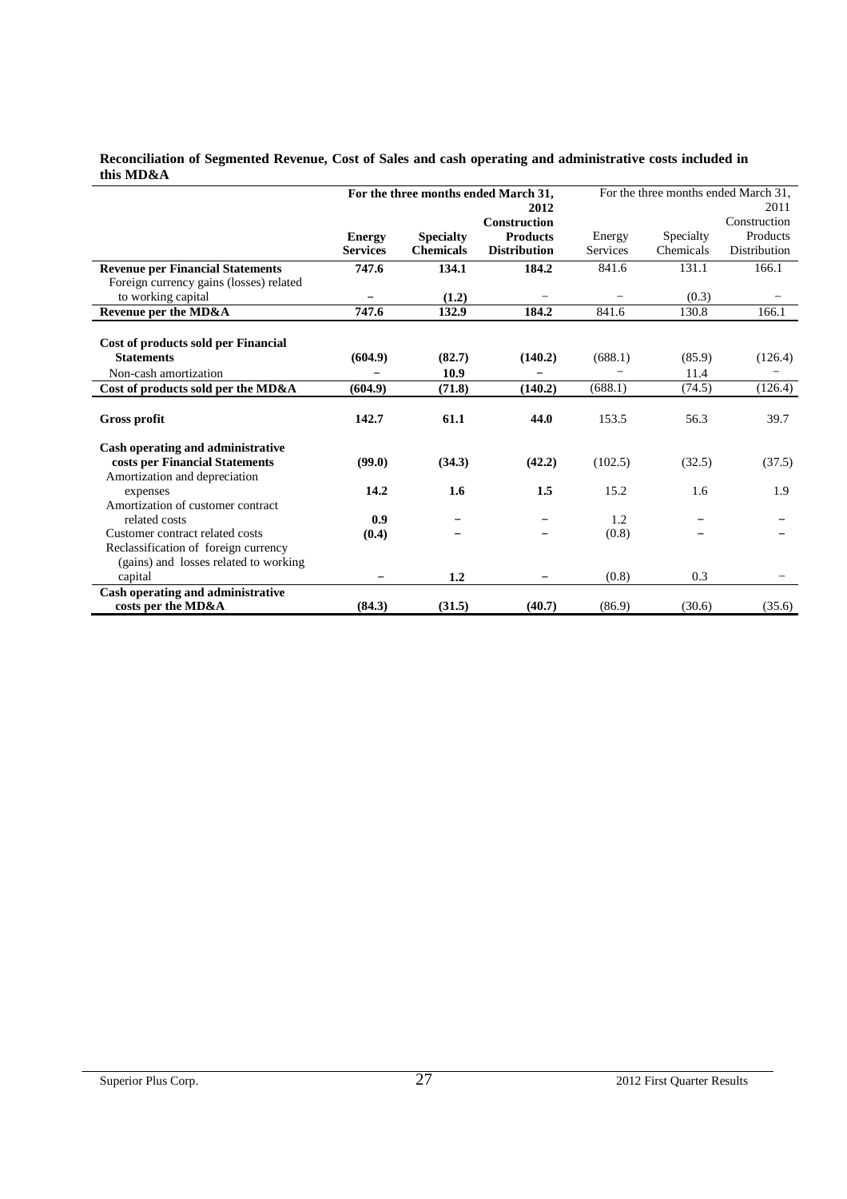**Reconciliation of Segmented Revenue, Cost of Sales and cash operating and administrative costs included in this MD&A**

| | For the three months ended March 31, 2012 | | | For the three months ended March 31, 2011 | | |
|---|---|---|---|---|---|---|
| | **Energy Services** | **Specialty Chemicals** | **Construction Products Distribution** | Energy Services | Specialty Chemicals | Construction Products Distribution |
| **Revenue per Financial Statements** | **747.6** | **134.1** | **184.2** | 841.6 | 131.1 | 166.1 |
| Foreign currency gains (losses) related to working capital | – | **(1.2)** | – | – | (0.3) | – |
| **Revenue per the MD&A** | **747.6** | **132.9** | **184.2** | 841.6 | 130.8 | 166.1 |
| **Cost of products sold per Financial Statements** | **(604.9)** | **(82.7)** | **(140.2)** | (688.1) | (85.9) | (126.4) |
| Non-cash amortization | – | **10.9** | – | – | 11.4 | – |
| **Cost of products sold per the MD&A** | **(604.9)** | **(71.8)** | **(140.2)** | (688.1) | (74.5) | (126.4) |
| **Gross profit** | **142.7** | **61.1** | **44.0** | 153.5 | 56.3 | 39.7 |
| **Cash operating and administrative costs per Financial Statements** | **(99.0)** | **(34.3)** | **(42.2)** | (102.5) | (32.5) | (37.5) |
| Amortization and depreciation expenses | **14.2** | **1.6** | **1.5** | 15.2 | 1.6 | 1.9 |
| Amortization of customer contract related costs | **0.9** | – | – | 1.2 | – | – |
| Customer contract related costs | **(0.4)** | – | – | (0.8) | – | – |
| Reclassification of foreign currency (gains) and losses related to working capital | – | **1.2** | – | (0.8) | 0.3 | – |
| **Cash operating and administrative costs per the MD&A** | **(84.3)** | **(31.5)** | **(40.7)** | (86.9) | (30.6) | (35.6) |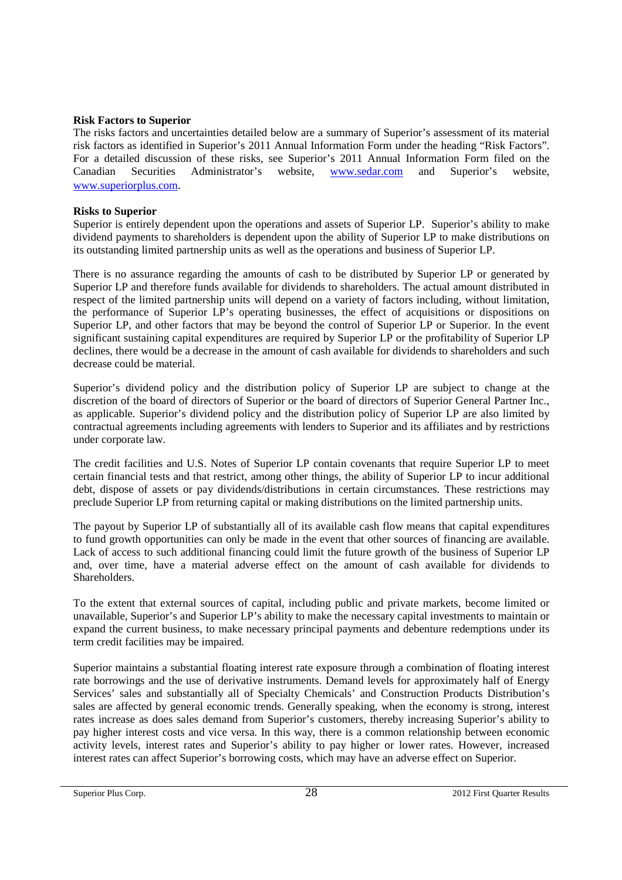**Risk Factors to Superior**

The risks factors and uncertainties detailed below are a summary of Superior's assessment of its material risk factors as identified in Superior's 2011 Annual Information Form under the heading "Risk Factors". For a detailed discussion of these risks, see Superior's 2011 Annual Information Form filed on the Canadian Securities Administrator's website, www.sedar.com and Superior's website, www.superiorplus.com.

**Risks to Superior**

Superior is entirely dependent upon the operations and assets of Superior LP. Superior's ability to make dividend payments to shareholders is dependent upon the ability of Superior LP to make distributions on its outstanding limited partnership units as well as the operations and business of Superior LP.

There is no assurance regarding the amounts of cash to be distributed by Superior LP or generated by Superior LP and therefore funds available for dividends to shareholders. The actual amount distributed in respect of the limited partnership units will depend on a variety of factors including, without limitation, the performance of Superior LP's operating businesses, the effect of acquisitions or dispositions on Superior LP, and other factors that may be beyond the control of Superior LP or Superior. In the event significant sustaining capital expenditures are required by Superior LP or the profitability of Superior LP declines, there would be a decrease in the amount of cash available for dividends to shareholders and such decrease could be material.

Superior's dividend policy and the distribution policy of Superior LP are subject to change at the discretion of the board of directors of Superior or the board of directors of Superior General Partner Inc., as applicable. Superior's dividend policy and the distribution policy of Superior LP are also limited by contractual agreements including agreements with lenders to Superior and its affiliates and by restrictions under corporate law.

The credit facilities and U.S. Notes of Superior LP contain covenants that require Superior LP to meet certain financial tests and that restrict, among other things, the ability of Superior LP to incur additional debt, dispose of assets or pay dividends/distributions in certain circumstances. These restrictions may preclude Superior LP from returning capital or making distributions on the limited partnership units.

The payout by Superior LP of substantially all of its available cash flow means that capital expenditures to fund growth opportunities can only be made in the event that other sources of financing are available. Lack of access to such additional financing could limit the future growth of the business of Superior LP and, over time, have a material adverse effect on the amount of cash available for dividends to Shareholders.

To the extent that external sources of capital, including public and private markets, become limited or unavailable, Superior's and Superior LP's ability to make the necessary capital investments to maintain or expand the current business, to make necessary principal payments and debenture redemptions under its term credit facilities may be impaired.

Superior maintains a substantial floating interest rate exposure through a combination of floating interest rate borrowings and the use of derivative instruments. Demand levels for approximately half of Energy Services' sales and substantially all of Specialty Chemicals' and Construction Products Distribution's sales are affected by general economic trends. Generally speaking, when the economy is strong, interest rates increase as does sales demand from Superior's customers, thereby increasing Superior's ability to pay higher interest costs and vice versa. In this way, there is a common relationship between economic activity levels, interest rates and Superior's ability to pay higher or lower rates. However, increased interest rates can affect Superior's borrowing costs, which may have an adverse effect on Superior.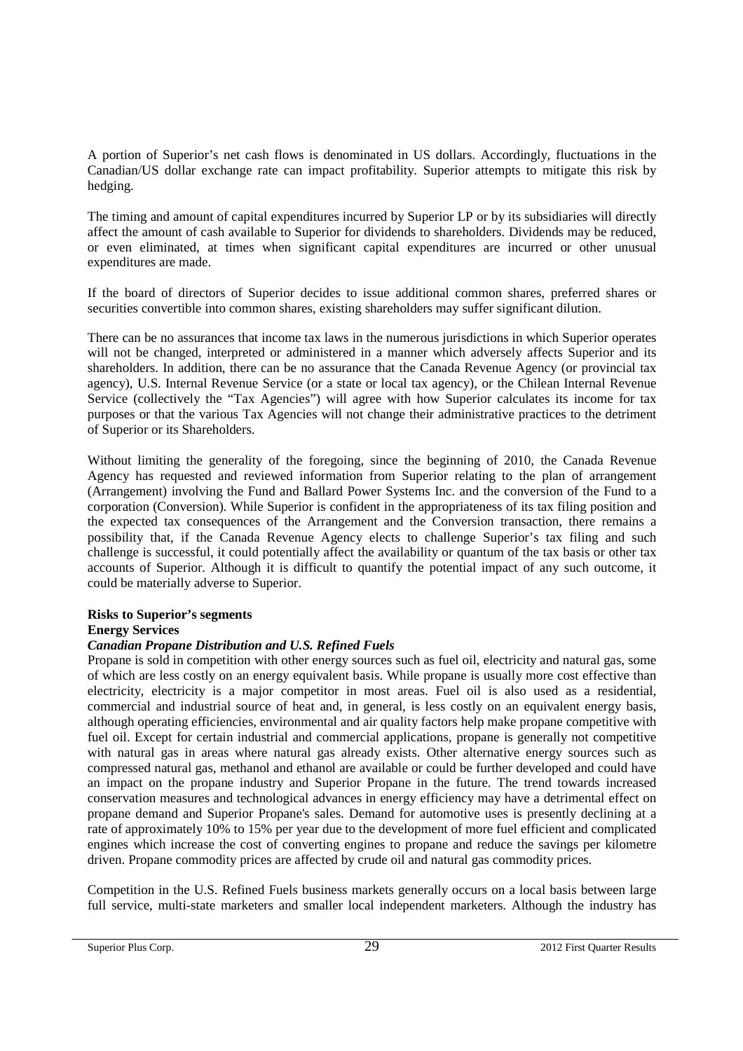A portion of Superior's net cash flows is denominated in US dollars. Accordingly, fluctuations in the Canadian/US dollar exchange rate can impact profitability. Superior attempts to mitigate this risk by hedging.

The timing and amount of capital expenditures incurred by Superior LP or by its subsidiaries will directly affect the amount of cash available to Superior for dividends to shareholders. Dividends may be reduced, or even eliminated, at times when significant capital expenditures are incurred or other unusual expenditures are made.

If the board of directors of Superior decides to issue additional common shares, preferred shares or securities convertible into common shares, existing shareholders may suffer significant dilution.

There can be no assurances that income tax laws in the numerous jurisdictions in which Superior operates will not be changed, interpreted or administered in a manner which adversely affects Superior and its shareholders. In addition, there can be no assurance that the Canada Revenue Agency (or provincial tax agency), U.S. Internal Revenue Service (or a state or local tax agency), or the Chilean Internal Revenue Service (collectively the "Tax Agencies") will agree with how Superior calculates its income for tax purposes or that the various Tax Agencies will not change their administrative practices to the detriment of Superior or its Shareholders.

Without limiting the generality of the foregoing, since the beginning of 2010, the Canada Revenue Agency has requested and reviewed information from Superior relating to the plan of arrangement (Arrangement) involving the Fund and Ballard Power Systems Inc. and the conversion of the Fund to a corporation (Conversion). While Superior is confident in the appropriateness of its tax filing position and the expected tax consequences of the Arrangement and the Conversion transaction, there remains a possibility that, if the Canada Revenue Agency elects to challenge Superior's tax filing and such challenge is successful, it could potentially affect the availability or quantum of the tax basis or other tax accounts of Superior. Although it is difficult to quantify the potential impact of any such outcome, it could be materially adverse to Superior.

**Risks to Superior's segments**

**Energy Services**

***Canadian Propane Distribution and U.S. Refined Fuels***

Propane is sold in competition with other energy sources such as fuel oil, electricity and natural gas, some of which are less costly on an energy equivalent basis. While propane is usually more cost effective than electricity, electricity is a major competitor in most areas. Fuel oil is also used as a residential, commercial and industrial source of heat and, in general, is less costly on an equivalent energy basis, although operating efficiencies, environmental and air quality factors help make propane competitive with fuel oil. Except for certain industrial and commercial applications, propane is generally not competitive with natural gas in areas where natural gas already exists. Other alternative energy sources such as compressed natural gas, methanol and ethanol are available or could be further developed and could have an impact on the propane industry and Superior Propane in the future. The trend towards increased conservation measures and technological advances in energy efficiency may have a detrimental effect on propane demand and Superior Propane's sales. Demand for automotive uses is presently declining at a rate of approximately 10% to 15% per year due to the development of more fuel efficient and complicated engines which increase the cost of converting engines to propane and reduce the savings per kilometre driven. Propane commodity prices are affected by crude oil and natural gas commodity prices.

Competition in the U.S. Refined Fuels business markets generally occurs on a local basis between large full service, multi-state marketers and smaller local independent marketers. Although the industry has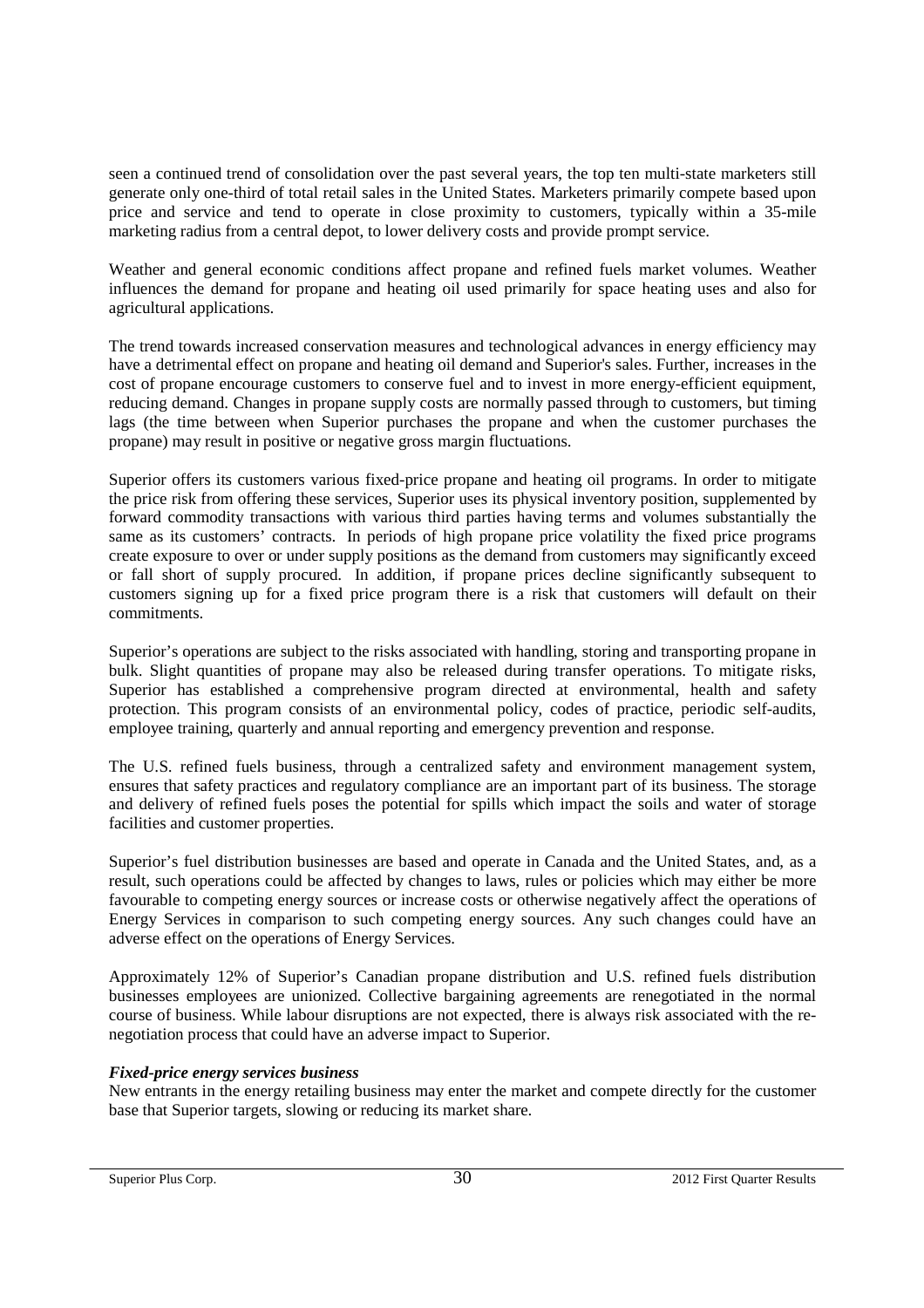seen a continued trend of consolidation over the past several years, the top ten multi-state marketers still generate only one-third of total retail sales in the United States. Marketers primarily compete based upon price and service and tend to operate in close proximity to customers, typically within a 35-mile marketing radius from a central depot, to lower delivery costs and provide prompt service.

Weather and general economic conditions affect propane and refined fuels market volumes. Weather influences the demand for propane and heating oil used primarily for space heating uses and also for agricultural applications.

The trend towards increased conservation measures and technological advances in energy efficiency may have a detrimental effect on propane and heating oil demand and Superior's sales. Further, increases in the cost of propane encourage customers to conserve fuel and to invest in more energy-efficient equipment, reducing demand. Changes in propane supply costs are normally passed through to customers, but timing lags (the time between when Superior purchases the propane and when the customer purchases the propane) may result in positive or negative gross margin fluctuations.

Superior offers its customers various fixed-price propane and heating oil programs. In order to mitigate the price risk from offering these services, Superior uses its physical inventory position, supplemented by forward commodity transactions with various third parties having terms and volumes substantially the same as its customers' contracts. In periods of high propane price volatility the fixed price programs create exposure to over or under supply positions as the demand from customers may significantly exceed or fall short of supply procured. In addition, if propane prices decline significantly subsequent to customers signing up for a fixed price program there is a risk that customers will default on their commitments.

Superior's operations are subject to the risks associated with handling, storing and transporting propane in bulk. Slight quantities of propane may also be released during transfer operations. To mitigate risks, Superior has established a comprehensive program directed at environmental, health and safety protection. This program consists of an environmental policy, codes of practice, periodic self-audits, employee training, quarterly and annual reporting and emergency prevention and response.

The U.S. refined fuels business, through a centralized safety and environment management system, ensures that safety practices and regulatory compliance are an important part of its business. The storage and delivery of refined fuels poses the potential for spills which impact the soils and water of storage facilities and customer properties.

Superior's fuel distribution businesses are based and operate in Canada and the United States, and, as a result, such operations could be affected by changes to laws, rules or policies which may either be more favourable to competing energy sources or increase costs or otherwise negatively affect the operations of Energy Services in comparison to such competing energy sources. Any such changes could have an adverse effect on the operations of Energy Services.

Approximately 12% of Superior's Canadian propane distribution and U.S. refined fuels distribution businesses employees are unionized. Collective bargaining agreements are renegotiated in the normal course of business. While labour disruptions are not expected, there is always risk associated with the re-negotiation process that could have an adverse impact to Superior.

***Fixed-price energy services business***

New entrants in the energy retailing business may enter the market and compete directly for the customer base that Superior targets, slowing or reducing its market share.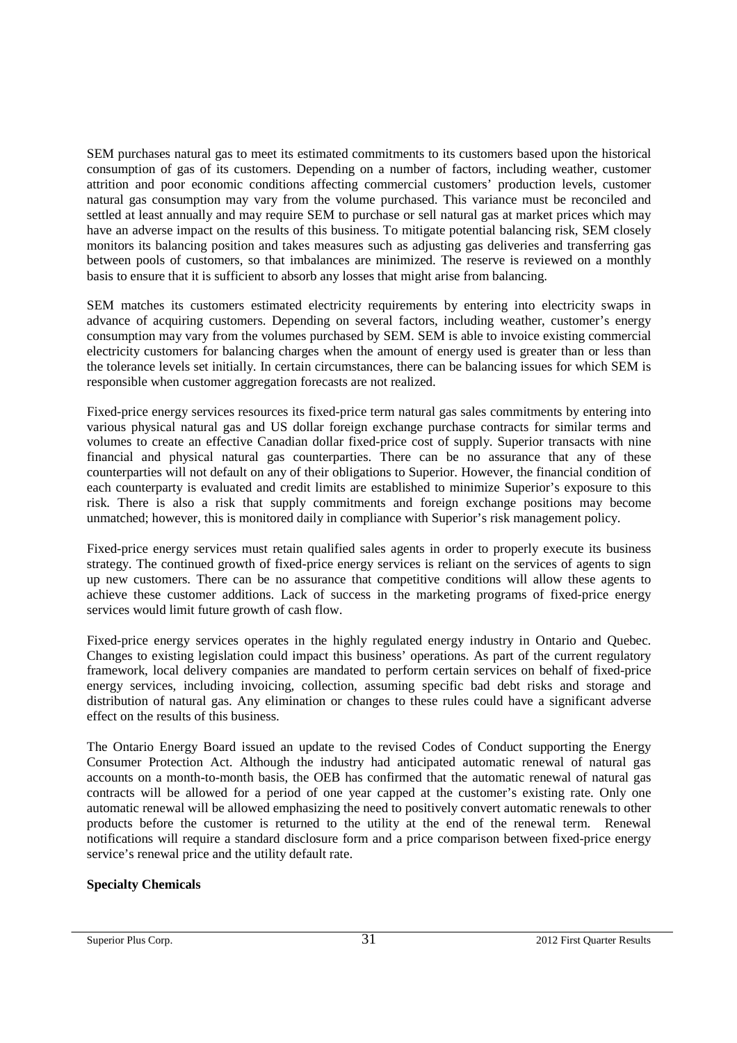SEM purchases natural gas to meet its estimated commitments to its customers based upon the historical consumption of gas of its customers. Depending on a number of factors, including weather, customer attrition and poor economic conditions affecting commercial customers' production levels, customer natural gas consumption may vary from the volume purchased. This variance must be reconciled and settled at least annually and may require SEM to purchase or sell natural gas at market prices which may have an adverse impact on the results of this business. To mitigate potential balancing risk, SEM closely monitors its balancing position and takes measures such as adjusting gas deliveries and transferring gas between pools of customers, so that imbalances are minimized. The reserve is reviewed on a monthly basis to ensure that it is sufficient to absorb any losses that might arise from balancing.

SEM matches its customers estimated electricity requirements by entering into electricity swaps in advance of acquiring customers. Depending on several factors, including weather, customer's energy consumption may vary from the volumes purchased by SEM. SEM is able to invoice existing commercial electricity customers for balancing charges when the amount of energy used is greater than or less than the tolerance levels set initially. In certain circumstances, there can be balancing issues for which SEM is responsible when customer aggregation forecasts are not realized.

Fixed-price energy services resources its fixed-price term natural gas sales commitments by entering into various physical natural gas and US dollar foreign exchange purchase contracts for similar terms and volumes to create an effective Canadian dollar fixed-price cost of supply. Superior transacts with nine financial and physical natural gas counterparties. There can be no assurance that any of these counterparties will not default on any of their obligations to Superior. However, the financial condition of each counterparty is evaluated and credit limits are established to minimize Superior's exposure to this risk. There is also a risk that supply commitments and foreign exchange positions may become unmatched; however, this is monitored daily in compliance with Superior's risk management policy.

Fixed-price energy services must retain qualified sales agents in order to properly execute its business strategy. The continued growth of fixed-price energy services is reliant on the services of agents to sign up new customers. There can be no assurance that competitive conditions will allow these agents to achieve these customer additions. Lack of success in the marketing programs of fixed-price energy services would limit future growth of cash flow.

Fixed-price energy services operates in the highly regulated energy industry in Ontario and Quebec. Changes to existing legislation could impact this business' operations. As part of the current regulatory framework, local delivery companies are mandated to perform certain services on behalf of fixed-price energy services, including invoicing, collection, assuming specific bad debt risks and storage and distribution of natural gas. Any elimination or changes to these rules could have a significant adverse effect on the results of this business.

The Ontario Energy Board issued an update to the revised Codes of Conduct supporting the Energy Consumer Protection Act. Although the industry had anticipated automatic renewal of natural gas accounts on a month-to-month basis, the OEB has confirmed that the automatic renewal of natural gas contracts will be allowed for a period of one year capped at the customer's existing rate. Only one automatic renewal will be allowed emphasizing the need to positively convert automatic renewals to other products before the customer is returned to the utility at the end of the renewal term. Renewal notifications will require a standard disclosure form and a price comparison between fixed-price energy service's renewal price and the utility default rate.

**Specialty Chemicals**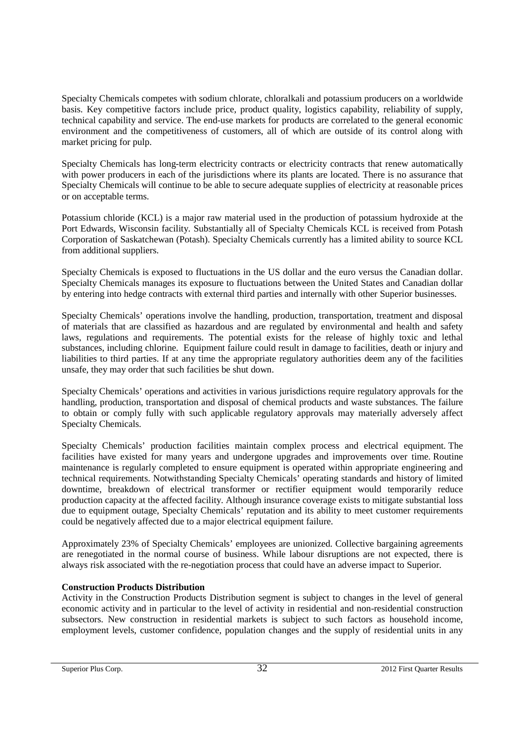Specialty Chemicals competes with sodium chlorate, chloralkali and potassium producers on a worldwide basis. Key competitive factors include price, product quality, logistics capability, reliability of supply, technical capability and service. The end-use markets for products are correlated to the general economic environment and the competitiveness of customers, all of which are outside of its control along with market pricing for pulp.

Specialty Chemicals has long-term electricity contracts or electricity contracts that renew automatically with power producers in each of the jurisdictions where its plants are located. There is no assurance that Specialty Chemicals will continue to be able to secure adequate supplies of electricity at reasonable prices or on acceptable terms.

Potassium chloride (KCL) is a major raw material used in the production of potassium hydroxide at the Port Edwards, Wisconsin facility. Substantially all of Specialty Chemicals KCL is received from Potash Corporation of Saskatchewan (Potash). Specialty Chemicals currently has a limited ability to source KCL from additional suppliers.

Specialty Chemicals is exposed to fluctuations in the US dollar and the euro versus the Canadian dollar. Specialty Chemicals manages its exposure to fluctuations between the United States and Canadian dollar by entering into hedge contracts with external third parties and internally with other Superior businesses.

Specialty Chemicals' operations involve the handling, production, transportation, treatment and disposal of materials that are classified as hazardous and are regulated by environmental and health and safety laws, regulations and requirements. The potential exists for the release of highly toxic and lethal substances, including chlorine. Equipment failure could result in damage to facilities, death or injury and liabilities to third parties. If at any time the appropriate regulatory authorities deem any of the facilities unsafe, they may order that such facilities be shut down.

Specialty Chemicals' operations and activities in various jurisdictions require regulatory approvals for the handling, production, transportation and disposal of chemical products and waste substances. The failure to obtain or comply fully with such applicable regulatory approvals may materially adversely affect Specialty Chemicals.

Specialty Chemicals' production facilities maintain complex process and electrical equipment. The facilities have existed for many years and undergone upgrades and improvements over time. Routine maintenance is regularly completed to ensure equipment is operated within appropriate engineering and technical requirements. Notwithstanding Specialty Chemicals' operating standards and history of limited downtime, breakdown of electrical transformer or rectifier equipment would temporarily reduce production capacity at the affected facility. Although insurance coverage exists to mitigate substantial loss due to equipment outage, Specialty Chemicals' reputation and its ability to meet customer requirements could be negatively affected due to a major electrical equipment failure.

Approximately 23% of Specialty Chemicals' employees are unionized. Collective bargaining agreements are renegotiated in the normal course of business. While labour disruptions are not expected, there is always risk associated with the re-negotiation process that could have an adverse impact to Superior.

**Construction Products Distribution**

Activity in the Construction Products Distribution segment is subject to changes in the level of general economic activity and in particular to the level of activity in residential and non-residential construction subsectors. New construction in residential markets is subject to such factors as household income, employment levels, customer confidence, population changes and the supply of residential units in any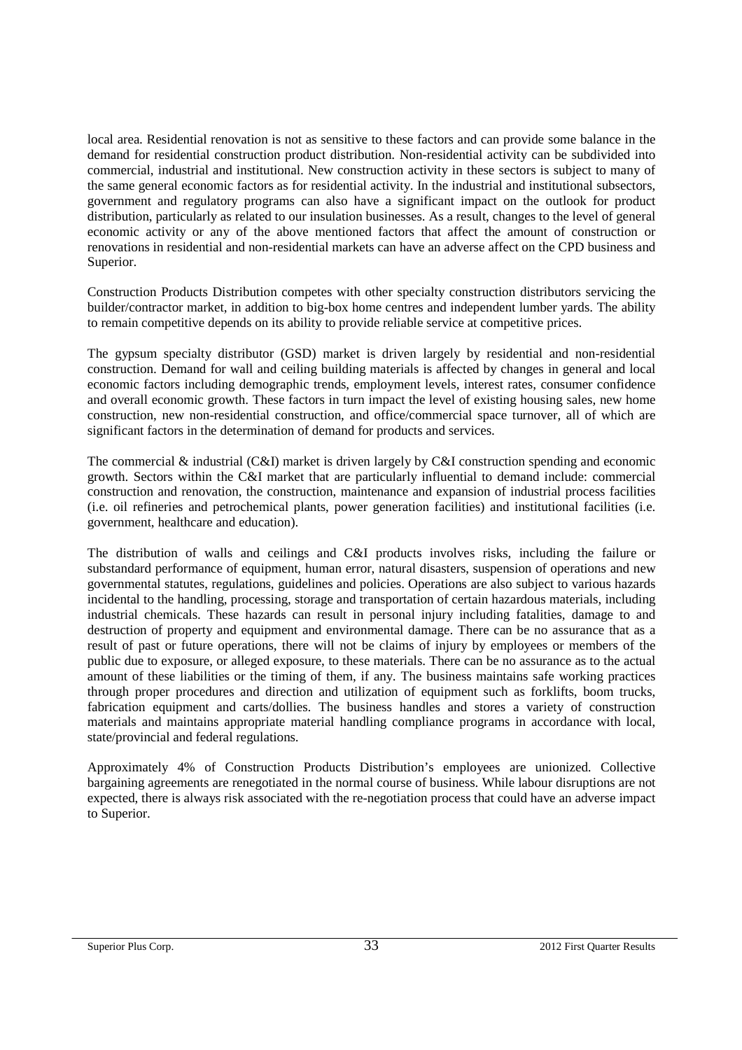local area. Residential renovation is not as sensitive to these factors and can provide some balance in the demand for residential construction product distribution. Non-residential activity can be subdivided into commercial, industrial and institutional. New construction activity in these sectors is subject to many of the same general economic factors as for residential activity. In the industrial and institutional subsectors, government and regulatory programs can also have a significant impact on the outlook for product distribution, particularly as related to our insulation businesses. As a result, changes to the level of general economic activity or any of the above mentioned factors that affect the amount of construction or renovations in residential and non-residential markets can have an adverse affect on the CPD business and Superior.

Construction Products Distribution competes with other specialty construction distributors servicing the builder/contractor market, in addition to big-box home centres and independent lumber yards. The ability to remain competitive depends on its ability to provide reliable service at competitive prices.

The gypsum specialty distributor (GSD) market is driven largely by residential and non-residential construction. Demand for wall and ceiling building materials is affected by changes in general and local economic factors including demographic trends, employment levels, interest rates, consumer confidence and overall economic growth. These factors in turn impact the level of existing housing sales, new home construction, new non-residential construction, and office/commercial space turnover, all of which are significant factors in the determination of demand for products and services.

The commercial & industrial (C&I) market is driven largely by C&I construction spending and economic growth. Sectors within the C&I market that are particularly influential to demand include: commercial construction and renovation, the construction, maintenance and expansion of industrial process facilities (i.e. oil refineries and petrochemical plants, power generation facilities) and institutional facilities (i.e. government, healthcare and education).

The distribution of walls and ceilings and C&I products involves risks, including the failure or substandard performance of equipment, human error, natural disasters, suspension of operations and new governmental statutes, regulations, guidelines and policies. Operations are also subject to various hazards incidental to the handling, processing, storage and transportation of certain hazardous materials, including industrial chemicals. These hazards can result in personal injury including fatalities, damage to and destruction of property and equipment and environmental damage. There can be no assurance that as a result of past or future operations, there will not be claims of injury by employees or members of the public due to exposure, or alleged exposure, to these materials. There can be no assurance as to the actual amount of these liabilities or the timing of them, if any. The business maintains safe working practices through proper procedures and direction and utilization of equipment such as forklifts, boom trucks, fabrication equipment and carts/dollies. The business handles and stores a variety of construction materials and maintains appropriate material handling compliance programs in accordance with local, state/provincial and federal regulations.

Approximately 4% of Construction Products Distribution's employees are unionized. Collective bargaining agreements are renegotiated in the normal course of business. While labour disruptions are not expected, there is always risk associated with the re-negotiation process that could have an adverse impact to Superior.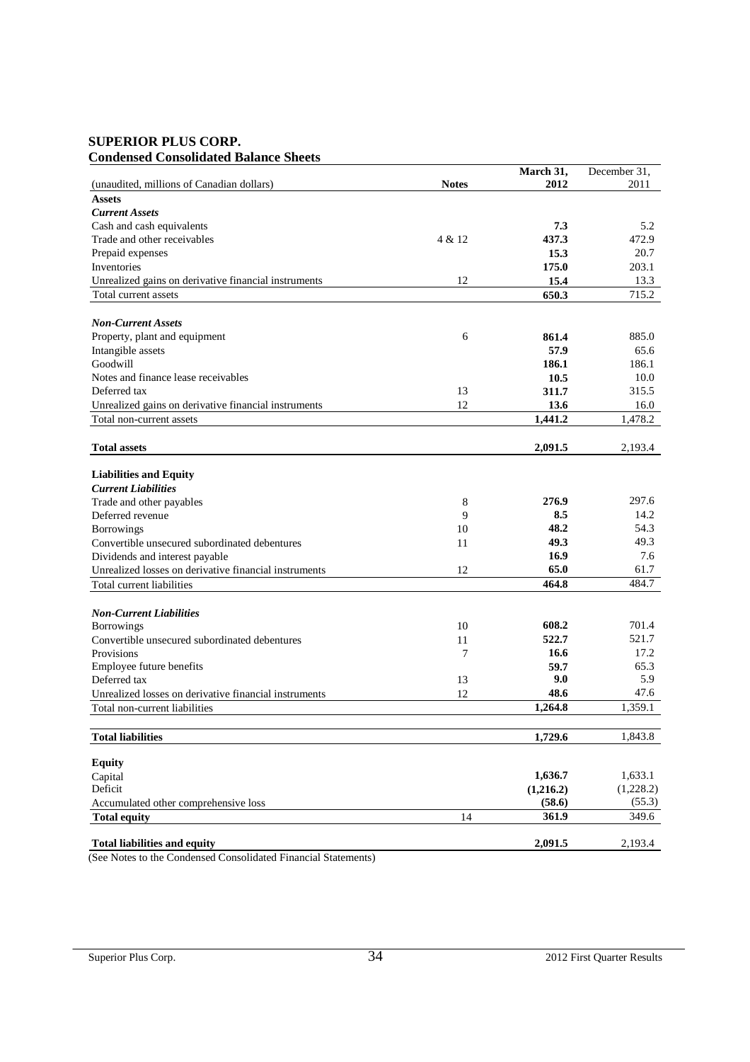**SUPERIOR PLUS CORP.**
**Condensed Consolidated Balance Sheets**

| (unaudited, millions of Canadian dollars) | Notes | March 31, 2012 | December 31, 2011 |
|---|---|---|---|
| **Assets** | | | |
| ***Current Assets*** | | | |
| Cash and cash equivalents | | **7.3** | 5.2 |
| Trade and other receivables | 4 & 12 | **437.3** | 472.9 |
| Prepaid expenses | | **15.3** | 20.7 |
| Inventories | | **175.0** | 203.1 |
| Unrealized gains on derivative financial instruments | 12 | **15.4** | 13.3 |
| Total current assets | | **650.3** | 715.2 |
| ***Non-Current Assets*** | | | |
| Property, plant and equipment | 6 | **861.4** | 885.0 |
| Intangible assets | | **57.9** | 65.6 |
| Goodwill | | **186.1** | 186.1 |
| Notes and finance lease receivables | | **10.5** | 10.0 |
| Deferred tax | 13 | **311.7** | 315.5 |
| Unrealized gains on derivative financial instruments | 12 | **13.6** | 16.0 |
| Total non-current assets | | **1,441.2** | 1,478.2 |
| **Total assets** | | **2,091.5** | 2,193.4 |
| **Liabilities and Equity** | | | |
| ***Current Liabilities*** | | | |
| Trade and other payables | 8 | **276.9** | 297.6 |
| Deferred revenue | 9 | **8.5** | 14.2 |
| Borrowings | 10 | **48.2** | 54.3 |
| Convertible unsecured subordinated debentures | 11 | **49.3** | 49.3 |
| Dividends and interest payable | | **16.9** | 7.6 |
| Unrealized losses on derivative financial instruments | 12 | **65.0** | 61.7 |
| Total current liabilities | | **464.8** | 484.7 |
| ***Non-Current Liabilities*** | | | |
| Borrowings | 10 | **608.2** | 701.4 |
| Convertible unsecured subordinated debentures | 11 | **522.7** | 521.7 |
| Provisions | 7 | **16.6** | 17.2 |
| Employee future benefits | | **59.7** | 65.3 |
| Deferred tax | 13 | **9.0** | 5.9 |
| Unrealized losses on derivative financial instruments | 12 | **48.6** | 47.6 |
| Total non-current liabilities | | **1,264.8** | 1,359.1 |
| **Total liabilities** | | **1,729.6** | 1,843.8 |
| **Equity** | | | |
| Capital | | **1,636.7** | 1,633.1 |
| Deficit | | **(1,216.2)** | (1,228.2) |
| Accumulated other comprehensive loss | | **(58.6)** | (55.3) |
| **Total equity** | 14 | **361.9** | 349.6 |
| **Total liabilities and equity** | | **2,091.5** | 2,193.4 |

(See Notes to the Condensed Consolidated Financial Statements)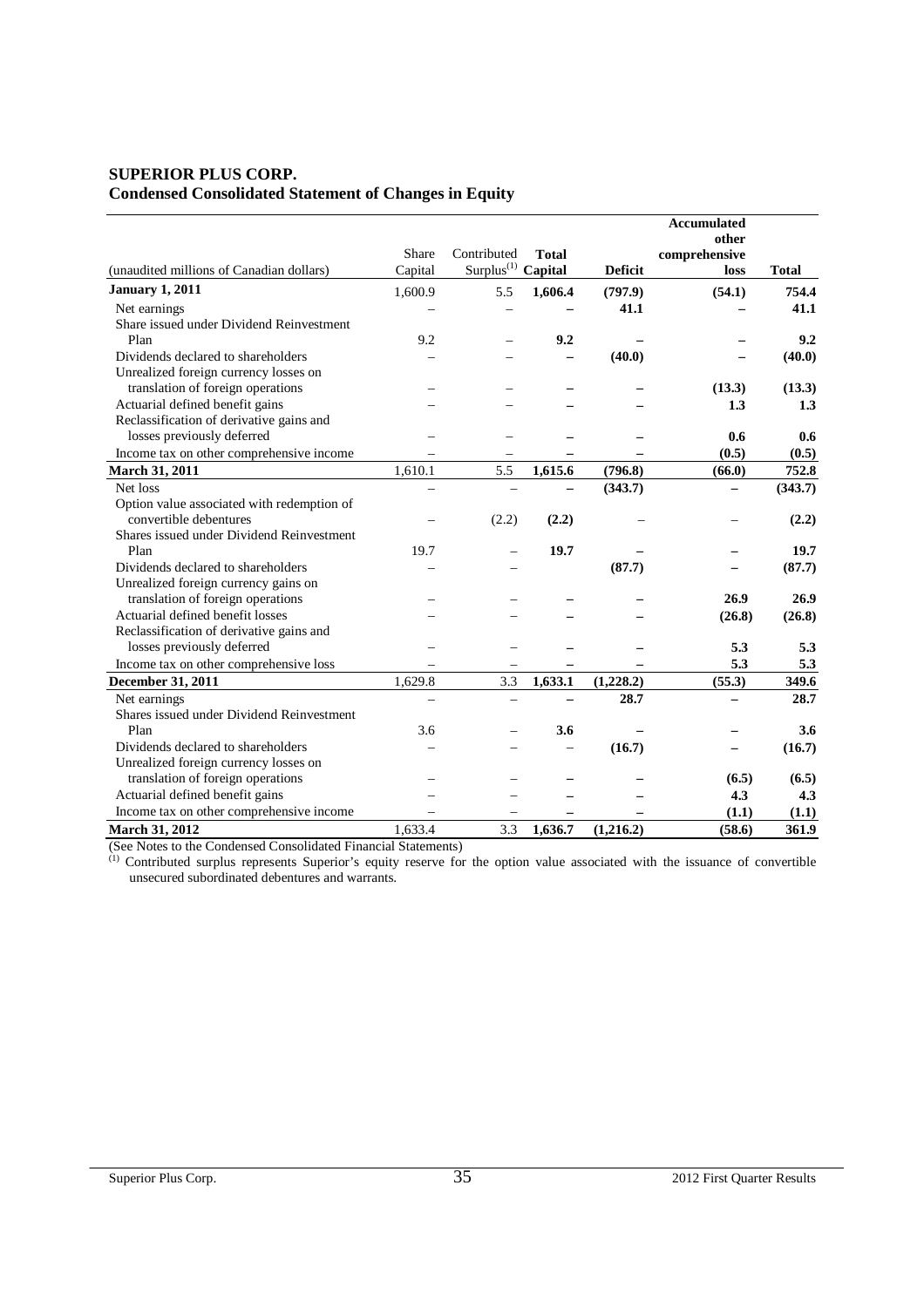## SUPERIOR PLUS CORP.
## Condensed Consolidated Statement of Changes in Equity

| (unaudited millions of Canadian dollars) | Share Capital | Contributed Surplus[(1)] | Total Capital | Deficit | Accumulated other comprehensive loss | Total |
|---|---|---|---|---|---|---|
| **January 1, 2011** | 1,600.9 | 5.5 | **1,606.4** | **(797.9)** | **(54.1)** | **754.4** |
| Net earnings | – | – | **–** | **41.1** | **–** | **41.1** |
| Share issued under Dividend Reinvestment Plan | 9.2 | – | **9.2** | **–** | **–** | **9.2** |
| Dividends declared to shareholders | – | – | **–** | **(40.0)** | **–** | **(40.0)** |
| Unrealized foreign currency losses on translation of foreign operations | – | – | **–** | **–** | **(13.3)** | **(13.3)** |
| Actuarial defined benefit gains | – | – | **–** | **–** | **1.3** | **1.3** |
| Reclassification of derivative gains and losses previously deferred | – | – | **–** | **–** | **0.6** | **0.6** |
| Income tax on other comprehensive income | – | – | **–** | **–** | **(0.5)** | **(0.5)** |
| **March 31, 2011** | 1,610.1 | 5.5 | **1,615.6** | **(796.8)** | **(66.0)** | **752.8** |
| Net loss | – | – | **–** | **(343.7)** | **–** | **(343.7)** |
| Option value associated with redemption of convertible debentures | – | (2.2) | **(2.2)** | – | – | **(2.2)** |
| Shares issued under Dividend Reinvestment Plan | 19.7 | – | **19.7** | **–** | **–** | **19.7** |
| Dividends declared to shareholders | – | – | | **(87.7)** | **–** | **(87.7)** |
| Unrealized foreign currency gains on translation of foreign operations | – | – | **–** | **–** | **26.9** | **26.9** |
| Actuarial defined benefit losses | – | – | **–** | **–** | **(26.8)** | **(26.8)** |
| Reclassification of derivative gains and losses previously deferred | – | – | **–** | **–** | **5.3** | **5.3** |
| Income tax on other comprehensive loss | – | – | **–** | **–** | **5.3** | **5.3** |
| **December 31, 2011** | 1,629.8 | 3.3 | **1,633.1** | **(1,228.2)** | **(55.3)** | **349.6** |
| Net earnings | – | – | **–** | **28.7** | **–** | **28.7** |
| Shares issued under Dividend Reinvestment Plan | 3.6 | – | **3.6** | **–** | **–** | **3.6** |
| Dividends declared to shareholders | – | – | – | **(16.7)** | **–** | **(16.7)** |
| Unrealized foreign currency losses on translation of foreign operations | – | – | **–** | **–** | **(6.5)** | **(6.5)** |
| Actuarial defined benefit gains | – | – | **–** | **–** | **4.3** | **4.3** |
| Income tax on other comprehensive income | – | – | **–** | **–** | **(1.1)** | **(1.1)** |
| **March 31, 2012** | 1,633.4 | 3.3 | **1,636.7** | **(1,216.2)** | **(58.6)** | **361.9** |

(See Notes to the Condensed Consolidated Financial Statements)

(1) Contributed surplus represents Superior's equity reserve for the option value associated with the issuance of convertible unsecured subordinated debentures and warrants.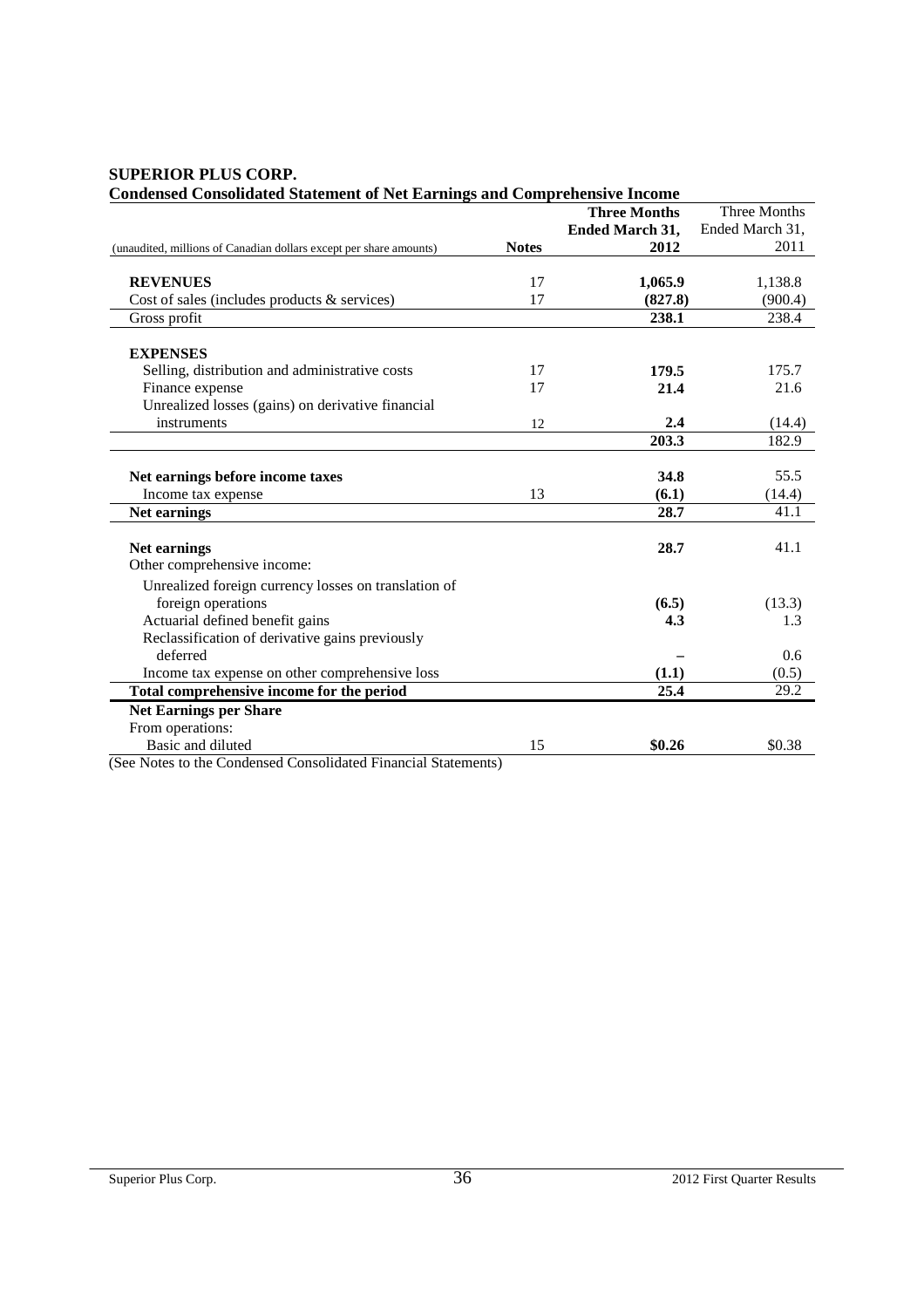**SUPERIOR PLUS CORP.**

**Condensed Consolidated Statement of Net Earnings and Comprehensive Income**

| (unaudited, millions of Canadian dollars except per share amounts) | Notes | **Three Months Ended March 31, 2012** | Three Months Ended March 31, 2011 |
|---|---|---|---|
| **REVENUES** | 17 | **1,065.9** | 1,138.8 |
| Cost of sales (includes products & services) | 17 | **(827.8)** | (900.4) |
| Gross profit | | **238.1** | 238.4 |
| **EXPENSES** | | | |
| Selling, distribution and administrative costs | 17 | **179.5** | 175.7 |
| Finance expense | 17 | **21.4** | 21.6 |
| Unrealized losses (gains) on derivative financial instruments | 12 | **2.4** | (14.4) |
| | | **203.3** | 182.9 |
| **Net earnings before income taxes** | | **34.8** | 55.5 |
| Income tax expense | 13 | **(6.1)** | (14.4) |
| **Net earnings** | | **28.7** | 41.1 |
| **Net earnings** | | **28.7** | 41.1 |
| Other comprehensive income: | | | |
| Unrealized foreign currency losses on translation of foreign operations | | **(6.5)** | (13.3) |
| Actuarial defined benefit gains | | **4.3** | 1.3 |
| Reclassification of derivative gains previously deferred | | **–** | 0.6 |
| Income tax expense on other comprehensive loss | | **(1.1)** | (0.5) |
| **Total comprehensive income for the period** | | **25.4** | 29.2 |
| **Net Earnings per Share** | | | |
| From operations: | | | |
| Basic and diluted | 15 | **$0.26** | $0.38 |

(See Notes to the Condensed Consolidated Financial Statements)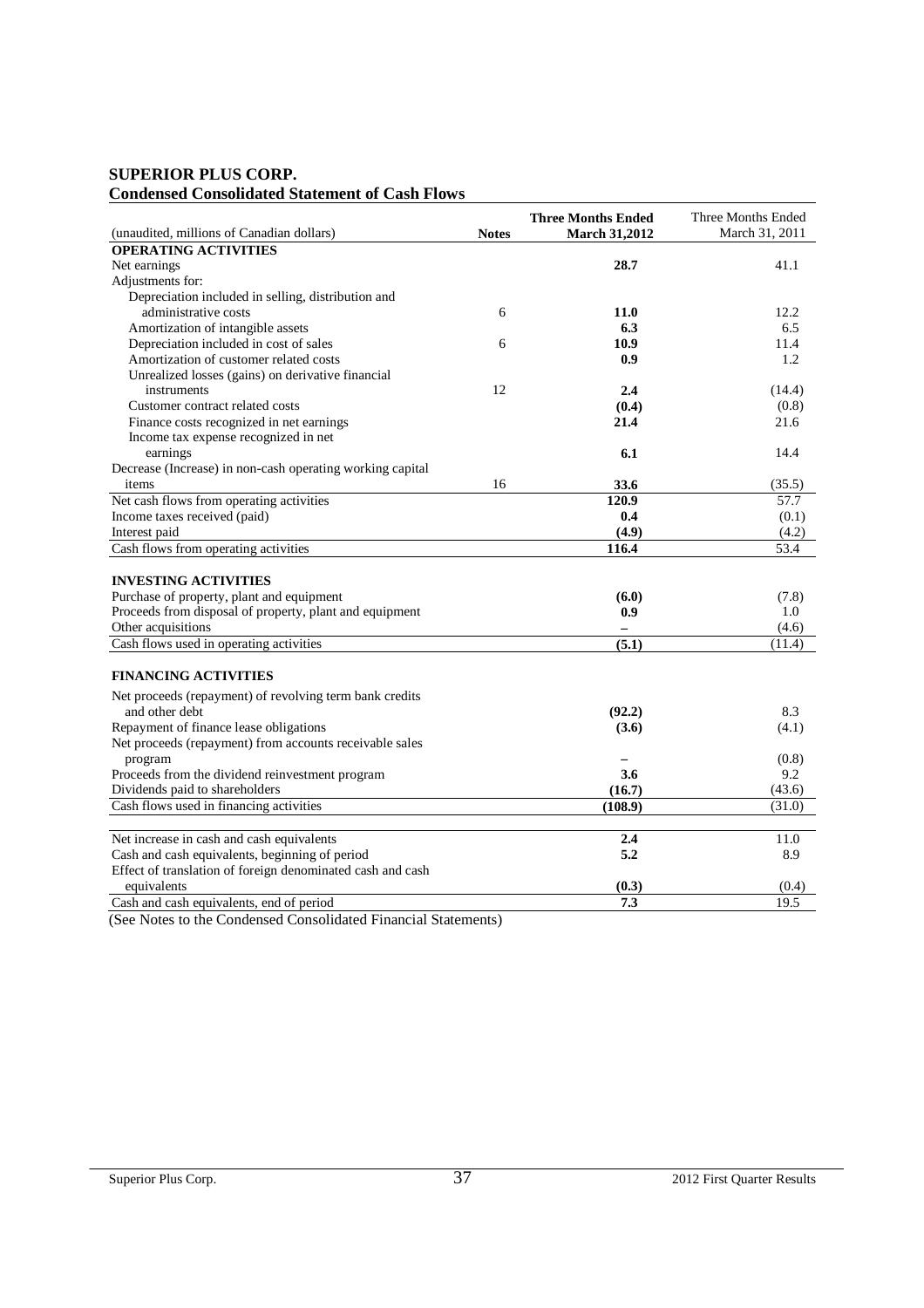## SUPERIOR PLUS CORP.
### Condensed Consolidated Statement of Cash Flows

| (unaudited, millions of Canadian dollars) | Notes | **Three Months Ended March 31,2012** | Three Months Ended March 31, 2011 |
|---|---|---|---|
| **OPERATING ACTIVITIES** | | | |
| Net earnings | | **28.7** | 41.1 |
| Adjustments for: | | | |
| Depreciation included in selling, distribution and administrative costs | 6 | **11.0** | 12.2 |
| Amortization of intangible assets | | **6.3** | 6.5 |
| Depreciation included in cost of sales | 6 | **10.9** | 11.4 |
| Amortization of customer related costs | | **0.9** | 1.2 |
| Unrealized losses (gains) on derivative financial instruments | 12 | **2.4** | (14.4) |
| Customer contract related costs | | **(0.4)** | (0.8) |
| Finance costs recognized in net earnings | | **21.4** | 21.6 |
| Income tax expense recognized in net earnings | | **6.1** | 14.4 |
| Decrease (Increase) in non-cash operating working capital items | 16 | **33.6** | (35.5) |
| Net cash flows from operating activities | | **120.9** | 57.7 |
| Income taxes received (paid) | | **0.4** | (0.1) |
| Interest paid | | **(4.9)** | (4.2) |
| Cash flows from operating activities | | **116.4** | 53.4 |
| | | | |
| **INVESTING ACTIVITIES** | | | |
| Purchase of property, plant and equipment | | **(6.0)** | (7.8) |
| Proceeds from disposal of property, plant and equipment | | **0.9** | 1.0 |
| Other acquisitions | | **–** | (4.6) |
| Cash flows used in operating activities | | **(5.1)** | (11.4) |
| | | | |
| **FINANCING ACTIVITIES** | | | |
| Net proceeds (repayment) of revolving term bank credits and other debt | | **(92.2)** | 8.3 |
| Repayment of finance lease obligations | | **(3.6)** | (4.1) |
| Net proceeds (repayment) from accounts receivable sales program | | **–** | (0.8) |
| Proceeds from the dividend reinvestment program | | **3.6** | 9.2 |
| Dividends paid to shareholders | | **(16.7)** | (43.6) |
| Cash flows used in financing activities | | **(108.9)** | (31.0) |
| | | | |
| Net increase in cash and cash equivalents | | **2.4** | 11.0 |
| Cash and cash equivalents, beginning of period | | **5.2** | 8.9 |
| Effect of translation of foreign denominated cash and cash equivalents | | **(0.3)** | (0.4) |
| Cash and cash equivalents, end of period | | **7.3** | 19.5 |

(See Notes to the Condensed Consolidated Financial Statements)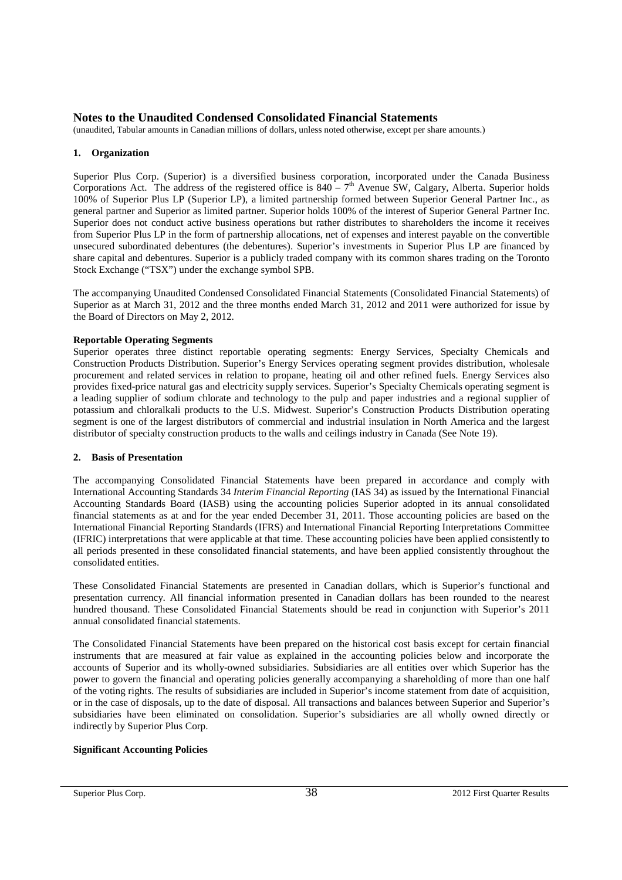# Notes to the Unaudited Condensed Consolidated Financial Statements

(unaudited, Tabular amounts in Canadian millions of dollars, unless noted otherwise, except per share amounts.)

## 1. Organization

Superior Plus Corp. (Superior) is a diversified business corporation, incorporated under the Canada Business Corporations Act. The address of the registered office is 840 – 7th Avenue SW, Calgary, Alberta. Superior holds 100% of Superior Plus LP (Superior LP), a limited partnership formed between Superior General Partner Inc., as general partner and Superior as limited partner. Superior holds 100% of the interest of Superior General Partner Inc. Superior does not conduct active business operations but rather distributes to shareholders the income it receives from Superior Plus LP in the form of partnership allocations, net of expenses and interest payable on the convertible unsecured subordinated debentures (the debentures). Superior's investments in Superior Plus LP are financed by share capital and debentures. Superior is a publicly traded company with its common shares trading on the Toronto Stock Exchange ("TSX") under the exchange symbol SPB.

The accompanying Unaudited Condensed Consolidated Financial Statements (Consolidated Financial Statements) of Superior as at March 31, 2012 and the three months ended March 31, 2012 and 2011 were authorized for issue by the Board of Directors on May 2, 2012.

**Reportable Operating Segments**

Superior operates three distinct reportable operating segments: Energy Services, Specialty Chemicals and Construction Products Distribution. Superior's Energy Services operating segment provides distribution, wholesale procurement and related services in relation to propane, heating oil and other refined fuels. Energy Services also provides fixed-price natural gas and electricity supply services. Superior's Specialty Chemicals operating segment is a leading supplier of sodium chlorate and technology to the pulp and paper industries and a regional supplier of potassium and chloralkali products to the U.S. Midwest. Superior's Construction Products Distribution operating segment is one of the largest distributors of commercial and industrial insulation in North America and the largest distributor of specialty construction products to the walls and ceilings industry in Canada (See Note 19).

## 2. Basis of Presentation

The accompanying Consolidated Financial Statements have been prepared in accordance and comply with International Accounting Standards 34 *Interim Financial Reporting* (IAS 34) as issued by the International Financial Accounting Standards Board (IASB) using the accounting policies Superior adopted in its annual consolidated financial statements as at and for the year ended December 31, 2011. Those accounting policies are based on the International Financial Reporting Standards (IFRS) and International Financial Reporting Interpretations Committee (IFRIC) interpretations that were applicable at that time. These accounting policies have been applied consistently to all periods presented in these consolidated financial statements, and have been applied consistently throughout the consolidated entities.

These Consolidated Financial Statements are presented in Canadian dollars, which is Superior's functional and presentation currency. All financial information presented in Canadian dollars has been rounded to the nearest hundred thousand. These Consolidated Financial Statements should be read in conjunction with Superior's 2011 annual consolidated financial statements.

The Consolidated Financial Statements have been prepared on the historical cost basis except for certain financial instruments that are measured at fair value as explained in the accounting policies below and incorporate the accounts of Superior and its wholly-owned subsidiaries. Subsidiaries are all entities over which Superior has the power to govern the financial and operating policies generally accompanying a shareholding of more than one half of the voting rights. The results of subsidiaries are included in Superior's income statement from date of acquisition, or in the case of disposals, up to the date of disposal. All transactions and balances between Superior and Superior's subsidiaries have been eliminated on consolidation. Superior's subsidiaries are all wholly owned directly or indirectly by Superior Plus Corp.

**Significant Accounting Policies**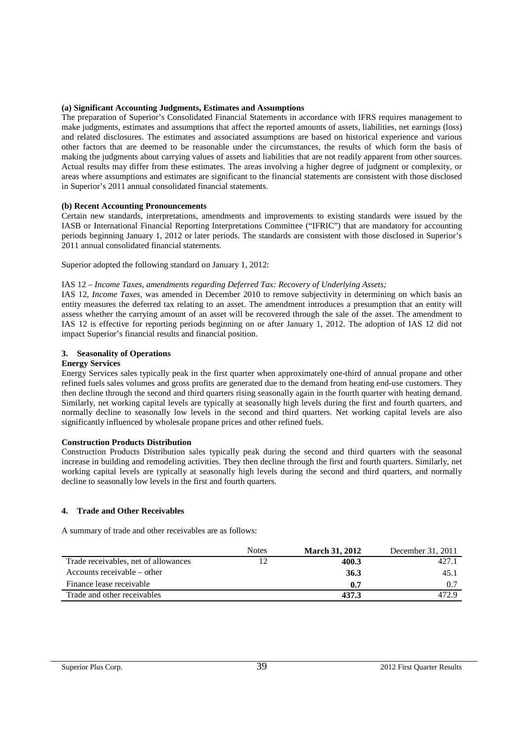**(a) Significant Accounting Judgments, Estimates and Assumptions**

The preparation of Superior's Consolidated Financial Statements in accordance with IFRS requires management to make judgments, estimates and assumptions that affect the reported amounts of assets, liabilities, net earnings (loss) and related disclosures. The estimates and associated assumptions are based on historical experience and various other factors that are deemed to be reasonable under the circumstances, the results of which form the basis of making the judgments about carrying values of assets and liabilities that are not readily apparent from other sources. Actual results may differ from these estimates. The areas involving a higher degree of judgment or complexity, or areas where assumptions and estimates are significant to the financial statements are consistent with those disclosed in Superior's 2011 annual consolidated financial statements.

**(b) Recent Accounting Pronouncements**

Certain new standards, interpretations, amendments and improvements to existing standards were issued by the IASB or International Financial Reporting Interpretations Committee ("IFRIC") that are mandatory for accounting periods beginning January 1, 2012 or later periods. The standards are consistent with those disclosed in Superior's 2011 annual consolidated financial statements.

Superior adopted the following standard on January 1, 2012:

IAS 12 – *Income Taxes, amendments regarding Deferred Tax: Recovery of Underlying Assets;*

IAS 12, *Income Taxes,* was amended in December 2010 to remove subjectivity in determining on which basis an entity measures the deferred tax relating to an asset. The amendment introduces a presumption that an entity will assess whether the carrying amount of an asset will be recovered through the sale of the asset. The amendment to IAS 12 is effective for reporting periods beginning on or after January 1, 2012. The adoption of IAS 12 did not impact Superior's financial results and financial position.

## 3. Seasonality of Operations

**Energy Services**

Energy Services sales typically peak in the first quarter when approximately one-third of annual propane and other refined fuels sales volumes and gross profits are generated due to the demand from heating end-use customers. They then decline through the second and third quarters rising seasonally again in the fourth quarter with heating demand. Similarly, net working capital levels are typically at seasonally high levels during the first and fourth quarters, and normally decline to seasonally low levels in the second and third quarters. Net working capital levels are also significantly influenced by wholesale propane prices and other refined fuels.

**Construction Products Distribution**

Construction Products Distribution sales typically peak during the second and third quarters with the seasonal increase in building and remodeling activities. They then decline through the first and fourth quarters. Similarly, net working capital levels are typically at seasonally high levels during the second and third quarters, and normally decline to seasonally low levels in the first and fourth quarters.

## 4. Trade and Other Receivables

A summary of trade and other receivables are as follows:

| | Notes | **March 31, 2012** | December 31, 2011 |
|---|---|---|---|
| Trade receivables, net of allowances | 12 | **400.3** | 427.1 |
| Accounts receivable – other | | **36.3** | 45.1 |
| Finance lease receivable | | **0.7** | 0.7 |
| Trade and other receivables | | **437.3** | 472.9 |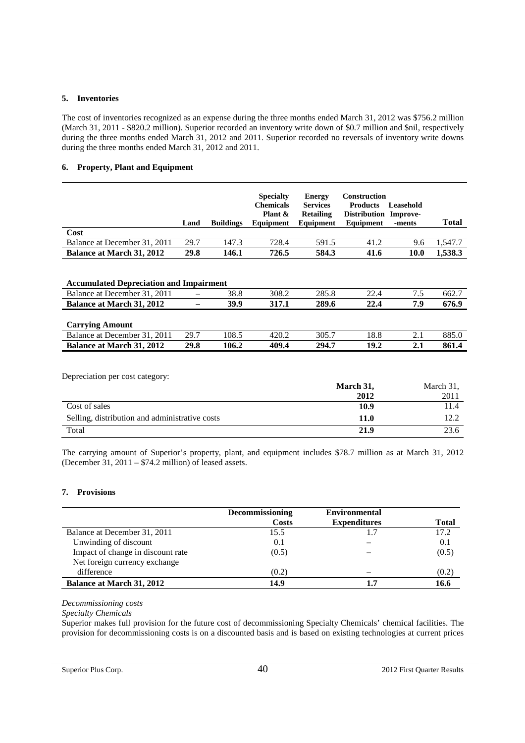## 5. Inventories

The cost of inventories recognized as an expense during the three months ended March 31, 2012 was $756.2 million (March 31, 2011 - $820.2 million). Superior recorded an inventory write down of $0.7 million and $nil, respectively during the three months ended March 31, 2012 and 2011. Superior recorded no reversals of inventory write downs during the three months ended March 31, 2012 and 2011.

## 6. Property, Plant and Equipment

| | Land | Buildings | Specialty Chemicals Plant & Equipment | Energy Services Retailing Equipment | Construction Products Distribution Equipment | Leasehold Improve-ments | Total |
|---|---|---|---|---|---|---|---|
| **Cost** | | | | | | | |
| Balance at December 31, 2011 | 29.7 | 147.3 | 728.4 | 591.5 | 41.2 | 9.6 | 1,547.7 |
| **Balance at March 31, 2012** | **29.8** | **146.1** | **726.5** | **584.3** | **41.6** | **10.0** | **1,538.3** |
| | | | | | | | |
| **Accumulated Depreciation and Impairment** | | | | | | | |
| Balance at December 31, 2011 | – | 38.8 | 308.2 | 285.8 | 22.4 | 7.5 | 662.7 |
| **Balance at March 31, 2012** | **–** | **39.9** | **317.1** | **289.6** | **22.4** | **7.9** | **676.9** |
| | | | | | | | |
| **Carrying Amount** | | | | | | | |
| Balance at December 31, 2011 | 29.7 | 108.5 | 420.2 | 305.7 | 18.8 | 2.1 | 885.0 |
| **Balance at March 31, 2012** | **29.8** | **106.2** | **409.4** | **294.7** | **19.2** | **2.1** | **861.4** |

Depreciation per cost category:

| | March 31, 2012 | March 31, 2011 |
|---|---|---|
| Cost of sales | **10.9** | 11.4 |
| Selling, distribution and administrative costs | **11.0** | 12.2 |
| Total | **21.9** | 23.6 |

The carrying amount of Superior's property, plant, and equipment includes $78.7 million as at March 31, 2012 (December 31, 2011 – $74.2 million) of leased assets.

## 7. Provisions

| | Decommissioning Costs | Environmental Expenditures | Total |
|---|---|---|---|
| Balance at December 31, 2011 | 15.5 | 1.7 | 17.2 |
| Unwinding of discount | 0.1 | – | 0.1 |
| Impact of change in discount rate | (0.5) | – | (0.5) |
| Net foreign currency exchange difference | (0.2) | – | (0.2) |
| **Balance at March 31, 2012** | **14.9** | **1.7** | **16.6** |

*Decommissioning costs*

*Specialty Chemicals*

Superior makes full provision for the future cost of decommissioning Specialty Chemicals' chemical facilities. The provision for decommissioning costs is on a discounted basis and is based on existing technologies at current prices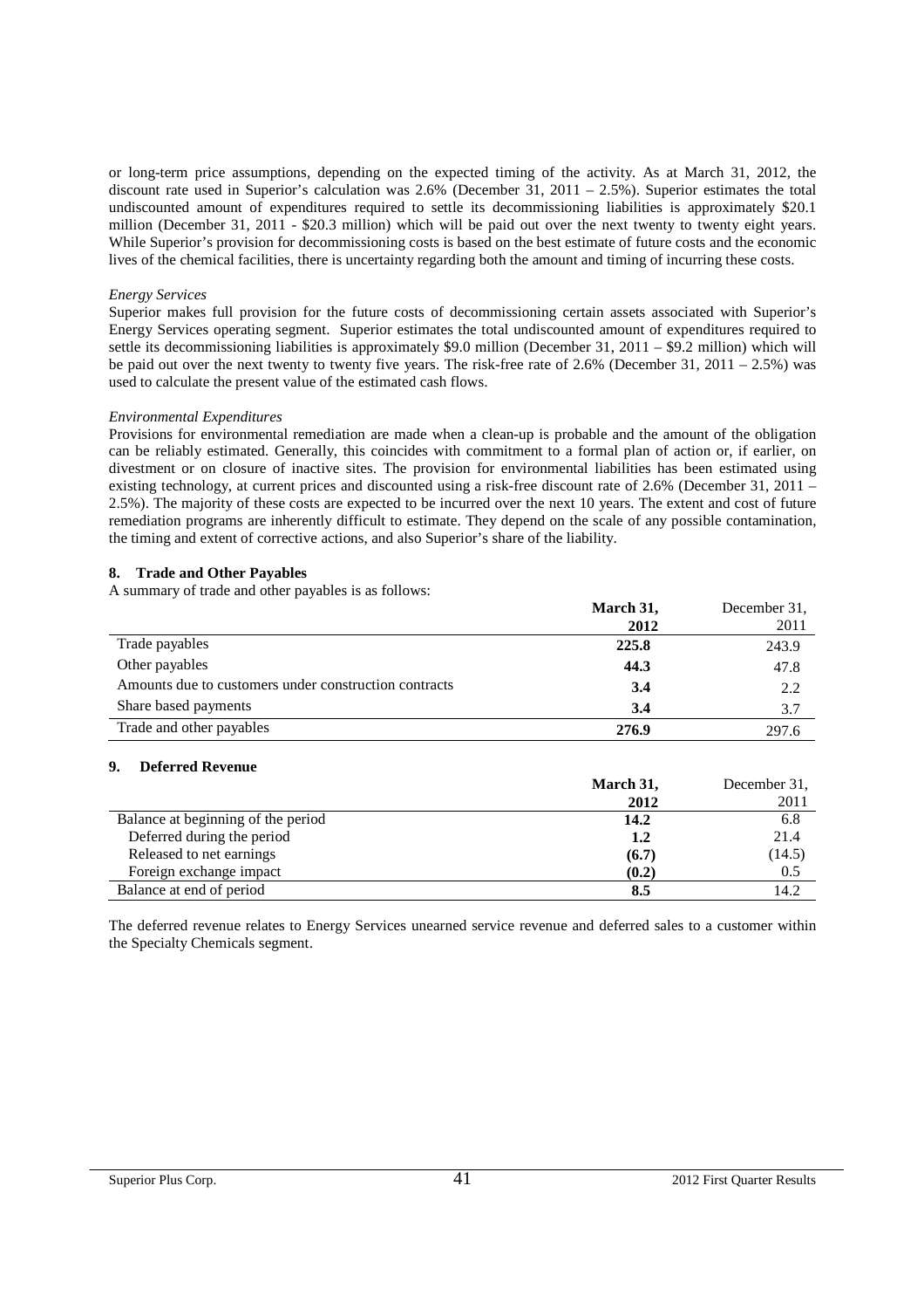or long-term price assumptions, depending on the expected timing of the activity. As at March 31, 2012, the discount rate used in Superior's calculation was 2.6% (December 31, 2011 – 2.5%). Superior estimates the total undiscounted amount of expenditures required to settle its decommissioning liabilities is approximately \$20.1 million (December 31, 2011 - \$20.3 million) which will be paid out over the next twenty to twenty eight years. While Superior's provision for decommissioning costs is based on the best estimate of future costs and the economic lives of the chemical facilities, there is uncertainty regarding both the amount and timing of incurring these costs.

*Energy Services*

Superior makes full provision for the future costs of decommissioning certain assets associated with Superior's Energy Services operating segment. Superior estimates the total undiscounted amount of expenditures required to settle its decommissioning liabilities is approximately \$9.0 million (December 31, 2011 – \$9.2 million) which will be paid out over the next twenty to twenty five years. The risk-free rate of 2.6% (December 31, 2011 – 2.5%) was used to calculate the present value of the estimated cash flows.

*Environmental Expenditures*

Provisions for environmental remediation are made when a clean-up is probable and the amount of the obligation can be reliably estimated. Generally, this coincides with commitment to a formal plan of action or, if earlier, on divestment or on closure of inactive sites. The provision for environmental liabilities has been estimated using existing technology, at current prices and discounted using a risk-free discount rate of 2.6% (December 31, 2011 – 2.5%). The majority of these costs are expected to be incurred over the next 10 years. The extent and cost of future remediation programs are inherently difficult to estimate. They depend on the scale of any possible contamination, the timing and extent of corrective actions, and also Superior's share of the liability.

## 8. Trade and Other Payables

A summary of trade and other payables is as follows:

| | **March 31, 2012** | December 31, 2011 |
|---|---|---|
| Trade payables | **225.8** | 243.9 |
| Other payables | **44.3** | 47.8 |
| Amounts due to customers under construction contracts | **3.4** | 2.2 |
| Share based payments | **3.4** | 3.7 |
| Trade and other payables | **276.9** | 297.6 |

## 9. Deferred Revenue

| | **March 31, 2012** | December 31, 2011 |
|---|---|---|
| Balance at beginning of the period | **14.2** | 6.8 |
| Deferred during the period | **1.2** | 21.4 |
| Released to net earnings | **(6.7)** | (14.5) |
| Foreign exchange impact | **(0.2)** | 0.5 |
| Balance at end of period | **8.5** | 14.2 |

The deferred revenue relates to Energy Services unearned service revenue and deferred sales to a customer within the Specialty Chemicals segment.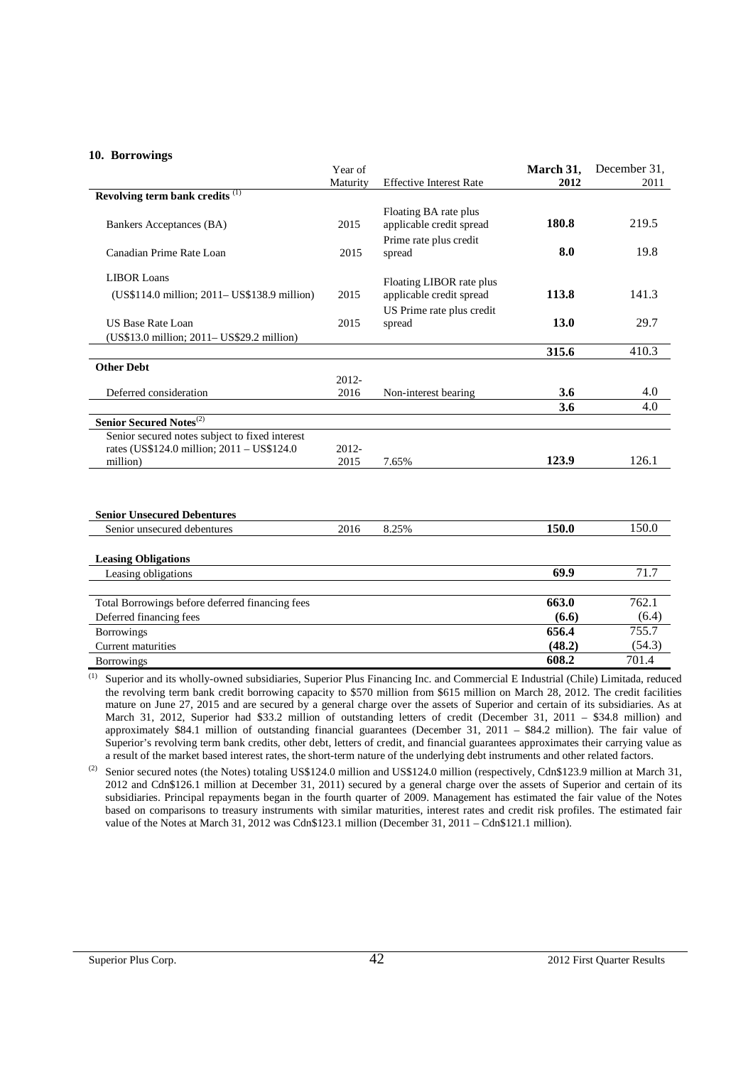## 10. Borrowings

| | Year of Maturity | Effective Interest Rate | **March 31, 2012** | December 31, 2011 |
|---|---|---|---|---|
| **Revolving term bank credits** [(1)] | | | | |
| Bankers Acceptances (BA) | 2015 | Floating BA rate plus applicable credit spread | **180.8** | 219.5 |
| Canadian Prime Rate Loan | 2015 | Prime rate plus credit spread | **8.0** | 19.8 |
| LIBOR Loans (US$114.0 million; 2011– US$138.9 million) | 2015 | Floating LIBOR rate plus applicable credit spread | **113.8** | 141.3 |
| US Base Rate Loan (US$13.0 million; 2011– US$29.2 million) | 2015 | US Prime rate plus credit spread | **13.0** | 29.7 |
| | | | **315.6** | 410.3 |
| **Other Debt** | | | | |
| Deferred consideration | 2012-2016 | Non-interest bearing | **3.6** | 4.0 |
| | | | **3.6** | 4.0 |
| **Senior Secured Notes**[(2)] | | | | |
| Senior secured notes subject to fixed interest rates (US$124.0 million; 2011 – US$124.0 million) | 2012-2015 | 7.65% | **123.9** | 126.1 |
| **Senior Unsecured Debentures** | | | | |
| Senior unsecured debentures | 2016 | 8.25% | **150.0** | 150.0 |
| **Leasing Obligations** | | | | |
| Leasing obligations | | | **69.9** | 71.7 |
| Total Borrowings before deferred financing fees | | | **663.0** | 762.1 |
| Deferred financing fees | | | **(6.6)** | (6.4) |
| Borrowings | | | **656.4** | 755.7 |
| Current maturities | | | **(48.2)** | (54.3) |
| Borrowings | | | **608.2** | 701.4 |

(1) Superior and its wholly-owned subsidiaries, Superior Plus Financing Inc. and Commercial E Industrial (Chile) Limitada, reduced the revolving term bank credit borrowing capacity to $570 million from $615 million on March 28, 2012. The credit facilities mature on June 27, 2015 and are secured by a general charge over the assets of Superior and certain of its subsidiaries. As at March 31, 2012, Superior had $33.2 million of outstanding letters of credit (December 31, 2011 – $34.8 million) and approximately $84.1 million of outstanding financial guarantees (December 31, 2011 – $84.2 million). The fair value of Superior's revolving term bank credits, other debt, letters of credit, and financial guarantees approximates their carrying value as a result of the market based interest rates, the short-term nature of the underlying debt instruments and other related factors.

(2) Senior secured notes (the Notes) totaling US$124.0 million and US$124.0 million (respectively, Cdn$123.9 million at March 31, 2012 and Cdn$126.1 million at December 31, 2011) secured by a general charge over the assets of Superior and certain of its subsidiaries. Principal repayments began in the fourth quarter of 2009. Management has estimated the fair value of the Notes based on comparisons to treasury instruments with similar maturities, interest rates and credit risk profiles. The estimated fair value of the Notes at March 31, 2012 was Cdn$123.1 million (December 31, 2011 – Cdn$121.1 million).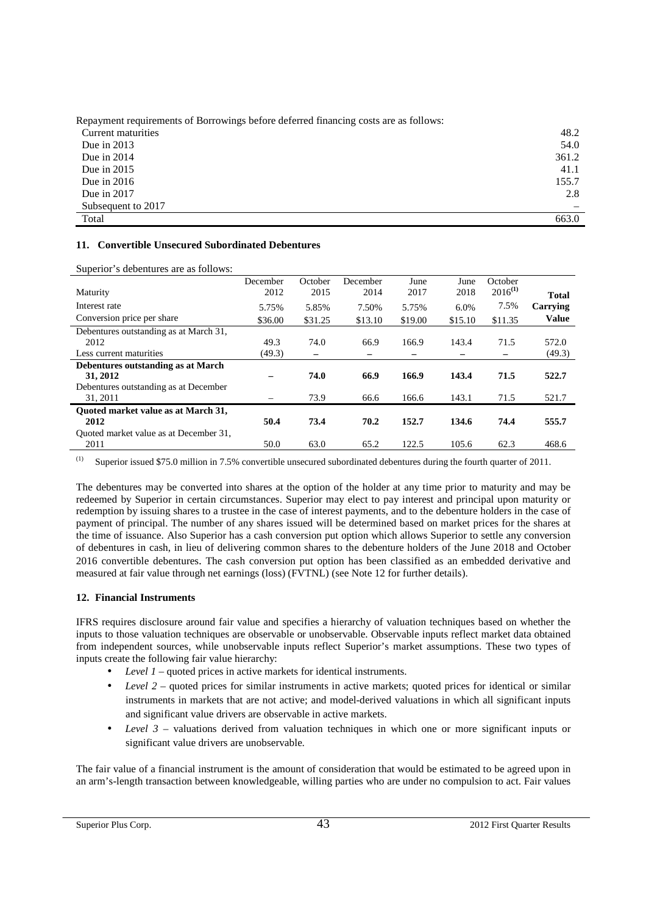Repayment requirements of Borrowings before deferred financing costs are as follows:

| | |
|---|---|
| Current maturities | 48.2 |
| Due in 2013 | 54.0 |
| Due in 2014 | 361.2 |
| Due in 2015 | 41.1 |
| Due in 2016 | 155.7 |
| Due in 2017 | 2.8 |
| Subsequent to 2017 | – |
| Total | 663.0 |

### 11. Convertible Unsecured Subordinated Debentures

Superior's debentures are as follows:

| Maturity | December 2012 | October 2015 | December 2014 | June 2017 | June 2018 | October 2016[(1)] | Total |
|---|---|---|---|---|---|---|---|
| Interest rate | 5.75% | 5.85% | 7.50% | 5.75% | 6.0% | 7.5% | **Carrying** |
| Conversion price per share | $36.00 | $31.25 | $13.10 | $19.00 | $15.10 | $11.35 | **Value** |
| Debentures outstanding as at March 31, 2012 | 49.3 | 74.0 | 66.9 | 166.9 | 143.4 | 71.5 | 572.0 |
| Less current maturities | (49.3) | – | – | – | – | – | (49.3) |
| **Debentures outstanding as at March 31, 2012** | **–** | **74.0** | **66.9** | **166.9** | **143.4** | **71.5** | **522.7** |
| Debentures outstanding as at December 31, 2011 | – | 73.9 | 66.6 | 166.6 | 143.1 | 71.5 | 521.7 |
| **Quoted market value as at March 31, 2012** | **50.4** | **73.4** | **70.2** | **152.7** | **134.6** | **74.4** | **555.7** |
| Quoted market value as at December 31, 2011 | 50.0 | 63.0 | 65.2 | 122.5 | 105.6 | 62.3 | 468.6 |

(1) Superior issued $75.0 million in 7.5% convertible unsecured subordinated debentures during the fourth quarter of 2011.

The debentures may be converted into shares at the option of the holder at any time prior to maturity and may be redeemed by Superior in certain circumstances. Superior may elect to pay interest and principal upon maturity or redemption by issuing shares to a trustee in the case of interest payments, and to the debenture holders in the case of payment of principal. The number of any shares issued will be determined based on market prices for the shares at the time of issuance. Also Superior has a cash conversion put option which allows Superior to settle any conversion of debentures in cash, in lieu of delivering common shares to the debenture holders of the June 2018 and October 2016 convertible debentures. The cash conversion put option has been classified as an embedded derivative and measured at fair value through net earnings (loss) (FVTNL) (see Note 12 for further details).

### 12. Financial Instruments

IFRS requires disclosure around fair value and specifies a hierarchy of valuation techniques based on whether the inputs to those valuation techniques are observable or unobservable. Observable inputs reflect market data obtained from independent sources, while unobservable inputs reflect Superior's market assumptions. These two types of inputs create the following fair value hierarchy:

- *Level 1* – quoted prices in active markets for identical instruments.
- *Level 2* – quoted prices for similar instruments in active markets; quoted prices for identical or similar instruments in markets that are not active; and model-derived valuations in which all significant inputs and significant value drivers are observable in active markets.
- *Level 3* – valuations derived from valuation techniques in which one or more significant inputs or significant value drivers are unobservable.

The fair value of a financial instrument is the amount of consideration that would be estimated to be agreed upon in an arm's-length transaction between knowledgeable, willing parties who are under no compulsion to act. Fair values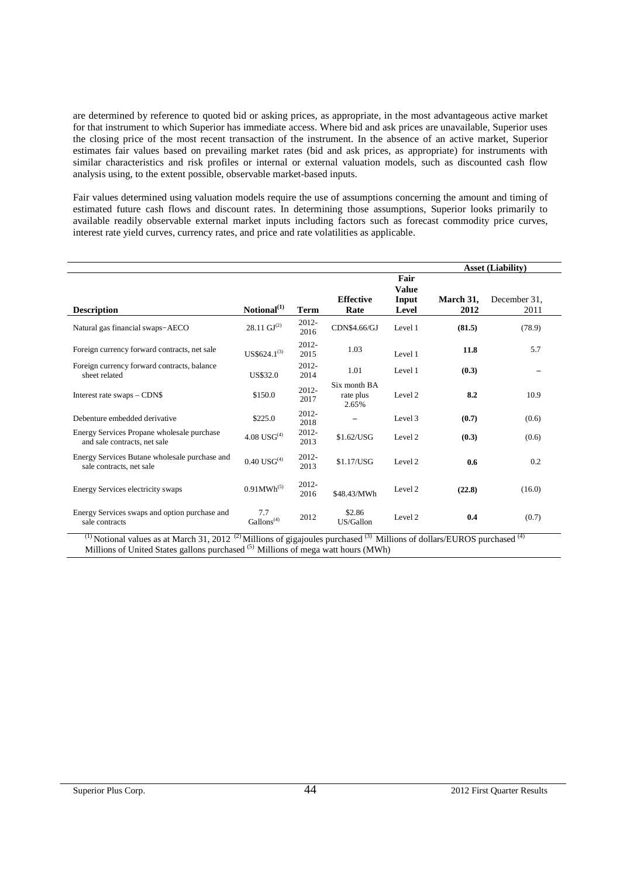are determined by reference to quoted bid or asking prices, as appropriate, in the most advantageous active market for that instrument to which Superior has immediate access. Where bid and ask prices are unavailable, Superior uses the closing price of the most recent transaction of the instrument. In the absence of an active market, Superior estimates fair values based on prevailing market rates (bid and ask prices, as appropriate) for instruments with similar characteristics and risk profiles or internal or external valuation models, such as discounted cash flow analysis using, to the extent possible, observable market-based inputs.

Fair values determined using valuation models require the use of assumptions concerning the amount and timing of estimated future cash flows and discount rates. In determining those assumptions, Superior looks primarily to available readily observable external market inputs including factors such as forecast commodity price curves, interest rate yield curves, currency rates, and price and rate volatilities as applicable.

| | | | | | Asset (Liability) | |
|---|---|---|---|---|---|---|
| **Description** | **Notional[(1)]** | **Term** | **Effective Rate** | **Fair Value Input Level** | **March 31, 2012** | December 31, 2011 |
| Natural gas financial swaps−AECO | 28.11 GJ[(2)] | 2012-2016 | CDN$4.66/GJ | Level 1 | **(81.5)** | (78.9) |
| Foreign currency forward contracts, net sale | US$624.1[(3)] | 2012-2015 | 1.03 | Level 1 | **11.8** | 5.7 |
| Foreign currency forward contracts, balance sheet related | US$32.0 | 2012-2014 | 1.01 | Level 1 | **(0.3)** | – |
| Interest rate swaps – CDN$ | $150.0 | 2012-2017 | Six month BA rate plus 2.65% | Level 2 | **8.2** | 10.9 |
| Debenture embedded derivative | $225.0 | 2012-2018 | – | Level 3 | **(0.7)** | (0.6) |
| Energy Services Propane wholesale purchase and sale contracts, net sale | 4.08 USG[(4)] | 2012-2013 | $1.62/USG | Level 2 | **(0.3)** | (0.6) |
| Energy Services Butane wholesale purchase and sale contracts, net sale | 0.40 USG[(4)] | 2012-2013 | $1.17/USG | Level 2 | **0.6** | 0.2 |
| Energy Services electricity swaps | 0.91MWh[(5)] | 2012-2016 | $48.43/MWh | Level 2 | **(22.8)** | (16.0) |
| Energy Services swaps and option purchase and sale contracts | 7.7 Gallons[(4)] | 2012 | $2.86 US/Gallon | Level 2 | **0.4** | (0.7) |

(1) Notional values as at March 31, 2012 (2) Millions of gigajoules purchased (3) Millions of dollars/EUROS purchased (4) Millions of United States gallons purchased (5) Millions of mega watt hours (MWh)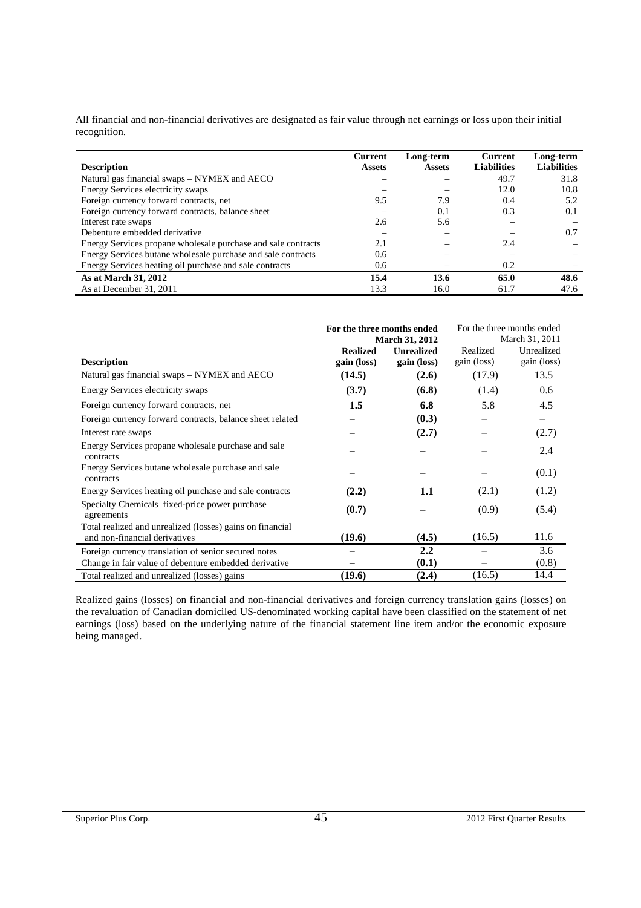All financial and non-financial derivatives are designated as fair value through net earnings or loss upon their initial recognition.

| Description | Current Assets | Long-term Assets | Current Liabilities | Long-term Liabilities |
|---|---|---|---|---|
| Natural gas financial swaps – NYMEX and AECO | – | – | 49.7 | 31.8 |
| Energy Services electricity swaps | – | – | 12.0 | 10.8 |
| Foreign currency forward contracts, net | 9.5 | 7.9 | 0.4 | 5.2 |
| Foreign currency forward contracts, balance sheet | – | 0.1 | 0.3 | 0.1 |
| Interest rate swaps | 2.6 | 5.6 | – | – |
| Debenture embedded derivative | – | – | – | 0.7 |
| Energy Services propane wholesale purchase and sale contracts | 2.1 | – | 2.4 | – |
| Energy Services butane wholesale purchase and sale contracts | 0.6 | – | – | – |
| Energy Services heating oil purchase and sale contracts | 0.6 | – | 0.2 | – |
| **As at March 31, 2012** | **15.4** | **13.6** | **65.0** | **48.6** |
| As at December 31, 2011 | 13.3 | 16.0 | 61.7 | 47.6 |

| | **For the three months ended March 31, 2012** | | For the three months ended March 31, 2011 | |
|---|---|---|---|---|
| **Description** | **Realized gain (loss)** | **Unrealized gain (loss)** | Realized gain (loss) | Unrealized gain (loss) |
| Natural gas financial swaps – NYMEX and AECO | **(14.5)** | **(2.6)** | (17.9) | 13.5 |
| Energy Services electricity swaps | **(3.7)** | **(6.8)** | (1.4) | 0.6 |
| Foreign currency forward contracts, net | **1.5** | **6.8** | 5.8 | 4.5 |
| Foreign currency forward contracts, balance sheet related | **–** | **(0.3)** | – | – |
| Interest rate swaps | **–** | **(2.7)** | – | (2.7) |
| Energy Services propane wholesale purchase and sale contracts | **–** | **–** | – | 2.4 |
| Energy Services butane wholesale purchase and sale contracts | **–** | **–** | – | (0.1) |
| Energy Services heating oil purchase and sale contracts | **(2.2)** | **1.1** | (2.1) | (1.2) |
| Specialty Chemicals fixed-price power purchase agreements | **(0.7)** | **–** | (0.9) | (5.4) |
| Total realized and unrealized (losses) gains on financial and non-financial derivatives | **(19.6)** | **(4.5)** | (16.5) | 11.6 |
| Foreign currency translation of senior secured notes | **–** | **2.2** | – | 3.6 |
| Change in fair value of debenture embedded derivative | **–** | **(0.1)** | – | (0.8) |
| Total realized and unrealized (losses) gains | **(19.6)** | **(2.4)** | (16.5) | 14.4 |

Realized gains (losses) on financial and non-financial derivatives and foreign currency translation gains (losses) on the revaluation of Canadian domiciled US-denominated working capital have been classified on the statement of net earnings (loss) based on the underlying nature of the financial statement line item and/or the economic exposure being managed.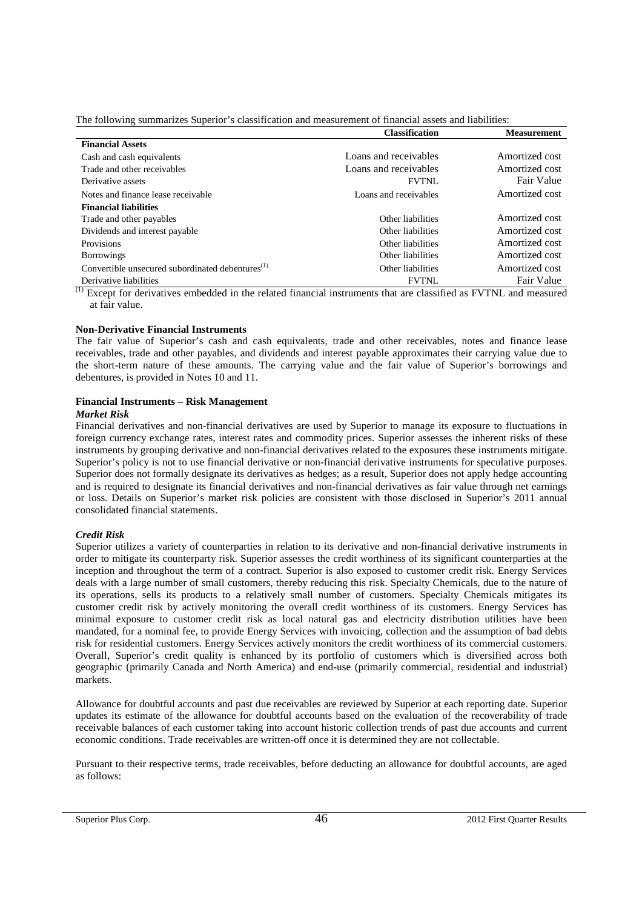The following summarizes Superior's classification and measurement of financial assets and liabilities:

| | Classification | Measurement |
|---|---|---|
| **Financial Assets** | | |
| Cash and cash equivalents | Loans and receivables | Amortized cost |
| Trade and other receivables | Loans and receivables | Amortized cost |
| Derivative assets | FVTNL | Fair Value |
| Notes and finance lease receivable | Loans and receivables | Amortized cost |
| **Financial liabilities** | | |
| Trade and other payables | Other liabilities | Amortized cost |
| Dividends and interest payable | Other liabilities | Amortized cost |
| Provisions | Other liabilities | Amortized cost |
| Borrowings | Other liabilities | Amortized cost |
| Convertible unsecured subordinated debentures[(1)] | Other liabilities | Amortized cost |
| Derivative liabilities | FVTNL | Fair Value |

[(1)] Except for derivatives embedded in the related financial instruments that are classified as FVTNL and measured at fair value.

**Non-Derivative Financial Instruments**

The fair value of Superior's cash and cash equivalents, trade and other receivables, notes and finance lease receivables, trade and other payables, and dividends and interest payable approximates their carrying value due to the short-term nature of these amounts. The carrying value and the fair value of Superior's borrowings and debentures, is provided in Notes 10 and 11.

**Financial Instruments – Risk Management**

***Market Risk***

Financial derivatives and non-financial derivatives are used by Superior to manage its exposure to fluctuations in foreign currency exchange rates, interest rates and commodity prices. Superior assesses the inherent risks of these instruments by grouping derivative and non-financial derivatives related to the exposures these instruments mitigate. Superior's policy is not to use financial derivative or non-financial derivative instruments for speculative purposes. Superior does not formally designate its derivatives as hedges; as a result, Superior does not apply hedge accounting and is required to designate its financial derivatives and non-financial derivatives as fair value through net earnings or loss. Details on Superior's market risk policies are consistent with those disclosed in Superior's 2011 annual consolidated financial statements.

***Credit Risk***

Superior utilizes a variety of counterparties in relation to its derivative and non-financial derivative instruments in order to mitigate its counterparty risk. Superior assesses the credit worthiness of its significant counterparties at the inception and throughout the term of a contract. Superior is also exposed to customer credit risk. Energy Services deals with a large number of small customers, thereby reducing this risk. Specialty Chemicals, due to the nature of its operations, sells its products to a relatively small number of customers. Specialty Chemicals mitigates its customer credit risk by actively monitoring the overall credit worthiness of its customers. Energy Services has minimal exposure to customer credit risk as local natural gas and electricity distribution utilities have been mandated, for a nominal fee, to provide Energy Services with invoicing, collection and the assumption of bad debts risk for residential customers. Energy Services actively monitors the credit worthiness of its commercial customers. Overall, Superior's credit quality is enhanced by its portfolio of customers which is diversified across both geographic (primarily Canada and North America) and end-use (primarily commercial, residential and industrial) markets.

Allowance for doubtful accounts and past due receivables are reviewed by Superior at each reporting date. Superior updates its estimate of the allowance for doubtful accounts based on the evaluation of the recoverability of trade receivable balances of each customer taking into account historic collection trends of past due accounts and current economic conditions. Trade receivables are written-off once it is determined they are not collectable.

Pursuant to their respective terms, trade receivables, before deducting an allowance for doubtful accounts, are aged as follows: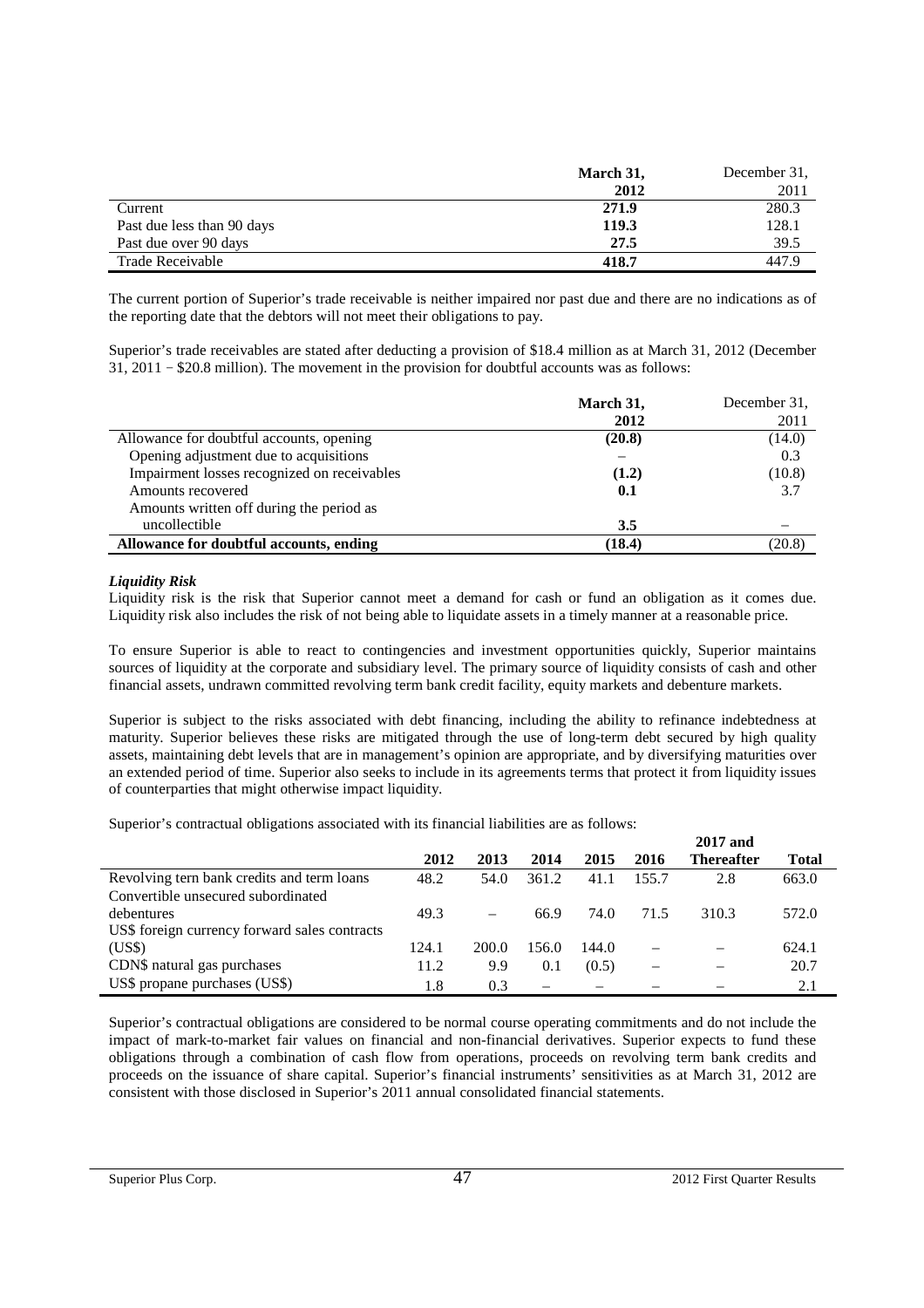|  | March 31, 2012 | December 31, 2011 |
| --- | --- | --- |
| Current | **271.9** | 280.3 |
| Past due less than 90 days | **119.3** | 128.1 |
| Past due over 90 days | **27.5** | 39.5 |
| Trade Receivable | **418.7** | 447.9 |

The current portion of Superior's trade receivable is neither impaired nor past due and there are no indications as of the reporting date that the debtors will not meet their obligations to pay.

Superior's trade receivables are stated after deducting a provision of $18.4 million as at March 31, 2012 (December 31, 2011 – $20.8 million). The movement in the provision for doubtful accounts was as follows:

|  | March 31, 2012 | December 31, 2011 |
| --- | --- | --- |
| Allowance for doubtful accounts, opening | **(20.8)** | (14.0) |
| Opening adjustment due to acquisitions | – | 0.3 |
| Impairment losses recognized on receivables | **(1.2)** | (10.8) |
| Amounts recovered | **0.1** | 3.7 |
| Amounts written off during the period as uncollectible | **3.5** | – |
| **Allowance for doubtful accounts, ending** | **(18.4)** | (20.8) |

***Liquidity Risk***

Liquidity risk is the risk that Superior cannot meet a demand for cash or fund an obligation as it comes due. Liquidity risk also includes the risk of not being able to liquidate assets in a timely manner at a reasonable price.

To ensure Superior is able to react to contingencies and investment opportunities quickly, Superior maintains sources of liquidity at the corporate and subsidiary level. The primary source of liquidity consists of cash and other financial assets, undrawn committed revolving term bank credit facility, equity markets and debenture markets.

Superior is subject to the risks associated with debt financing, including the ability to refinance indebtedness at maturity. Superior believes these risks are mitigated through the use of long-term debt secured by high quality assets, maintaining debt levels that are in management's opinion are appropriate, and by diversifying maturities over an extended period of time. Superior also seeks to include in its agreements terms that protect it from liquidity issues of counterparties that might otherwise impact liquidity.

Superior's contractual obligations associated with its financial liabilities are as follows:

|  | 2012 | 2013 | 2014 | 2015 | 2016 | 2017 and Thereafter | Total |
| --- | --- | --- | --- | --- | --- | --- | --- |
| Revolving tern bank credits and term loans | 48.2 | 54.0 | 361.2 | 41.1 | 155.7 | 2.8 | 663.0 |
| Convertible unsecured subordinated debentures | 49.3 | – | 66.9 | 74.0 | 71.5 | 310.3 | 572.0 |
| US$ foreign currency forward sales contracts (US$) | 124.1 | 200.0 | 156.0 | 144.0 | – | – | 624.1 |
| CDN$ natural gas purchases | 11.2 | 9.9 | 0.1 | (0.5) | – | – | 20.7 |
| US$ propane purchases (US$) | 1.8 | 0.3 | – | – | – | – | 2.1 |

Superior's contractual obligations are considered to be normal course operating commitments and do not include the impact of mark-to-market fair values on financial and non-financial derivatives. Superior expects to fund these obligations through a combination of cash flow from operations, proceeds on revolving term bank credits and proceeds on the issuance of share capital. Superior's financial instruments' sensitivities as at March 31, 2012 are consistent with those disclosed in Superior's 2011 annual consolidated financial statements.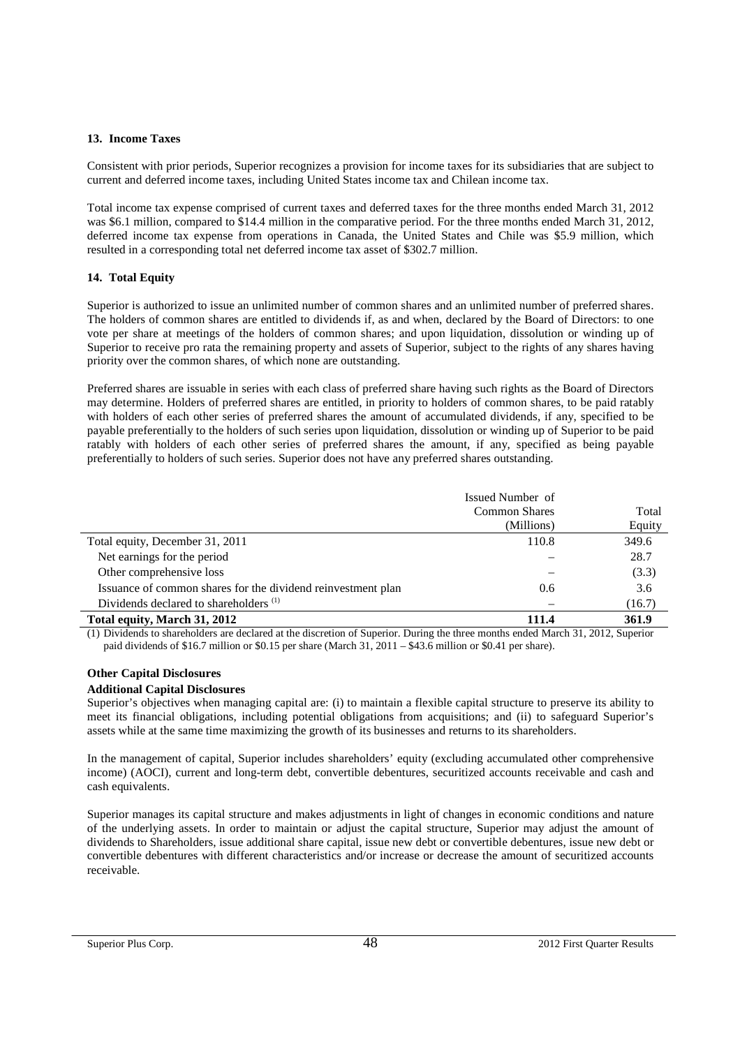## 13. Income Taxes

Consistent with prior periods, Superior recognizes a provision for income taxes for its subsidiaries that are subject to current and deferred income taxes, including United States income tax and Chilean income tax.

Total income tax expense comprised of current taxes and deferred taxes for the three months ended March 31, 2012 was \$6.1 million, compared to \$14.4 million in the comparative period. For the three months ended March 31, 2012, deferred income tax expense from operations in Canada, the United States and Chile was \$5.9 million, which resulted in a corresponding total net deferred income tax asset of \$302.7 million.

## 14. Total Equity

Superior is authorized to issue an unlimited number of common shares and an unlimited number of preferred shares. The holders of common shares are entitled to dividends if, as and when, declared by the Board of Directors: to one vote per share at meetings of the holders of common shares; and upon liquidation, dissolution or winding up of Superior to receive pro rata the remaining property and assets of Superior, subject to the rights of any shares having priority over the common shares, of which none are outstanding.

Preferred shares are issuable in series with each class of preferred share having such rights as the Board of Directors may determine. Holders of preferred shares are entitled, in priority to holders of common shares, to be paid ratably with holders of each other series of preferred shares the amount of accumulated dividends, if any, specified to be payable preferentially to the holders of such series upon liquidation, dissolution or winding up of Superior to be paid ratably with holders of each other series of preferred shares the amount, if any, specified as being payable preferentially to holders of such series. Superior does not have any preferred shares outstanding.

| | Issued Number of Common Shares (Millions) | Total Equity |
|---|---|---|
| Total equity, December 31, 2011 | 110.8 | 349.6 |
| Net earnings for the period | – | 28.7 |
| Other comprehensive loss | – | (3.3) |
| Issuance of common shares for the dividend reinvestment plan | 0.6 | 3.6 |
| Dividends declared to shareholders (1) | – | (16.7) |
| **Total equity, March 31, 2012** | **111.4** | **361.9** |

(1) Dividends to shareholders are declared at the discretion of Superior. During the three months ended March 31, 2012, Superior paid dividends of \$16.7 million or \$0.15 per share (March 31, 2011 – \$43.6 million or \$0.41 per share).

### Other Capital Disclosures

**Additional Capital Disclosures**

Superior's objectives when managing capital are: (i) to maintain a flexible capital structure to preserve its ability to meet its financial obligations, including potential obligations from acquisitions; and (ii) to safeguard Superior's assets while at the same time maximizing the growth of its businesses and returns to its shareholders.

In the management of capital, Superior includes shareholders' equity (excluding accumulated other comprehensive income) (AOCI), current and long-term debt, convertible debentures, securitized accounts receivable and cash and cash equivalents.

Superior manages its capital structure and makes adjustments in light of changes in economic conditions and nature of the underlying assets. In order to maintain or adjust the capital structure, Superior may adjust the amount of dividends to Shareholders, issue additional share capital, issue new debt or convertible debentures, issue new debt or convertible debentures with different characteristics and/or increase or decrease the amount of securitized accounts receivable.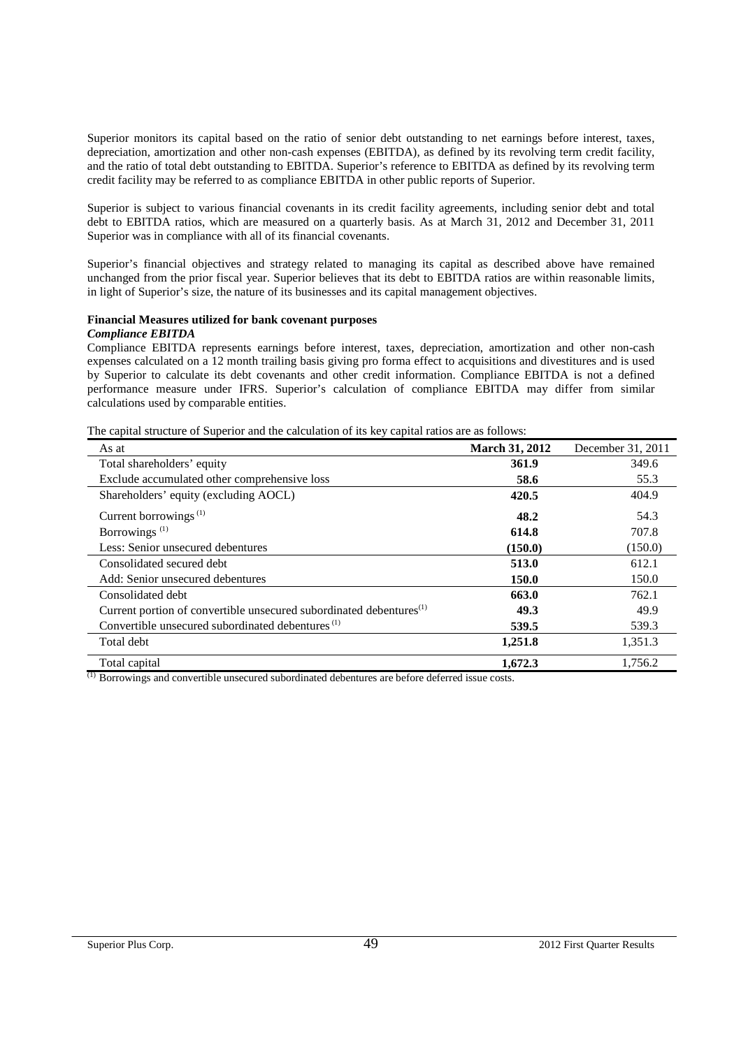Superior monitors its capital based on the ratio of senior debt outstanding to net earnings before interest, taxes, depreciation, amortization and other non-cash expenses (EBITDA), as defined by its revolving term credit facility, and the ratio of total debt outstanding to EBITDA. Superior's reference to EBITDA as defined by its revolving term credit facility may be referred to as compliance EBITDA in other public reports of Superior.

Superior is subject to various financial covenants in its credit facility agreements, including senior debt and total debt to EBITDA ratios, which are measured on a quarterly basis. As at March 31, 2012 and December 31, 2011 Superior was in compliance with all of its financial covenants.

Superior's financial objectives and strategy related to managing its capital as described above have remained unchanged from the prior fiscal year. Superior believes that its debt to EBITDA ratios are within reasonable limits, in light of Superior's size, the nature of its businesses and its capital management objectives.

**Financial Measures utilized for bank covenant purposes**

***Compliance EBITDA***

Compliance EBITDA represents earnings before interest, taxes, depreciation, amortization and other non-cash expenses calculated on a 12 month trailing basis giving pro forma effect to acquisitions and divestitures and is used by Superior to calculate its debt covenants and other credit information. Compliance EBITDA is not a defined performance measure under IFRS. Superior's calculation of compliance EBITDA may differ from similar calculations used by comparable entities.

The capital structure of Superior and the calculation of its key capital ratios are as follows:

| As at | **March 31, 2012** | December 31, 2011 |
|---|---|---|
| Total shareholders' equity | **361.9** | 349.6 |
| Exclude accumulated other comprehensive loss | **58.6** | 55.3 |
| Shareholders' equity (excluding AOCL) | **420.5** | 404.9 |
| Current borrowings [(1)] | **48.2** | 54.3 |
| Borrowings [(1)] | **614.8** | 707.8 |
| Less: Senior unsecured debentures | **(150.0)** | (150.0) |
| Consolidated secured debt | **513.0** | 612.1 |
| Add: Senior unsecured debentures | **150.0** | 150.0 |
| Consolidated debt | **663.0** | 762.1 |
| Current portion of convertible unsecured subordinated debentures[(1)] | **49.3** | 49.9 |
| Convertible unsecured subordinated debentures [(1)] | **539.5** | 539.3 |
| Total debt | **1,251.8** | 1,351.3 |
| Total capital | **1,672.3** | 1,756.2 |

[(1)] Borrowings and convertible unsecured subordinated debentures are before deferred issue costs.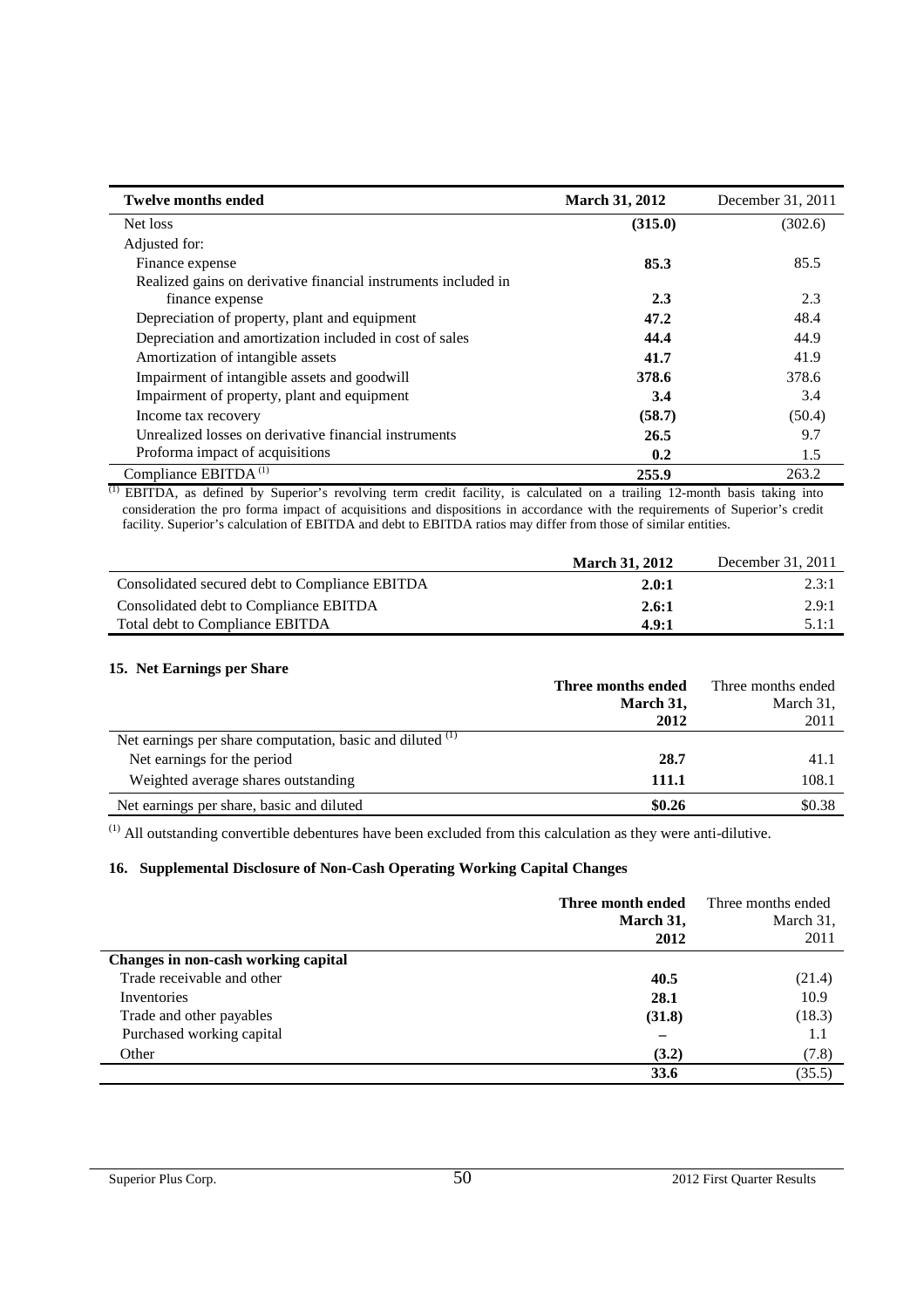| Twelve months ended | March 31, 2012 | December 31, 2011 |
|---|---|---|
| Net loss | **(315.0)** | (302.6) |
| Adjusted for: | | |
| Finance expense | **85.3** | 85.5 |
| Realized gains on derivative financial instruments included in finance expense | **2.3** | 2.3 |
| Depreciation of property, plant and equipment | **47.2** | 48.4 |
| Depreciation and amortization included in cost of sales | **44.4** | 44.9 |
| Amortization of intangible assets | **41.7** | 41.9 |
| Impairment of intangible assets and goodwill | **378.6** | 378.6 |
| Impairment of property, plant and equipment | **3.4** | 3.4 |
| Income tax recovery | **(58.7)** | (50.4) |
| Unrealized losses on derivative financial instruments | **26.5** | 9.7 |
| Proforma impact of acquisitions | **0.2** | 1.5 |
| Compliance EBITDA [1] | **255.9** | 263.2 |

[1] EBITDA, as defined by Superior's revolving term credit facility, is calculated on a trailing 12-month basis taking into consideration the pro forma impact of acquisitions and dispositions in accordance with the requirements of Superior's credit facility. Superior's calculation of EBITDA and debt to EBITDA ratios may differ from those of similar entities.

| | March 31, 2012 | December 31, 2011 |
|---|---|---|
| Consolidated secured debt to Compliance EBITDA | **2.0:1** | 2.3:1 |
| Consolidated debt to Compliance EBITDA | **2.6:1** | 2.9:1 |
| Total debt to Compliance EBITDA | **4.9:1** | 5.1:1 |

### 15. Net Earnings per Share

| | Three months ended March 31, 2012 | Three months ended March 31, 2011 |
|---|---|---|
| Net earnings per share computation, basic and diluted [1] | | |
| Net earnings for the period | **28.7** | 41.1 |
| Weighted average shares outstanding | **111.1** | 108.1 |
| Net earnings per share, basic and diluted | **$0.26** | $0.38 |

[1] All outstanding convertible debentures have been excluded from this calculation as they were anti-dilutive.

### 16. Supplemental Disclosure of Non-Cash Operating Working Capital Changes

| | Three month ended March 31, 2012 | Three months ended March 31, 2011 |
|---|---|---|
| **Changes in non-cash working capital** | | |
| Trade receivable and other | **40.5** | (21.4) |
| Inventories | **28.1** | 10.9 |
| Trade and other payables | **(31.8)** | (18.3) |
| Purchased working capital | **–** | 1.1 |
| Other | **(3.2)** | (7.8) |
| | **33.6** | (35.5) |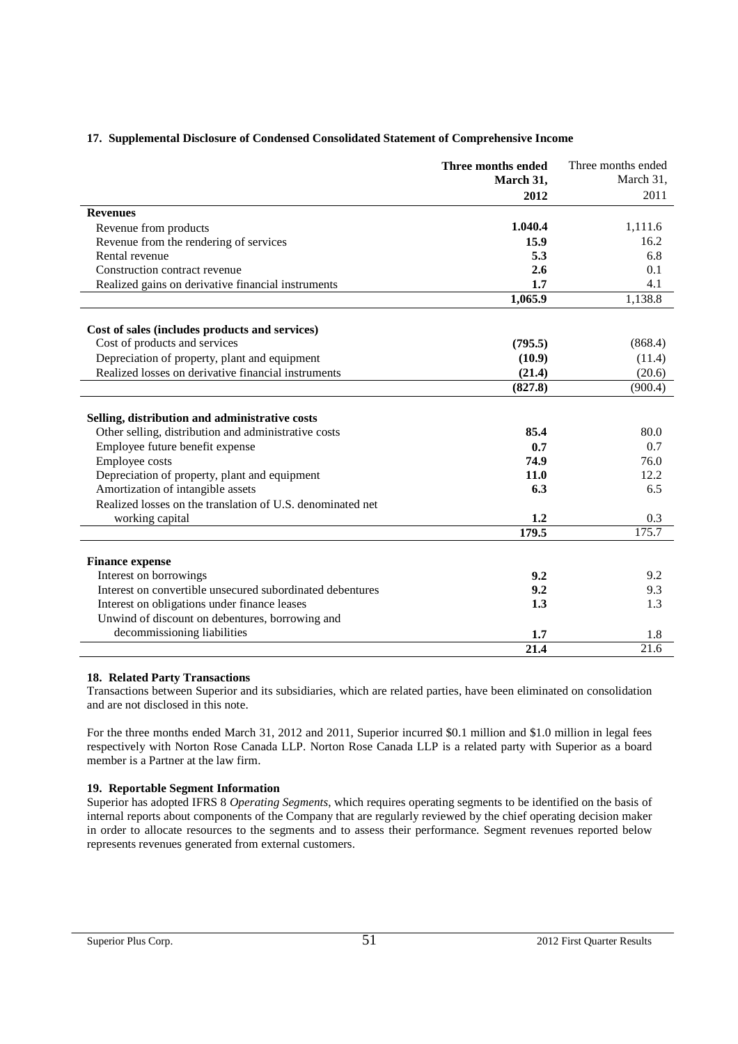#### 17. Supplemental Disclosure of Condensed Consolidated Statement of Comprehensive Income

| | **Three months ended March 31, 2012** | Three months ended March 31, 2011 |
|---|---|---|
| **Revenues** | | |
| Revenue from products | **1.040.4** | 1,111.6 |
| Revenue from the rendering of services | **15.9** | 16.2 |
| Rental revenue | **5.3** | 6.8 |
| Construction contract revenue | **2.6** | 0.1 |
| Realized gains on derivative financial instruments | **1.7** | 4.1 |
| | **1,065.9** | 1,138.8 |
| **Cost of sales (includes products and services)** | | |
| Cost of products and services | **(795.5)** | (868.4) |
| Depreciation of property, plant and equipment | **(10.9)** | (11.4) |
| Realized losses on derivative financial instruments | **(21.4)** | (20.6) |
| | **(827.8)** | (900.4) |
| **Selling, distribution and administrative costs** | | |
| Other selling, distribution and administrative costs | **85.4** | 80.0 |
| Employee future benefit expense | **0.7** | 0.7 |
| Employee costs | **74.9** | 76.0 |
| Depreciation of property, plant and equipment | **11.0** | 12.2 |
| Amortization of intangible assets | **6.3** | 6.5 |
| Realized losses on the translation of U.S. denominated net working capital | **1.2** | 0.3 |
| | **179.5** | 175.7 |
| **Finance expense** | | |
| Interest on borrowings | **9.2** | 9.2 |
| Interest on convertible unsecured subordinated debentures | **9.2** | 9.3 |
| Interest on obligations under finance leases | **1.3** | 1.3 |
| Unwind of discount on debentures, borrowing and decommissioning liabilities | **1.7** | 1.8 |
| | **21.4** | 21.6 |

#### 18. Related Party Transactions

Transactions between Superior and its subsidiaries, which are related parties, have been eliminated on consolidation and are not disclosed in this note.

For the three months ended March 31, 2012 and 2011, Superior incurred $0.1 million and $1.0 million in legal fees respectively with Norton Rose Canada LLP. Norton Rose Canada LLP is a related party with Superior as a board member is a Partner at the law firm.

#### 19. Reportable Segment Information

Superior has adopted IFRS 8 *Operating Segments*, which requires operating segments to be identified on the basis of internal reports about components of the Company that are regularly reviewed by the chief operating decision maker in order to allocate resources to the segments and to assess their performance. Segment revenues reported below represents revenues generated from external customers.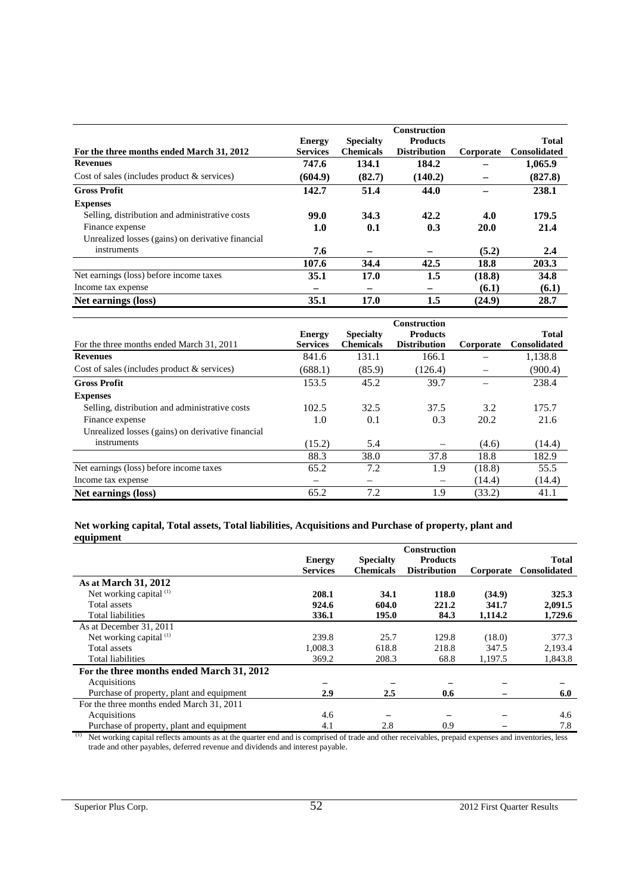| **For the three months ended March 31, 2012** | **Energy Services** | **Specialty Chemicals** | **Construction Products Distribution** | **Corporate** | **Total Consolidated** |
|---|---|---|---|---|---|
| **Revenues** | **747.6** | **134.1** | **184.2** | **–** | **1,065.9** |
| Cost of sales (includes product & services) | **(604.9)** | **(82.7)** | **(140.2)** | **–** | **(827.8)** |
| **Gross Profit** | **142.7** | **51.4** | **44.0** | **–** | **238.1** |
| **Expenses** | | | | | |
| Selling, distribution and administrative costs | **99.0** | **34.3** | **42.2** | **4.0** | **179.5** |
| Finance expense | **1.0** | **0.1** | **0.3** | **20.0** | **21.4** |
| Unrealized losses (gains) on derivative financial instruments | **7.6** | **–** | **–** | **(5.2)** | **2.4** |
| | **107.6** | **34.4** | **42.5** | **18.8** | **203.3** |
| Net earnings (loss) before income taxes | **35.1** | **17.0** | **1.5** | **(18.8)** | **34.8** |
| Income tax expense | **–** | **–** | **–** | **(6.1)** | **(6.1)** |
| **Net earnings (loss)** | **35.1** | **17.0** | **1.5** | **(24.9)** | **28.7** |

| For the three months ended March 31, 2011 | **Energy Services** | **Specialty Chemicals** | **Construction Products Distribution** | **Corporate** | **Total Consolidated** |
|---|---|---|---|---|---|
| **Revenues** | 841.6 | 131.1 | 166.1 | – | 1,138.8 |
| Cost of sales (includes product & services) | (688.1) | (85.9) | (126.4) | – | (900.4) |
| **Gross Profit** | 153.5 | 45.2 | 39.7 | – | 238.4 |
| **Expenses** | | | | | |
| Selling, distribution and administrative costs | 102.5 | 32.5 | 37.5 | 3.2 | 175.7 |
| Finance expense | 1.0 | 0.1 | 0.3 | 20.2 | 21.6 |
| Unrealized losses (gains) on derivative financial instruments | (15.2) | 5.4 | – | (4.6) | (14.4) |
| | 88.3 | 38.0 | 37.8 | 18.8 | 182.9 |
| Net earnings (loss) before income taxes | 65.2 | 7.2 | 1.9 | (18.8) | 55.5 |
| Income tax expense | – | – | – | (14.4) | (14.4) |
| **Net earnings (loss)** | 65.2 | 7.2 | 1.9 | (33.2) | 41.1 |

**Net working capital, Total assets, Total liabilities, Acquisitions and Purchase of property, plant and equipment**

| | **Energy Services** | **Specialty Chemicals** | **Construction Products Distribution** | **Corporate** | **Total Consolidated** |
|---|---|---|---|---|---|
| **As at March 31, 2012** | | | | | |
| Net working capital [(1)] | **208.1** | **34.1** | **118.0** | **(34.9)** | **325.3** |
| Total assets | **924.6** | **604.0** | **221.2** | **341.7** | **2,091.5** |
| Total liabilities | **336.1** | **195.0** | **84.3** | **1,114.2** | **1,729.6** |
| As at December 31, 2011 | | | | | |
| Net working capital [(1)] | 239.8 | 25.7 | 129.8 | (18.0) | 377.3 |
| Total assets | 1,008.3 | 618.8 | 218.8 | 347.5 | 2,193.4 |
| Total liabilities | 369.2 | 208.3 | 68.8 | 1,197.5 | 1,843.8 |
| **For the three months ended March 31, 2012** | | | | | |
| Acquisitions | **–** | **–** | **–** | **–** | **–** |
| Purchase of property, plant and equipment | **2.9** | **2.5** | **0.6** | **–** | **6.0** |
| For the three months ended March 31, 2011 | | | | | |
| Acquisitions | 4.6 | – | – | – | 4.6 |
| Purchase of property, plant and equipment | 4.1 | 2.8 | 0.9 | – | 7.8 |

(1) Net working capital reflects amounts as at the quarter end and is comprised of trade and other receivables, prepaid expenses and inventories, less trade and other payables, deferred revenue and dividends and interest payable.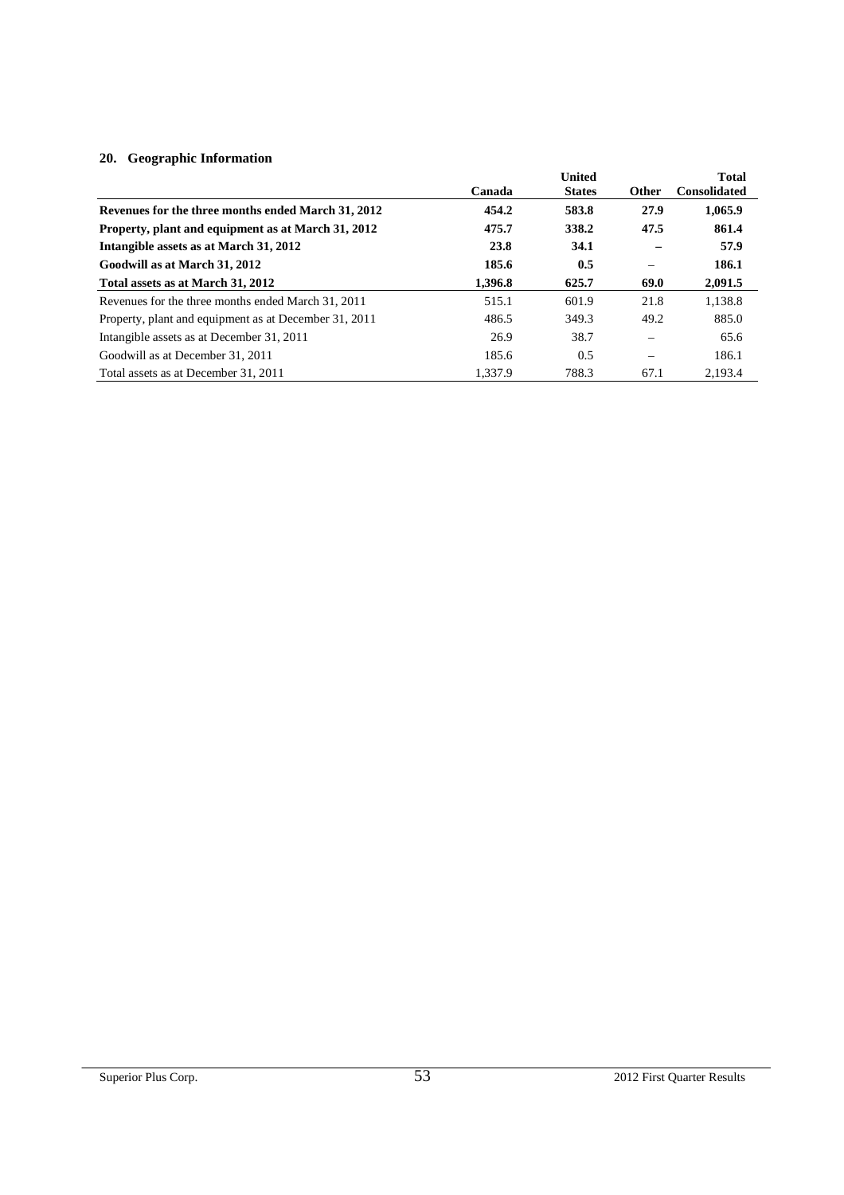## 20. Geographic Information

| | Canada | United States | Other | Total Consolidated |
|---|---|---|---|---|
| **Revenues for the three months ended March 31, 2012** | **454.2** | **583.8** | **27.9** | **1,065.9** |
| **Property, plant and equipment as at March 31, 2012** | **475.7** | **338.2** | **47.5** | **861.4** |
| **Intangible assets as at March 31, 2012** | **23.8** | **34.1** | **–** | **57.9** |
| **Goodwill as at March 31, 2012** | **185.6** | **0.5** | **–** | **186.1** |
| **Total assets as at March 31, 2012** | **1,396.8** | **625.7** | **69.0** | **2,091.5** |
| Revenues for the three months ended March 31, 2011 | 515.1 | 601.9 | 21.8 | 1,138.8 |
| Property, plant and equipment as at December 31, 2011 | 486.5 | 349.3 | 49.2 | 885.0 |
| Intangible assets as at December 31, 2011 | 26.9 | 38.7 | – | 65.6 |
| Goodwill as at December 31, 2011 | 185.6 | 0.5 | – | 186.1 |
| Total assets as at December 31, 2011 | 1,337.9 | 788.3 | 67.1 | 2,193.4 |